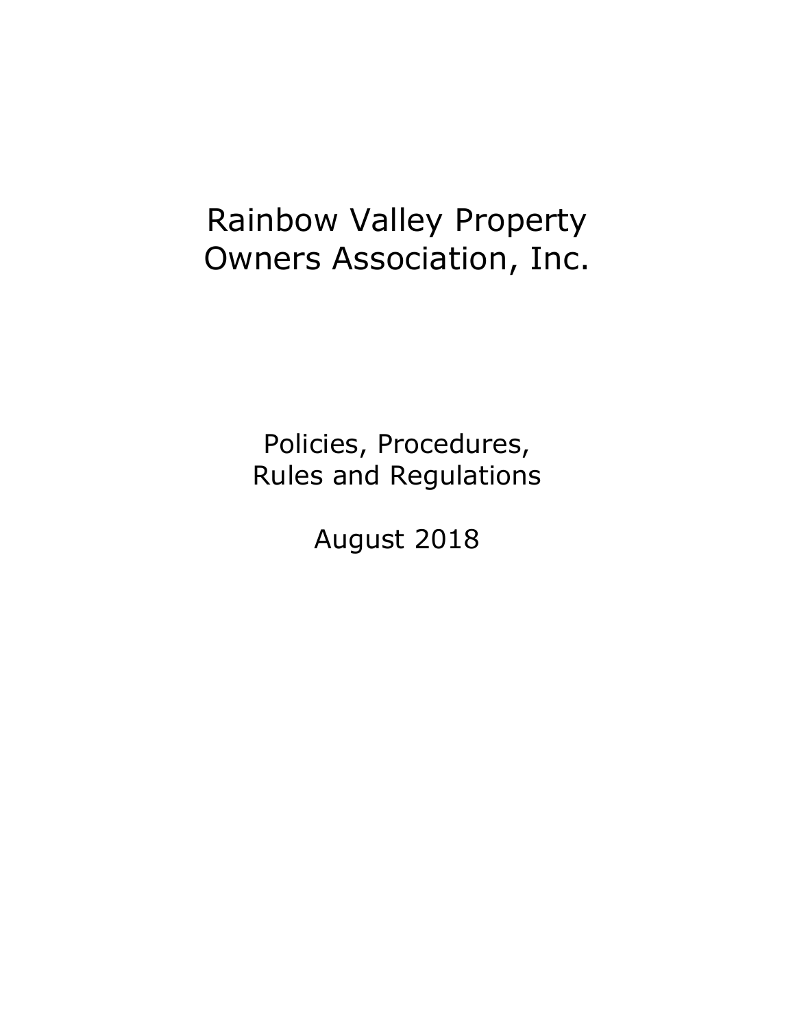# Rainbow Valley Property Owners Association, Inc.

Policies, Procedures, Rules and Regulations

August 2018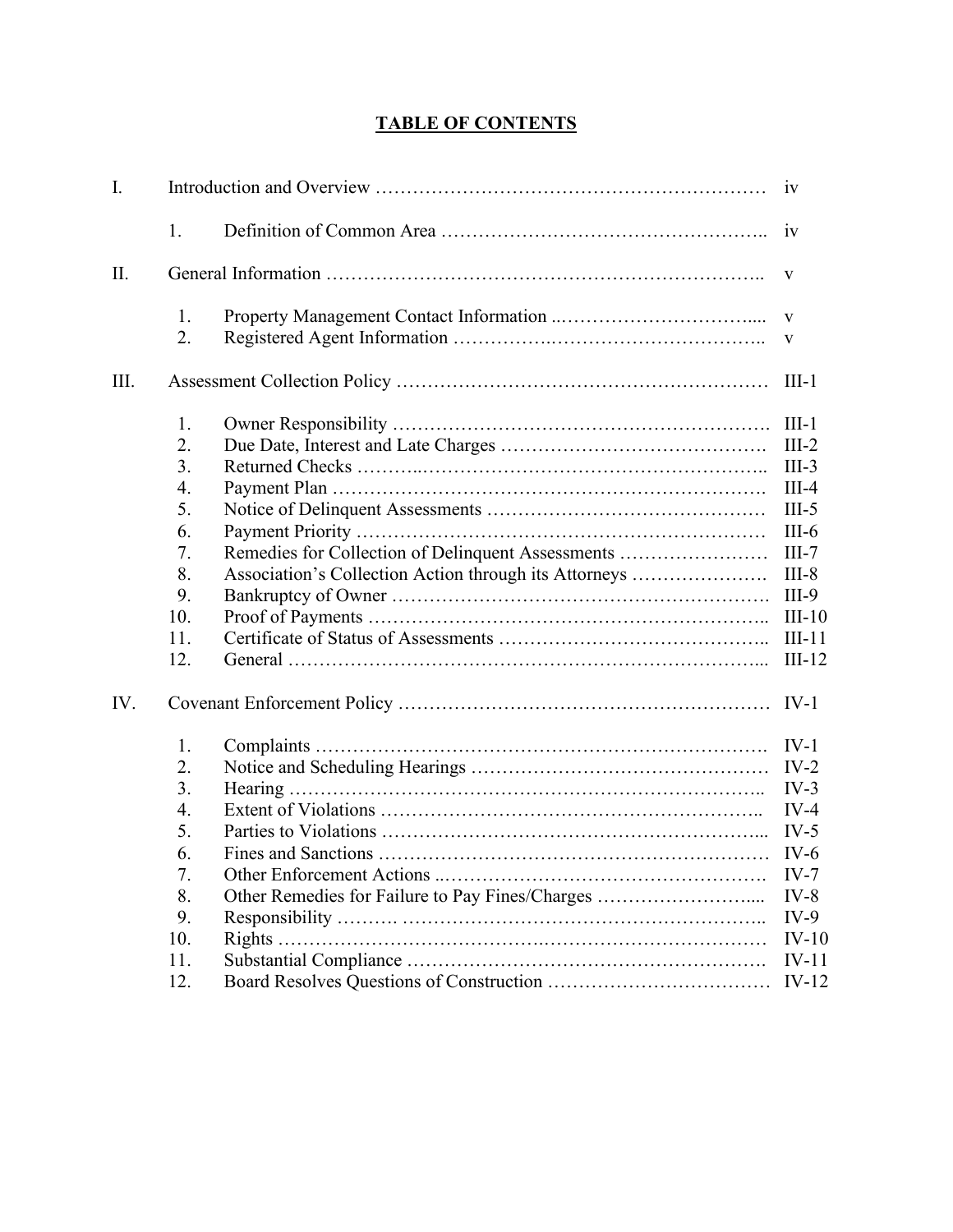# TABLE OF CONTENTS

| | | | |
|---|---|---|---|
| I. | Introduction and Overview | | iv |
| | 1. | Definition of Common Area | iv |
| II. | General Information | | v |
| | 1. | Property Management Contact Information | v |
| | 2. | Registered Agent Information | v |
| III. | Assessment Collection Policy | | III-1 |
| | 1. | Owner Responsibility | III-1 |
| | 2. | Due Date, Interest and Late Charges | III-2 |
| | 3. | Returned Checks | III-3 |
| | 4. | Payment Plan | III-4 |
| | 5. | Notice of Delinquent Assessments | III-5 |
| | 6. | Payment Priority | III-6 |
| | 7. | Remedies for Collection of Delinquent Assessments | III-7 |
| | 8. | Association's Collection Action through its Attorneys | III-8 |
| | 9. | Bankruptcy of Owner | III-9 |
| | 10. | Proof of Payments | III-10 |
| | 11. | Certificate of Status of Assessments | III-11 |
| | 12. | General | III-12 |
| IV. | Covenant Enforcement Policy | | IV-1 |
| | 1. | Complaints | IV-1 |
| | 2. | Notice and Scheduling Hearings | IV-2 |
| | 3. | Hearing | IV-3 |
| | 4. | Extent of Violations | IV-4 |
| | 5. | Parties to Violations | IV-5 |
| | 6. | Fines and Sanctions | IV-6 |
| | 7. | Other Enforcement Actions | IV-7 |
| | 8. | Other Remedies for Failure to Pay Fines/Charges | IV-8 |
| | 9. | Responsibility | IV-9 |
| | 10. | Rights | IV-10 |
| | 11. | Substantial Compliance | IV-11 |
| | 12. | Board Resolves Questions of Construction | IV-12 |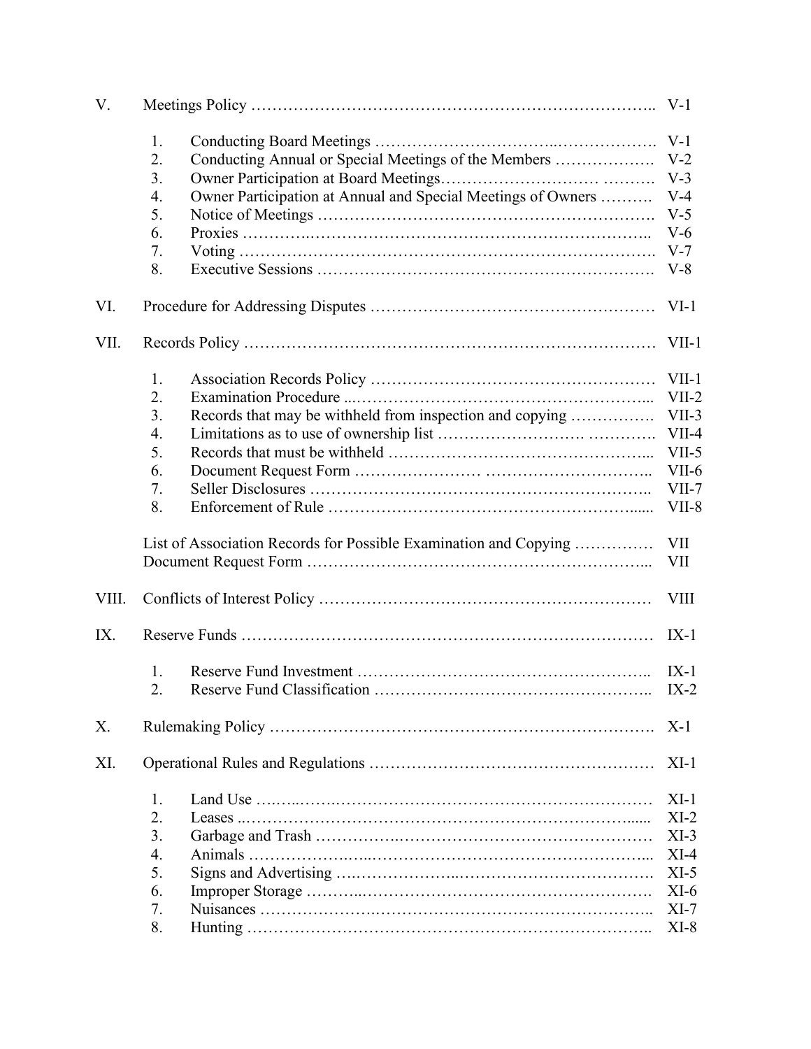| | | | |
|---|---|---|---|
| V. | Meetings Policy | | V-1 |
| | 1. | Conducting Board Meetings | V-1 |
| | 2. | Conducting Annual or Special Meetings of the Members | V-2 |
| | 3. | Owner Participation at Board Meetings | V-3 |
| | 4. | Owner Participation at Annual and Special Meetings of Owners | V-4 |
| | 5. | Notice of Meetings | V-5 |
| | 6. | Proxies | V-6 |
| | 7. | Voting | V-7 |
| | 8. | Executive Sessions | V-8 |
| VI. | Procedure for Addressing Disputes | | VI-1 |
| VII. | Records Policy | | VII-1 |
| | 1. | Association Records Policy | VII-1 |
| | 2. | Examination Procedure | VII-2 |
| | 3. | Records that may be withheld from inspection and copying | VII-3 |
| | 4. | Limitations as to use of ownership list | VII-4 |
| | 5. | Records that must be withheld | VII-5 |
| | 6. | Document Request Form | VII-6 |
| | 7. | Seller Disclosures | VII-7 |
| | 8. | Enforcement of Rule | VII-8 |
| | List of Association Records for Possible Examination and Copying | | VII |
| | Document Request Form | | VII |
| VIII. | Conflicts of Interest Policy | | VIII |
| IX. | Reserve Funds | | IX-1 |
| | 1. | Reserve Fund Investment | IX-1 |
| | 2. | Reserve Fund Classification | IX-2 |
| X. | Rulemaking Policy | | X-1 |
| XI. | Operational Rules and Regulations | | XI-1 |
| | 1. | Land Use | XI-1 |
| | 2. | Leases | XI-2 |
| | 3. | Garbage and Trash | XI-3 |
| | 4. | Animals | XI-4 |
| | 5. | Signs and Advertising | XI-5 |
| | 6. | Improper Storage | XI-6 |
| | 7. | Nuisances | XI-7 |
| | 8. | Hunting | XI-8 |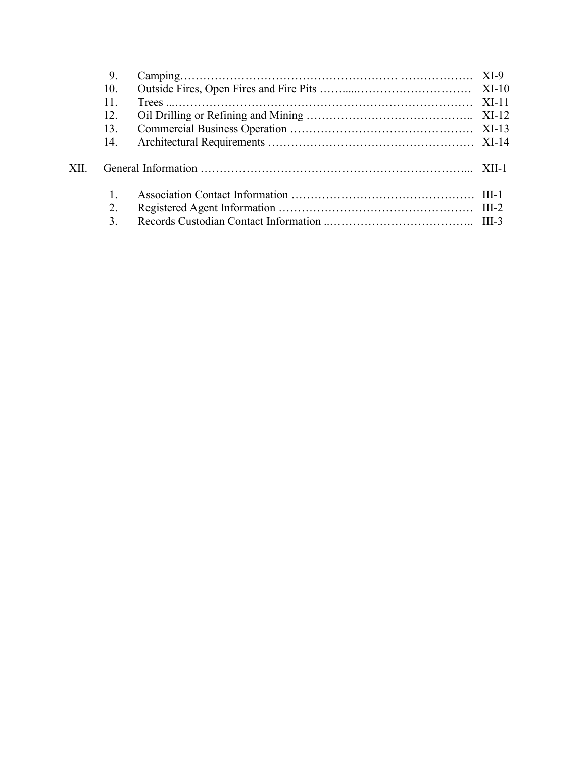| | | |
|---|---|---|
| 9. | Camping……………………………………………… ………………. | XI-9 |
| 10. | Outside Fires, Open Fires and Fire Pits ……....………………………… | XI-10 |
| 11. | Trees ...…………………………………………………………………… | XI-11 |
| 12. | Oil Drilling or Refining and Mining …………………………………….. | XI-12 |
| 13. | Commercial Business Operation ………………………………………… | XI-13 |
| 14. | Architectural Requirements ……………………………………………… | XI-14 |

XII. General Information …………………………………………………………... XII-1

| | | |
|---|---|---|
| 1. | Association Contact Information ………………………………………… | III-1 |
| 2. | Registered Agent Information …………………………………………… | III-2 |
| 3. | Records Custodian Contact Information ..……………………………….. | III-3 |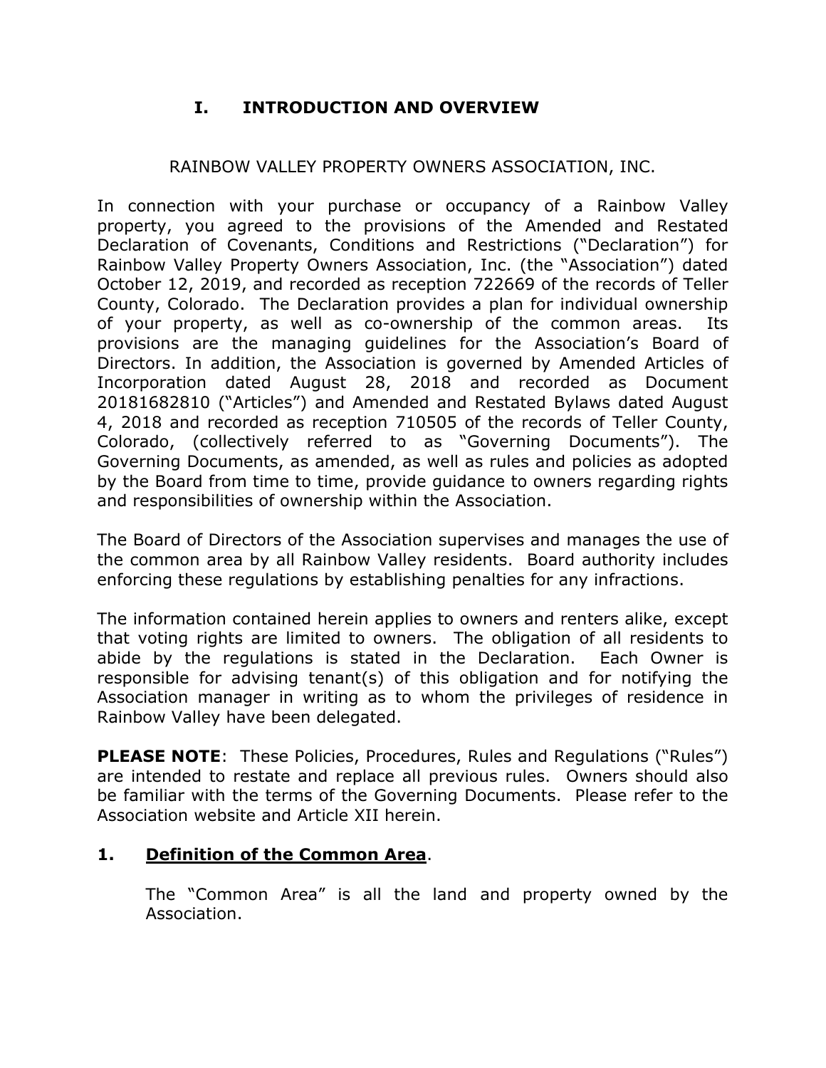# I. INTRODUCTION AND OVERVIEW

RAINBOW VALLEY PROPERTY OWNERS ASSOCIATION, INC.

In connection with your purchase or occupancy of a Rainbow Valley property, you agreed to the provisions of the Amended and Restated Declaration of Covenants, Conditions and Restrictions ("Declaration") for Rainbow Valley Property Owners Association, Inc. (the "Association") dated October 12, 2019, and recorded as reception 722669 of the records of Teller County, Colorado. The Declaration provides a plan for individual ownership of your property, as well as co-ownership of the common areas. Its provisions are the managing guidelines for the Association's Board of Directors. In addition, the Association is governed by Amended Articles of Incorporation dated August 28, 2018 and recorded as Document 20181682810 ("Articles") and Amended and Restated Bylaws dated August 4, 2018 and recorded as reception 710505 of the records of Teller County, Colorado, (collectively referred to as "Governing Documents"). The Governing Documents, as amended, as well as rules and policies as adopted by the Board from time to time, provide guidance to owners regarding rights and responsibilities of ownership within the Association.

The Board of Directors of the Association supervises and manages the use of the common area by all Rainbow Valley residents. Board authority includes enforcing these regulations by establishing penalties for any infractions.

The information contained herein applies to owners and renters alike, except that voting rights are limited to owners. The obligation of all residents to abide by the regulations is stated in the Declaration. Each Owner is responsible for advising tenant(s) of this obligation and for notifying the Association manager in writing as to whom the privileges of residence in Rainbow Valley have been delegated.

**PLEASE NOTE**: These Policies, Procedures, Rules and Regulations ("Rules") are intended to restate and replace all previous rules. Owners should also be familiar with the terms of the Governing Documents. Please refer to the Association website and Article XII herein.

## 1. <u>Definition of the Common Area</u>.

The "Common Area" is all the land and property owned by the Association.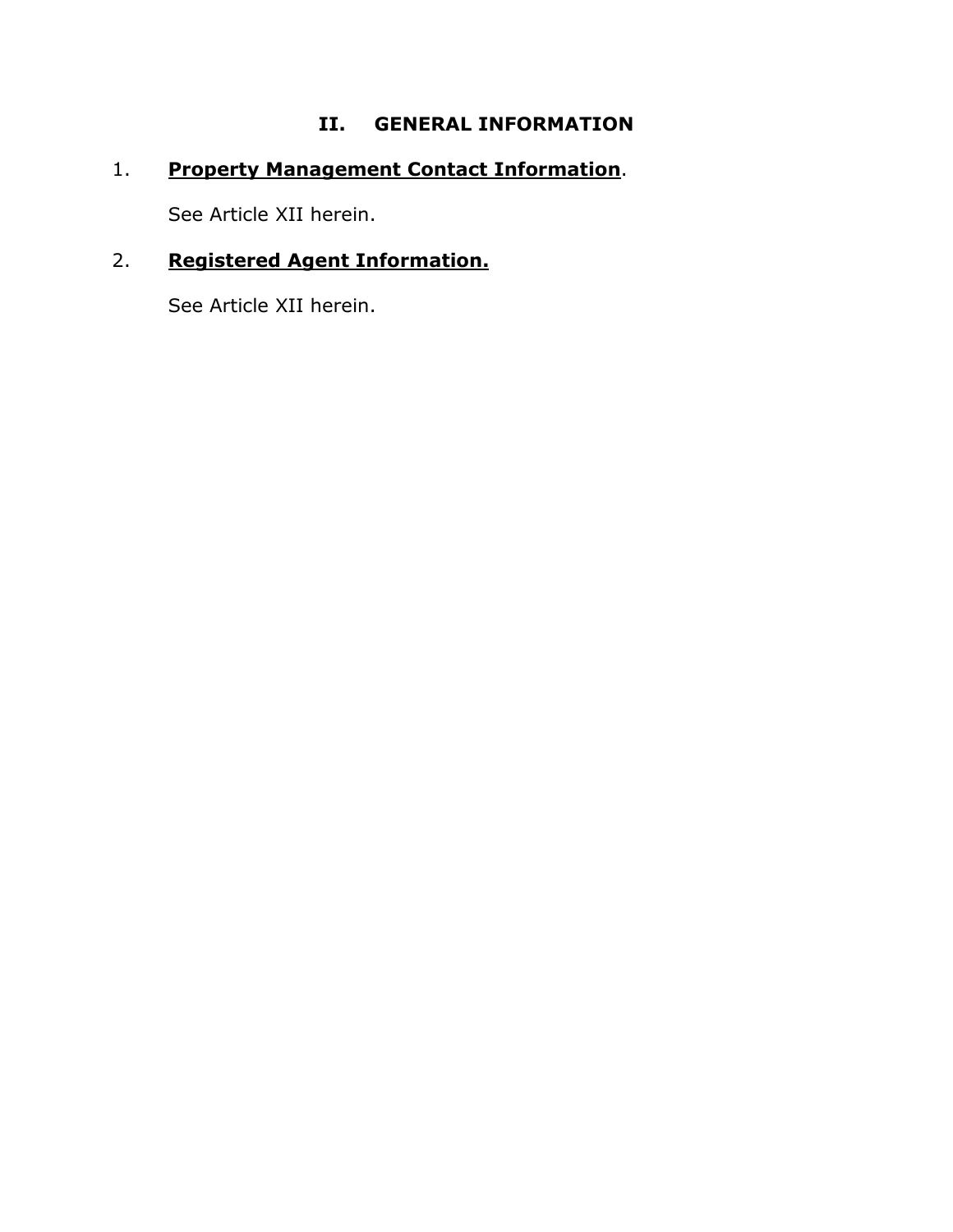## II. GENERAL INFORMATION

1. **Property Management Contact Information**.

   See Article XII herein.

2. **Registered Agent Information.**

   See Article XII herein.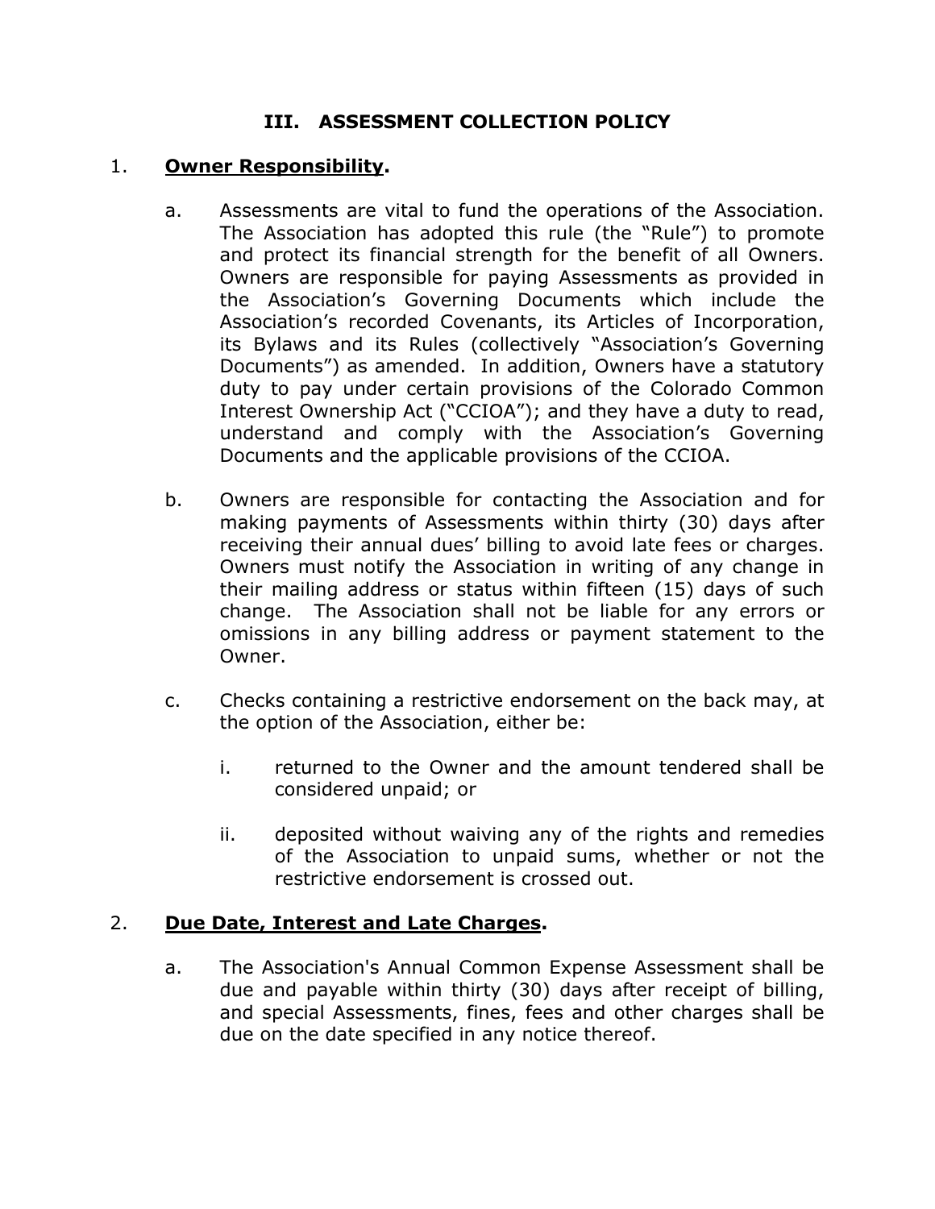# III. ASSESSMENT COLLECTION POLICY

1. **Owner Responsibility.**

   a. Assessments are vital to fund the operations of the Association. The Association has adopted this rule (the "Rule") to promote and protect its financial strength for the benefit of all Owners. Owners are responsible for paying Assessments as provided in the Association's Governing Documents which include the Association's recorded Covenants, its Articles of Incorporation, its Bylaws and its Rules (collectively "Association's Governing Documents") as amended. In addition, Owners have a statutory duty to pay under certain provisions of the Colorado Common Interest Ownership Act ("CCIOA"); and they have a duty to read, understand and comply with the Association's Governing Documents and the applicable provisions of the CCIOA.

   b. Owners are responsible for contacting the Association and for making payments of Assessments within thirty (30) days after receiving their annual dues' billing to avoid late fees or charges. Owners must notify the Association in writing of any change in their mailing address or status within fifteen (15) days of such change. The Association shall not be liable for any errors or omissions in any billing address or payment statement to the Owner.

   c. Checks containing a restrictive endorsement on the back may, at the option of the Association, either be:

      i. returned to the Owner and the amount tendered shall be considered unpaid; or

      ii. deposited without waiving any of the rights and remedies of the Association to unpaid sums, whether or not the restrictive endorsement is crossed out.

2. **Due Date, Interest and Late Charges.**

   a. The Association's Annual Common Expense Assessment shall be due and payable within thirty (30) days after receipt of billing, and special Assessments, fines, fees and other charges shall be due on the date specified in any notice thereof.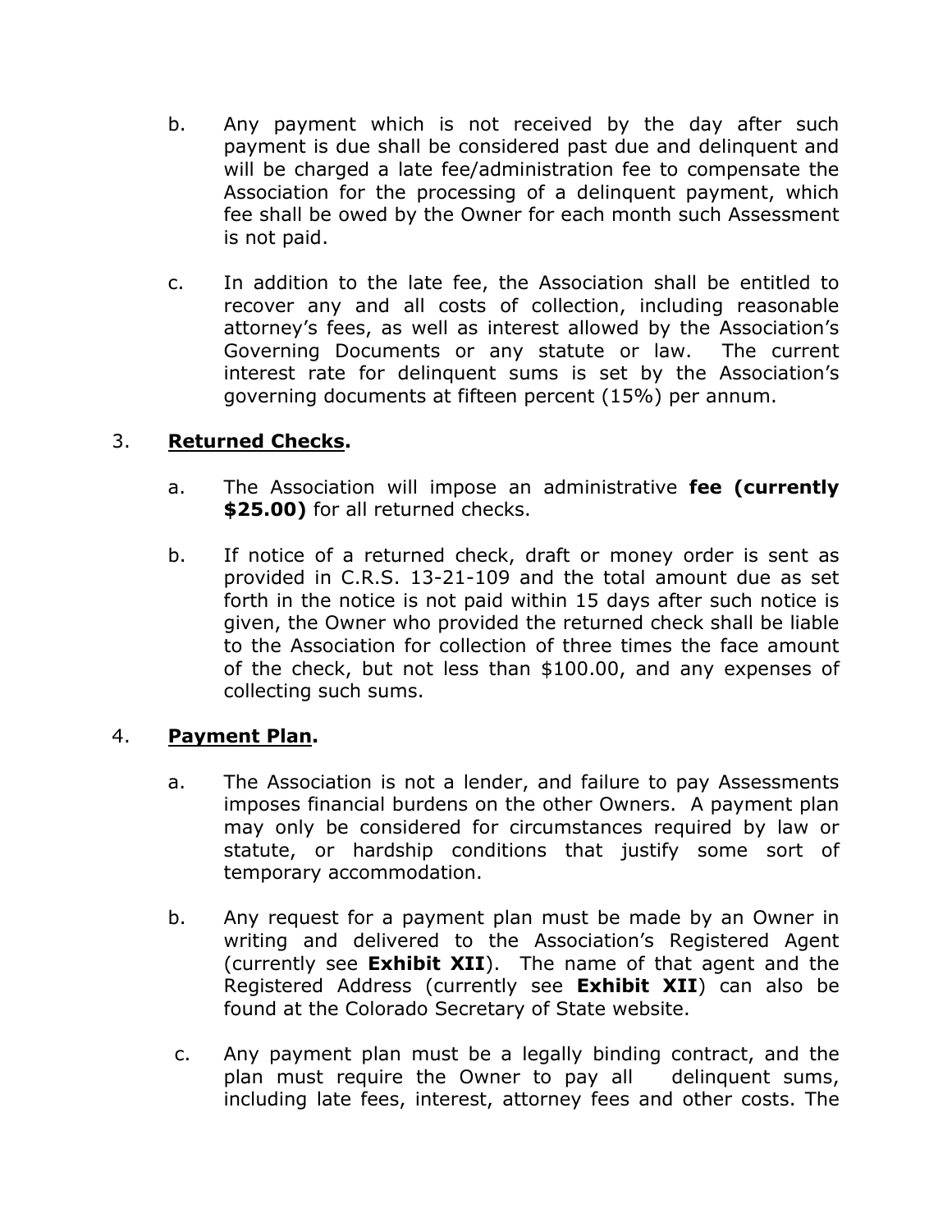b. Any payment which is not received by the day after such payment is due shall be considered past due and delinquent and will be charged a late fee/administration fee to compensate the Association for the processing of a delinquent payment, which fee shall be owed by the Owner for each month such Assessment is not paid.

c. In addition to the late fee, the Association shall be entitled to recover any and all costs of collection, including reasonable attorney's fees, as well as interest allowed by the Association's Governing Documents or any statute or law. The current interest rate for delinquent sums is set by the Association's governing documents at fifteen percent (15%) per annum.

3. **Returned Checks.**

a. The Association will impose an administrative **fee (currently $25.00)** for all returned checks.

b. If notice of a returned check, draft or money order is sent as provided in C.R.S. 13-21-109 and the total amount due as set forth in the notice is not paid within 15 days after such notice is given, the Owner who provided the returned check shall be liable to the Association for collection of three times the face amount of the check, but not less than $100.00, and any expenses of collecting such sums.

4. **Payment Plan.**

a. The Association is not a lender, and failure to pay Assessments imposes financial burdens on the other Owners. A payment plan may only be considered for circumstances required by law or statute, or hardship conditions that justify some sort of temporary accommodation.

b. Any request for a payment plan must be made by an Owner in writing and delivered to the Association's Registered Agent (currently see **Exhibit XII**). The name of that agent and the Registered Address (currently see **Exhibit XII**) can also be found at the Colorado Secretary of State website.

c. Any payment plan must be a legally binding contract, and the plan must require the Owner to pay all delinquent sums, including late fees, interest, attorney fees and other costs. The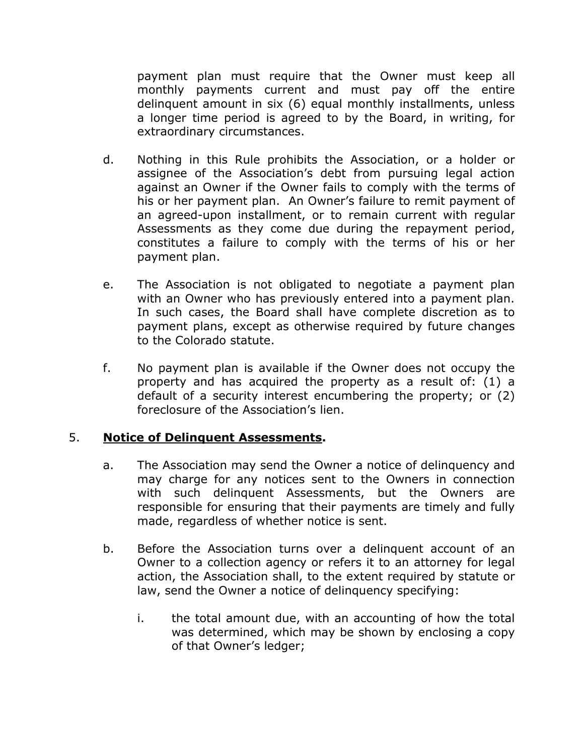payment plan must require that the Owner must keep all monthly payments current and must pay off the entire delinquent amount in six (6) equal monthly installments, unless a longer time period is agreed to by the Board, in writing, for extraordinary circumstances.

d. Nothing in this Rule prohibits the Association, or a holder or assignee of the Association's debt from pursuing legal action against an Owner if the Owner fails to comply with the terms of his or her payment plan. An Owner's failure to remit payment of an agreed-upon installment, or to remain current with regular Assessments as they come due during the repayment period, constitutes a failure to comply with the terms of his or her payment plan.

e. The Association is not obligated to negotiate a payment plan with an Owner who has previously entered into a payment plan. In such cases, the Board shall have complete discretion as to payment plans, except as otherwise required by future changes to the Colorado statute.

f. No payment plan is available if the Owner does not occupy the property and has acquired the property as a result of: (1) a default of a security interest encumbering the property; or (2) foreclosure of the Association's lien.

5. **<u>Notice of Delinquent Assessments</u>.**

a. The Association may send the Owner a notice of delinquency and may charge for any notices sent to the Owners in connection with such delinquent Assessments, but the Owners are responsible for ensuring that their payments are timely and fully made, regardless of whether notice is sent.

b. Before the Association turns over a delinquent account of an Owner to a collection agency or refers it to an attorney for legal action, the Association shall, to the extent required by statute or law, send the Owner a notice of delinquency specifying:

i. the total amount due, with an accounting of how the total was determined, which may be shown by enclosing a copy of that Owner's ledger;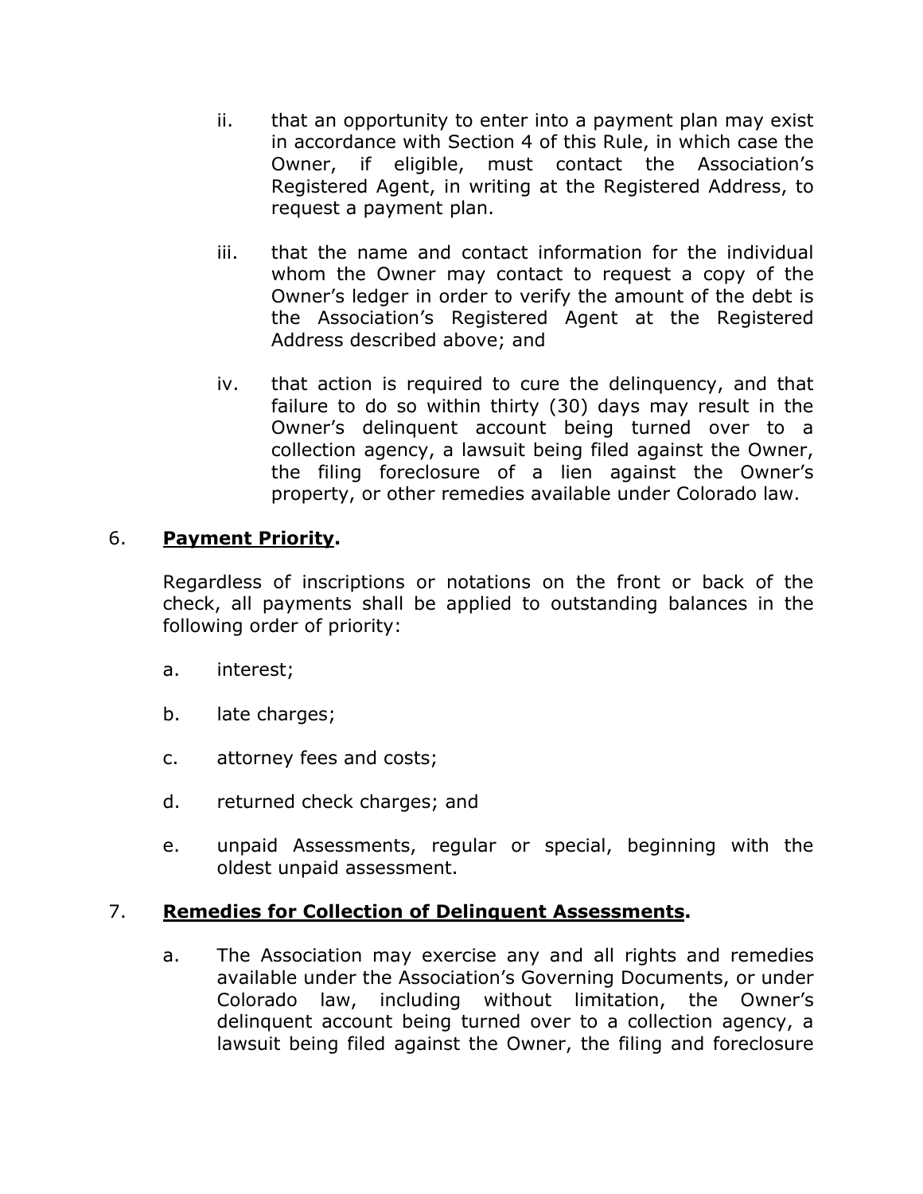ii. that an opportunity to enter into a payment plan may exist in accordance with Section 4 of this Rule, in which case the Owner, if eligible, must contact the Association's Registered Agent, in writing at the Registered Address, to request a payment plan.

iii. that the name and contact information for the individual whom the Owner may contact to request a copy of the Owner's ledger in order to verify the amount of the debt is the Association's Registered Agent at the Registered Address described above; and

iv. that action is required to cure the delinquency, and that failure to do so within thirty (30) days may result in the Owner's delinquent account being turned over to a collection agency, a lawsuit being filed against the Owner, the filing foreclosure of a lien against the Owner's property, or other remedies available under Colorado law.

6. **Payment Priority.**

Regardless of inscriptions or notations on the front or back of the check, all payments shall be applied to outstanding balances in the following order of priority:

a. interest;

b. late charges;

c. attorney fees and costs;

d. returned check charges; and

e. unpaid Assessments, regular or special, beginning with the oldest unpaid assessment.

7. **Remedies for Collection of Delinquent Assessments.**

a. The Association may exercise any and all rights and remedies available under the Association's Governing Documents, or under Colorado law, including without limitation, the Owner's delinquent account being turned over to a collection agency, a lawsuit being filed against the Owner, the filing and foreclosure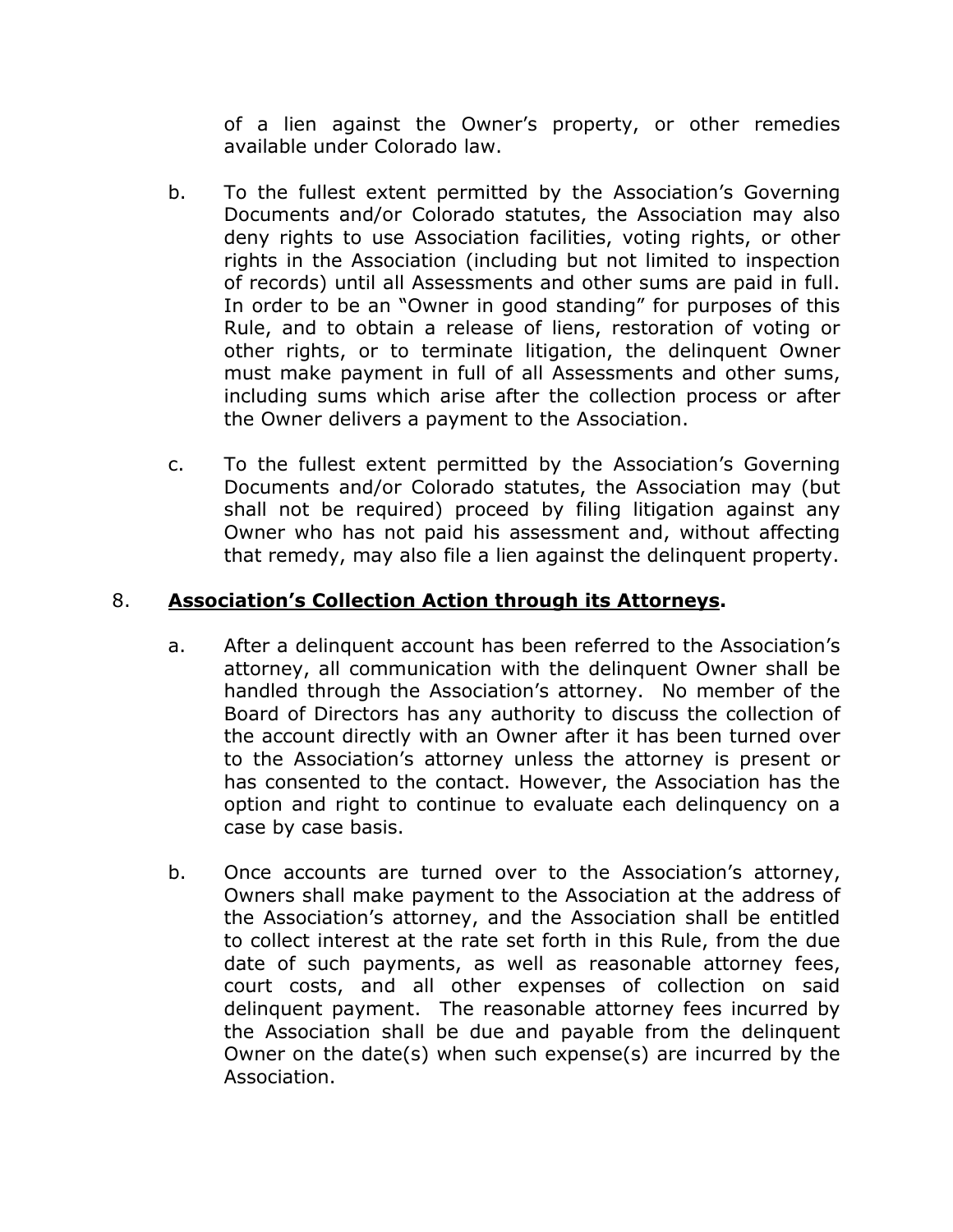of a lien against the Owner's property, or other remedies available under Colorado law.

b. To the fullest extent permitted by the Association's Governing Documents and/or Colorado statutes, the Association may also deny rights to use Association facilities, voting rights, or other rights in the Association (including but not limited to inspection of records) until all Assessments and other sums are paid in full. In order to be an "Owner in good standing" for purposes of this Rule, and to obtain a release of liens, restoration of voting or other rights, or to terminate litigation, the delinquent Owner must make payment in full of all Assessments and other sums, including sums which arise after the collection process or after the Owner delivers a payment to the Association.

c. To the fullest extent permitted by the Association's Governing Documents and/or Colorado statutes, the Association may (but shall not be required) proceed by filing litigation against any Owner who has not paid his assessment and, without affecting that remedy, may also file a lien against the delinquent property.

8. **<u>Association's Collection Action through its Attorneys</u>.**

a. After a delinquent account has been referred to the Association's attorney, all communication with the delinquent Owner shall be handled through the Association's attorney. No member of the Board of Directors has any authority to discuss the collection of the account directly with an Owner after it has been turned over to the Association's attorney unless the attorney is present or has consented to the contact. However, the Association has the option and right to continue to evaluate each delinquency on a case by case basis.

b. Once accounts are turned over to the Association's attorney, Owners shall make payment to the Association at the address of the Association's attorney, and the Association shall be entitled to collect interest at the rate set forth in this Rule, from the due date of such payments, as well as reasonable attorney fees, court costs, and all other expenses of collection on said delinquent payment. The reasonable attorney fees incurred by the Association shall be due and payable from the delinquent Owner on the date(s) when such expense(s) are incurred by the Association.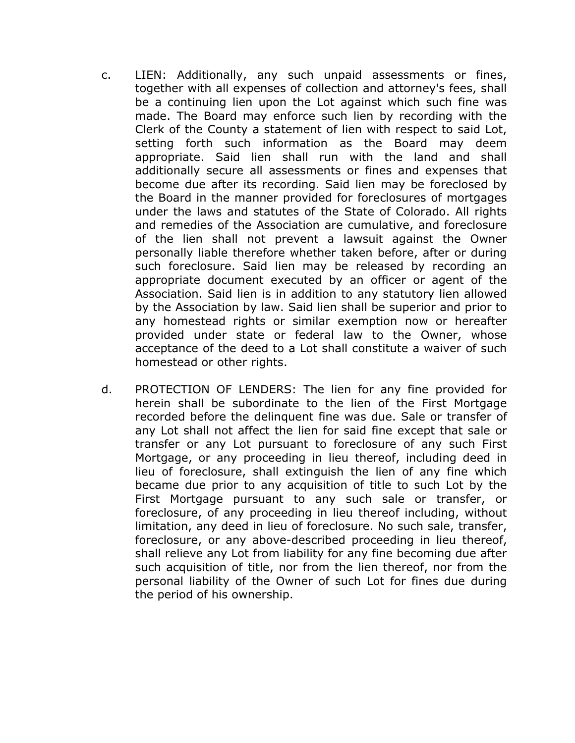c. LIEN: Additionally, any such unpaid assessments or fines, together with all expenses of collection and attorney's fees, shall be a continuing lien upon the Lot against which such fine was made. The Board may enforce such lien by recording with the Clerk of the County a statement of lien with respect to said Lot, setting forth such information as the Board may deem appropriate. Said lien shall run with the land and shall additionally secure all assessments or fines and expenses that become due after its recording. Said lien may be foreclosed by the Board in the manner provided for foreclosures of mortgages under the laws and statutes of the State of Colorado. All rights and remedies of the Association are cumulative, and foreclosure of the lien shall not prevent a lawsuit against the Owner personally liable therefore whether taken before, after or during such foreclosure. Said lien may be released by recording an appropriate document executed by an officer or agent of the Association. Said lien is in addition to any statutory lien allowed by the Association by law. Said lien shall be superior and prior to any homestead rights or similar exemption now or hereafter provided under state or federal law to the Owner, whose acceptance of the deed to a Lot shall constitute a waiver of such homestead or other rights.

d. PROTECTION OF LENDERS: The lien for any fine provided for herein shall be subordinate to the lien of the First Mortgage recorded before the delinquent fine was due. Sale or transfer of any Lot shall not affect the lien for said fine except that sale or transfer or any Lot pursuant to foreclosure of any such First Mortgage, or any proceeding in lieu thereof, including deed in lieu of foreclosure, shall extinguish the lien of any fine which became due prior to any acquisition of title to such Lot by the First Mortgage pursuant to any such sale or transfer, or foreclosure, of any proceeding in lieu thereof including, without limitation, any deed in lieu of foreclosure. No such sale, transfer, foreclosure, or any above-described proceeding in lieu thereof, shall relieve any Lot from liability for any fine becoming due after such acquisition of title, nor from the lien thereof, nor from the personal liability of the Owner of such Lot for fines due during the period of his ownership.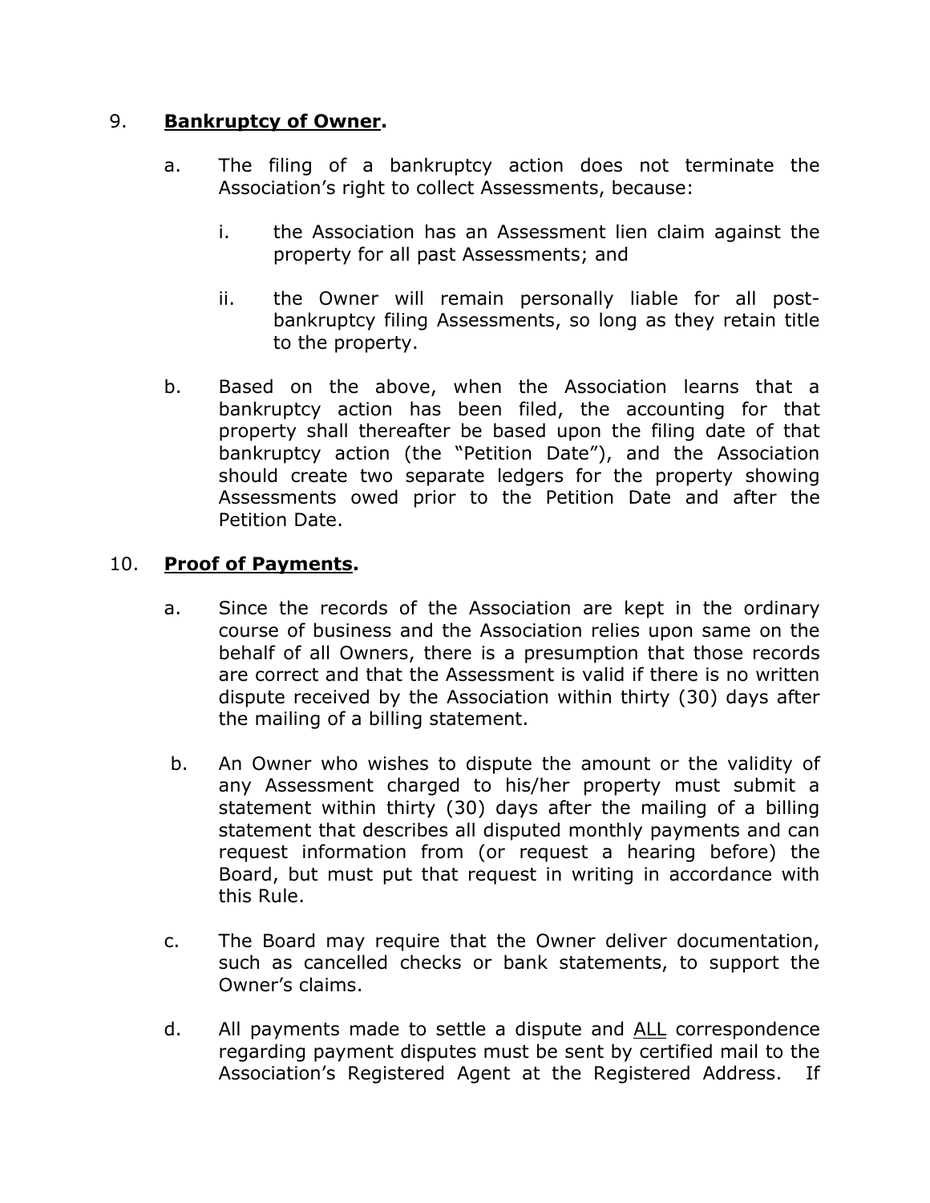9. **<u>Bankruptcy of Owner</u>.**

   a. The filing of a bankruptcy action does not terminate the Association's right to collect Assessments, because:

      i. the Association has an Assessment lien claim against the property for all past Assessments; and

      ii. the Owner will remain personally liable for all post-bankruptcy filing Assessments, so long as they retain title to the property.

   b. Based on the above, when the Association learns that a bankruptcy action has been filed, the accounting for that property shall thereafter be based upon the filing date of that bankruptcy action (the "Petition Date"), and the Association should create two separate ledgers for the property showing Assessments owed prior to the Petition Date and after the Petition Date.

10. **<u>Proof of Payments</u>.**

   a. Since the records of the Association are kept in the ordinary course of business and the Association relies upon same on the behalf of all Owners, there is a presumption that those records are correct and that the Assessment is valid if there is no written dispute received by the Association within thirty (30) days after the mailing of a billing statement.

   b. An Owner who wishes to dispute the amount or the validity of any Assessment charged to his/her property must submit a statement within thirty (30) days after the mailing of a billing statement that describes all disputed monthly payments and can request information from (or request a hearing before) the Board, but must put that request in writing in accordance with this Rule.

   c. The Board may require that the Owner deliver documentation, such as cancelled checks or bank statements, to support the Owner's claims.

   d. All payments made to settle a dispute and <u>ALL</u> correspondence regarding payment disputes must be sent by certified mail to the Association's Registered Agent at the Registered Address. If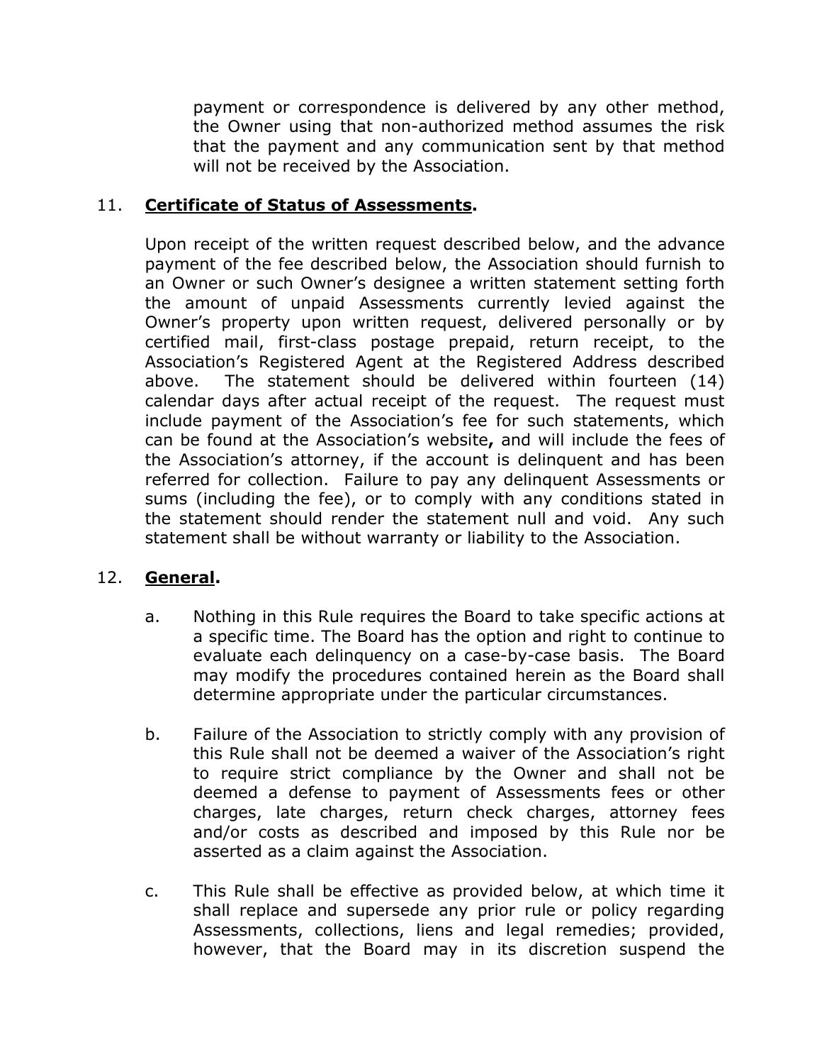payment or correspondence is delivered by any other method, the Owner using that non-authorized method assumes the risk that the payment and any communication sent by that method will not be received by the Association.

11. **<u>Certificate of Status of Assessments</u>.**

Upon receipt of the written request described below, and the advance payment of the fee described below, the Association should furnish to an Owner or such Owner's designee a written statement setting forth the amount of unpaid Assessments currently levied against the Owner's property upon written request, delivered personally or by certified mail, first-class postage prepaid, return receipt, to the Association's Registered Agent at the Registered Address described above. The statement should be delivered within fourteen (14) calendar days after actual receipt of the request. The request must include payment of the Association's fee for such statements, which can be found at the Association's website**,** and will include the fees of the Association's attorney, if the account is delinquent and has been referred for collection. Failure to pay any delinquent Assessments or sums (including the fee), or to comply with any conditions stated in the statement should render the statement null and void. Any such statement shall be without warranty or liability to the Association.

12. **<u>General</u>.**

a. Nothing in this Rule requires the Board to take specific actions at a specific time. The Board has the option and right to continue to evaluate each delinquency on a case-by-case basis. The Board may modify the procedures contained herein as the Board shall determine appropriate under the particular circumstances.

b. Failure of the Association to strictly comply with any provision of this Rule shall not be deemed a waiver of the Association's right to require strict compliance by the Owner and shall not be deemed a defense to payment of Assessments fees or other charges, late charges, return check charges, attorney fees and/or costs as described and imposed by this Rule nor be asserted as a claim against the Association.

c. This Rule shall be effective as provided below, at which time it shall replace and supersede any prior rule or policy regarding Assessments, collections, liens and legal remedies; provided, however, that the Board may in its discretion suspend the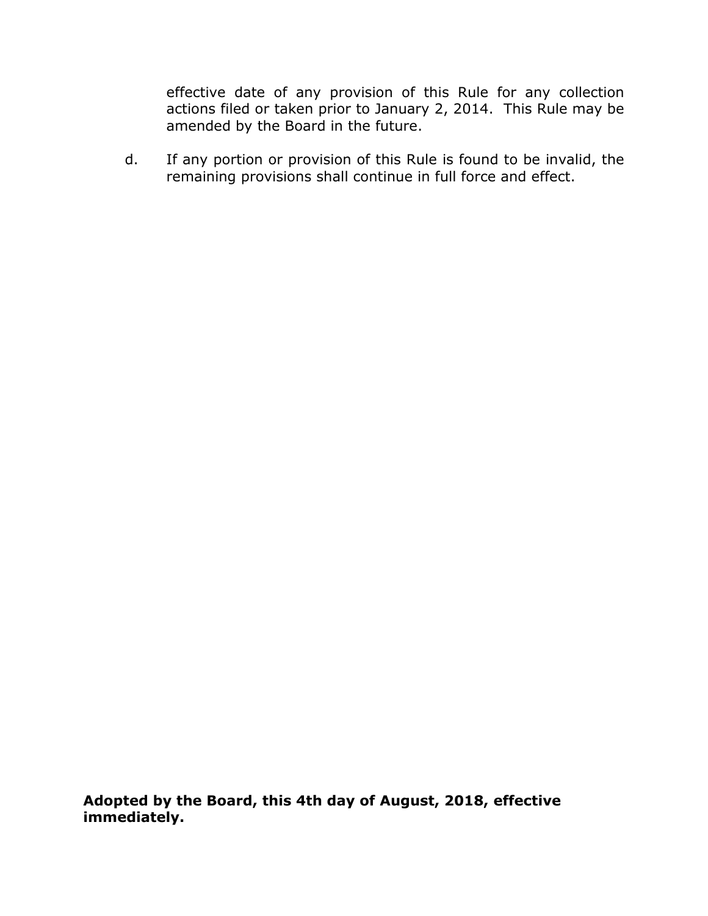effective date of any provision of this Rule for any collection actions filed or taken prior to January 2, 2014. This Rule may be amended by the Board in the future.

d. If any portion or provision of this Rule is found to be invalid, the remaining provisions shall continue in full force and effect.

**Adopted by the Board, this 4th day of August, 2018, effective immediately.**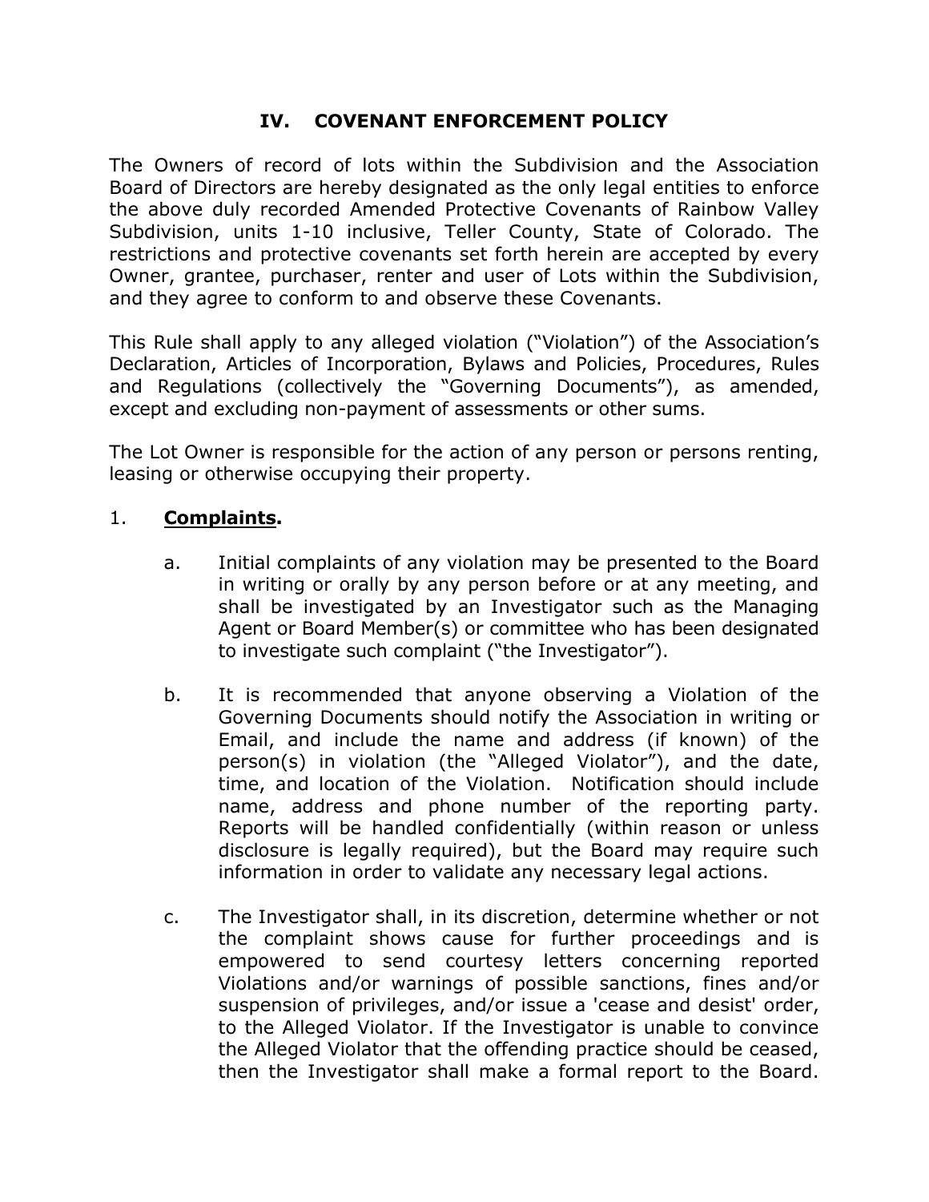# IV. COVENANT ENFORCEMENT POLICY

The Owners of record of lots within the Subdivision and the Association Board of Directors are hereby designated as the only legal entities to enforce the above duly recorded Amended Protective Covenants of Rainbow Valley Subdivision, units 1-10 inclusive, Teller County, State of Colorado. The restrictions and protective covenants set forth herein are accepted by every Owner, grantee, purchaser, renter and user of Lots within the Subdivision, and they agree to conform to and observe these Covenants.

This Rule shall apply to any alleged violation ("Violation") of the Association's Declaration, Articles of Incorporation, Bylaws and Policies, Procedures, Rules and Regulations (collectively the "Governing Documents"), as amended, except and excluding non-payment of assessments or other sums.

The Lot Owner is responsible for the action of any person or persons renting, leasing or otherwise occupying their property.

1. **<u>Complaints</u>.**

   a. Initial complaints of any violation may be presented to the Board in writing or orally by any person before or at any meeting, and shall be investigated by an Investigator such as the Managing Agent or Board Member(s) or committee who has been designated to investigate such complaint ("the Investigator").

   b. It is recommended that anyone observing a Violation of the Governing Documents should notify the Association in writing or Email, and include the name and address (if known) of the person(s) in violation (the "Alleged Violator"), and the date, time, and location of the Violation. Notification should include name, address and phone number of the reporting party. Reports will be handled confidentially (within reason or unless disclosure is legally required), but the Board may require such information in order to validate any necessary legal actions.

   c. The Investigator shall, in its discretion, determine whether or not the complaint shows cause for further proceedings and is empowered to send courtesy letters concerning reported Violations and/or warnings of possible sanctions, fines and/or suspension of privileges, and/or issue a 'cease and desist' order, to the Alleged Violator. If the Investigator is unable to convince the Alleged Violator that the offending practice should be ceased, then the Investigator shall make a formal report to the Board.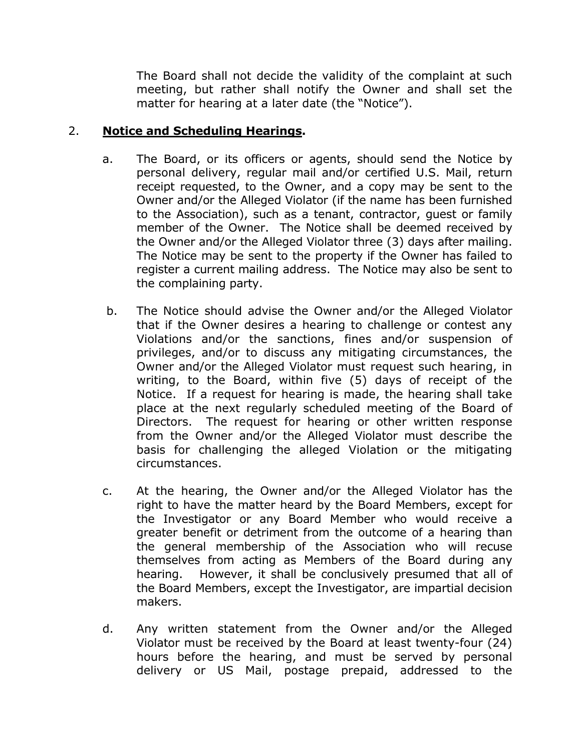The Board shall not decide the validity of the complaint at such meeting, but rather shall notify the Owner and shall set the matter for hearing at a later date (the "Notice").

2. **Notice and Scheduling Hearings.**

a. The Board, or its officers or agents, should send the Notice by personal delivery, regular mail and/or certified U.S. Mail, return receipt requested, to the Owner, and a copy may be sent to the Owner and/or the Alleged Violator (if the name has been furnished to the Association), such as a tenant, contractor, guest or family member of the Owner. The Notice shall be deemed received by the Owner and/or the Alleged Violator three (3) days after mailing. The Notice may be sent to the property if the Owner has failed to register a current mailing address. The Notice may also be sent to the complaining party.

b. The Notice should advise the Owner and/or the Alleged Violator that if the Owner desires a hearing to challenge or contest any Violations and/or the sanctions, fines and/or suspension of privileges, and/or to discuss any mitigating circumstances, the Owner and/or the Alleged Violator must request such hearing, in writing, to the Board, within five (5) days of receipt of the Notice. If a request for hearing is made, the hearing shall take place at the next regularly scheduled meeting of the Board of Directors. The request for hearing or other written response from the Owner and/or the Alleged Violator must describe the basis for challenging the alleged Violation or the mitigating circumstances.

c. At the hearing, the Owner and/or the Alleged Violator has the right to have the matter heard by the Board Members, except for the Investigator or any Board Member who would receive a greater benefit or detriment from the outcome of a hearing than the general membership of the Association who will recuse themselves from acting as Members of the Board during any hearing. However, it shall be conclusively presumed that all of the Board Members, except the Investigator, are impartial decision makers.

d. Any written statement from the Owner and/or the Alleged Violator must be received by the Board at least twenty-four (24) hours before the hearing, and must be served by personal delivery or US Mail, postage prepaid, addressed to the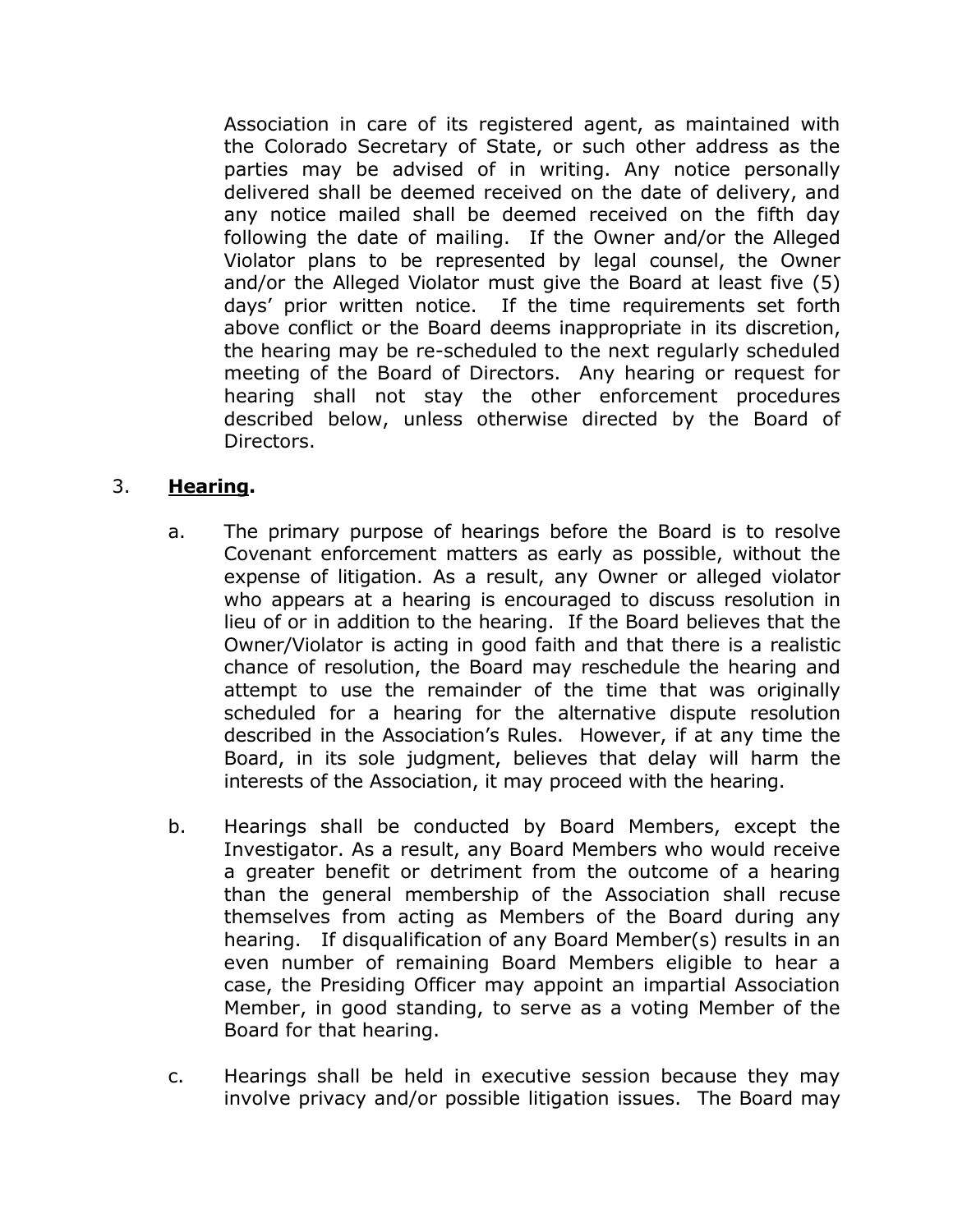Association in care of its registered agent, as maintained with the Colorado Secretary of State, or such other address as the parties may be advised of in writing. Any notice personally delivered shall be deemed received on the date of delivery, and any notice mailed shall be deemed received on the fifth day following the date of mailing. If the Owner and/or the Alleged Violator plans to be represented by legal counsel, the Owner and/or the Alleged Violator must give the Board at least five (5) days' prior written notice. If the time requirements set forth above conflict or the Board deems inappropriate in its discretion, the hearing may be re-scheduled to the next regularly scheduled meeting of the Board of Directors. Any hearing or request for hearing shall not stay the other enforcement procedures described below, unless otherwise directed by the Board of Directors.

3. **<u>Hearing</u>.**

   a. The primary purpose of hearings before the Board is to resolve Covenant enforcement matters as early as possible, without the expense of litigation. As a result, any Owner or alleged violator who appears at a hearing is encouraged to discuss resolution in lieu of or in addition to the hearing. If the Board believes that the Owner/Violator is acting in good faith and that there is a realistic chance of resolution, the Board may reschedule the hearing and attempt to use the remainder of the time that was originally scheduled for a hearing for the alternative dispute resolution described in the Association's Rules. However, if at any time the Board, in its sole judgment, believes that delay will harm the interests of the Association, it may proceed with the hearing.

   b. Hearings shall be conducted by Board Members, except the Investigator. As a result, any Board Members who would receive a greater benefit or detriment from the outcome of a hearing than the general membership of the Association shall recuse themselves from acting as Members of the Board during any hearing. If disqualification of any Board Member(s) results in an even number of remaining Board Members eligible to hear a case, the Presiding Officer may appoint an impartial Association Member, in good standing, to serve as a voting Member of the Board for that hearing.

   c. Hearings shall be held in executive session because they may involve privacy and/or possible litigation issues. The Board may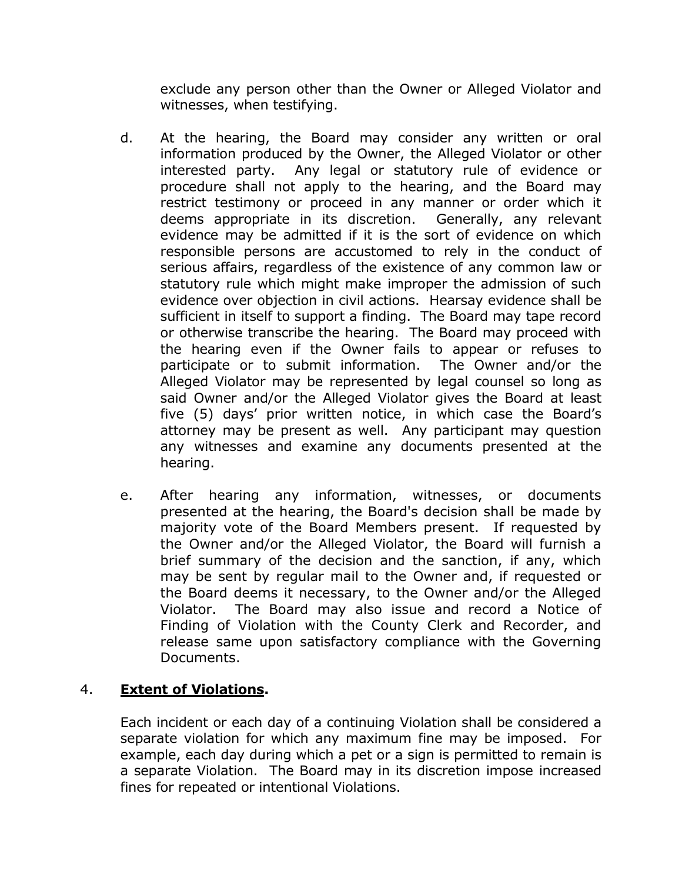exclude any person other than the Owner or Alleged Violator and witnesses, when testifying.

d. At the hearing, the Board may consider any written or oral information produced by the Owner, the Alleged Violator or other interested party. Any legal or statutory rule of evidence or procedure shall not apply to the hearing, and the Board may restrict testimony or proceed in any manner or order which it deems appropriate in its discretion. Generally, any relevant evidence may be admitted if it is the sort of evidence on which responsible persons are accustomed to rely in the conduct of serious affairs, regardless of the existence of any common law or statutory rule which might make improper the admission of such evidence over objection in civil actions. Hearsay evidence shall be sufficient in itself to support a finding. The Board may tape record or otherwise transcribe the hearing. The Board may proceed with the hearing even if the Owner fails to appear or refuses to participate or to submit information. The Owner and/or the Alleged Violator may be represented by legal counsel so long as said Owner and/or the Alleged Violator gives the Board at least five (5) days' prior written notice, in which case the Board's attorney may be present as well. Any participant may question any witnesses and examine any documents presented at the hearing.

e. After hearing any information, witnesses, or documents presented at the hearing, the Board's decision shall be made by majority vote of the Board Members present. If requested by the Owner and/or the Alleged Violator, the Board will furnish a brief summary of the decision and the sanction, if any, which may be sent by regular mail to the Owner and, if requested or the Board deems it necessary, to the Owner and/or the Alleged Violator. The Board may also issue and record a Notice of Finding of Violation with the County Clerk and Recorder, and release same upon satisfactory compliance with the Governing Documents.

4. **<u>Extent of Violations</u>.**

Each incident or each day of a continuing Violation shall be considered a separate violation for which any maximum fine may be imposed. For example, each day during which a pet or a sign is permitted to remain is a separate Violation. The Board may in its discretion impose increased fines for repeated or intentional Violations.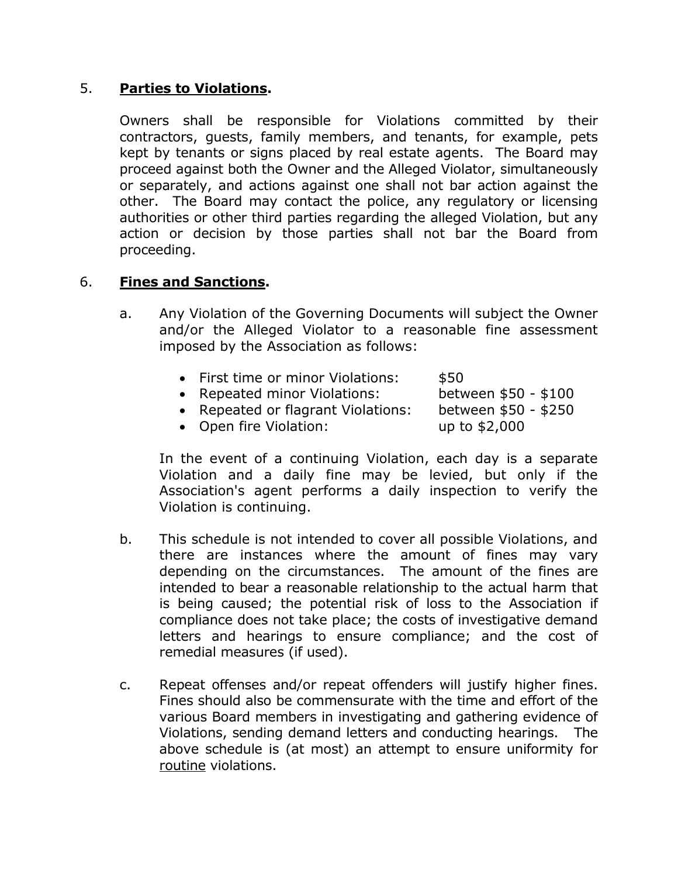5. **Parties to Violations**.

Owners shall be responsible for Violations committed by their contractors, guests, family members, and tenants, for example, pets kept by tenants or signs placed by real estate agents. The Board may proceed against both the Owner and the Alleged Violator, simultaneously or separately, and actions against one shall not bar action against the other. The Board may contact the police, any regulatory or licensing authorities or other third parties regarding the alleged Violation, but any action or decision by those parties shall not bar the Board from proceeding.

6. **Fines and Sanctions**.

a. Any Violation of the Governing Documents will subject the Owner and/or the Alleged Violator to a reasonable fine assessment imposed by the Association as follows:

- First time or minor Violations: $50
- Repeated minor Violations: between $50 - $100
- Repeated or flagrant Violations: between $50 - $250
- Open fire Violation: up to $2,000

In the event of a continuing Violation, each day is a separate Violation and a daily fine may be levied, but only if the Association's agent performs a daily inspection to verify the Violation is continuing.

b. This schedule is not intended to cover all possible Violations, and there are instances where the amount of fines may vary depending on the circumstances. The amount of the fines are intended to bear a reasonable relationship to the actual harm that is being caused; the potential risk of loss to the Association if compliance does not take place; the costs of investigative demand letters and hearings to ensure compliance; and the cost of remedial measures (if used).

c. Repeat offenses and/or repeat offenders will justify higher fines. Fines should also be commensurate with the time and effort of the various Board members in investigating and gathering evidence of Violations, sending demand letters and conducting hearings. The above schedule is (at most) an attempt to ensure uniformity for <u>routine</u> violations.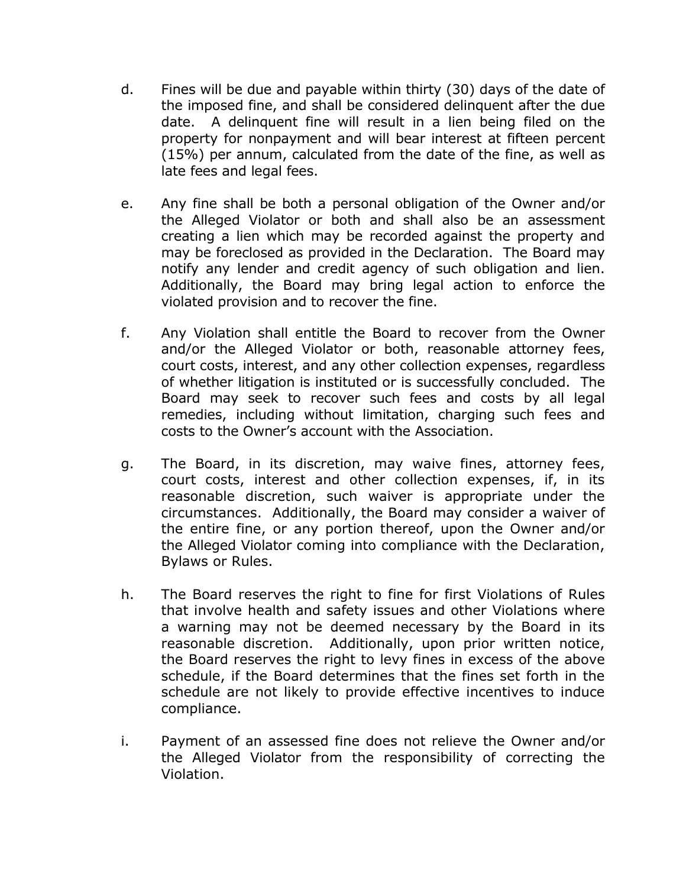d. Fines will be due and payable within thirty (30) days of the date of the imposed fine, and shall be considered delinquent after the due date. A delinquent fine will result in a lien being filed on the property for nonpayment and will bear interest at fifteen percent (15%) per annum, calculated from the date of the fine, as well as late fees and legal fees.

e. Any fine shall be both a personal obligation of the Owner and/or the Alleged Violator or both and shall also be an assessment creating a lien which may be recorded against the property and may be foreclosed as provided in the Declaration. The Board may notify any lender and credit agency of such obligation and lien. Additionally, the Board may bring legal action to enforce the violated provision and to recover the fine.

f. Any Violation shall entitle the Board to recover from the Owner and/or the Alleged Violator or both, reasonable attorney fees, court costs, interest, and any other collection expenses, regardless of whether litigation is instituted or is successfully concluded. The Board may seek to recover such fees and costs by all legal remedies, including without limitation, charging such fees and costs to the Owner's account with the Association.

g. The Board, in its discretion, may waive fines, attorney fees, court costs, interest and other collection expenses, if, in its reasonable discretion, such waiver is appropriate under the circumstances. Additionally, the Board may consider a waiver of the entire fine, or any portion thereof, upon the Owner and/or the Alleged Violator coming into compliance with the Declaration, Bylaws or Rules.

h. The Board reserves the right to fine for first Violations of Rules that involve health and safety issues and other Violations where a warning may not be deemed necessary by the Board in its reasonable discretion. Additionally, upon prior written notice, the Board reserves the right to levy fines in excess of the above schedule, if the Board determines that the fines set forth in the schedule are not likely to provide effective incentives to induce compliance.

i. Payment of an assessed fine does not relieve the Owner and/or the Alleged Violator from the responsibility of correcting the Violation.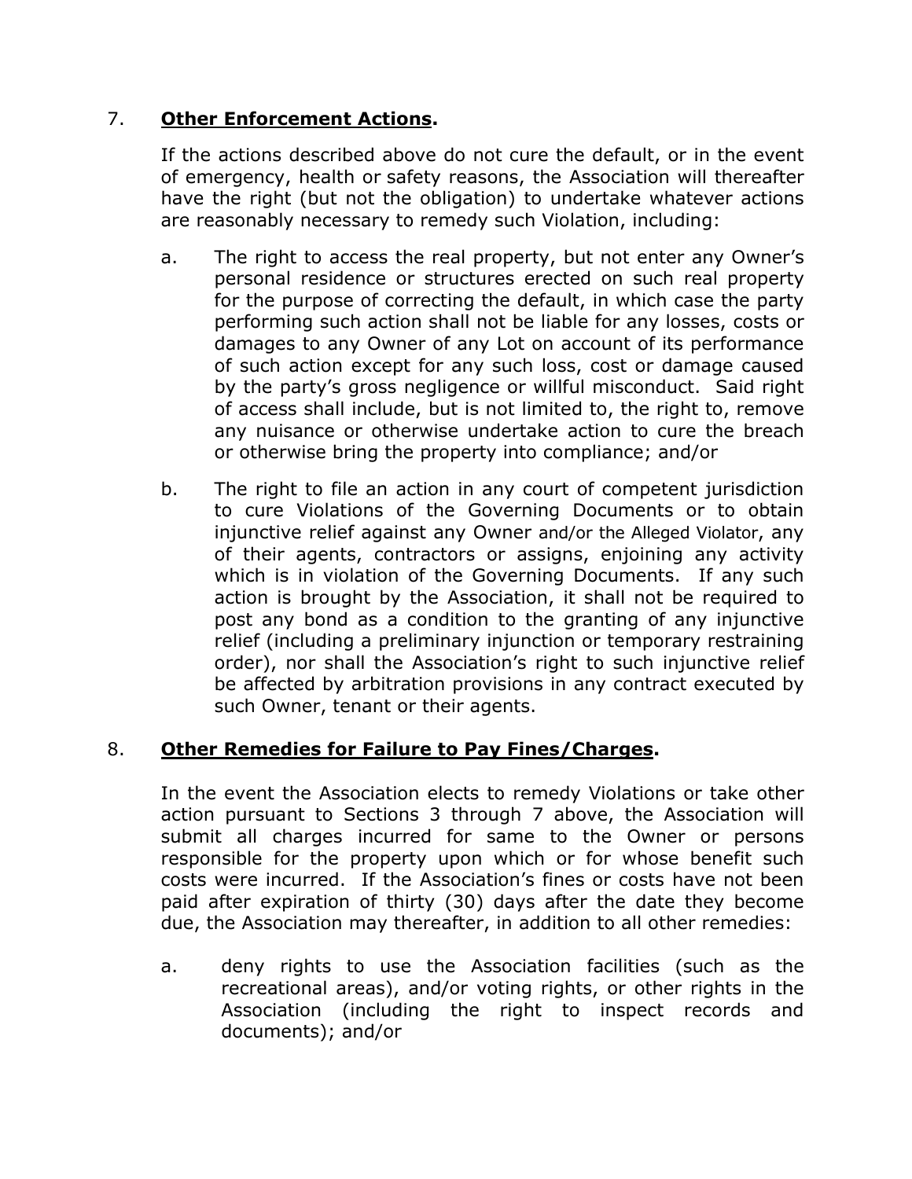7. **Other Enforcement Actions.**

If the actions described above do not cure the default, or in the event of emergency, health or safety reasons, the Association will thereafter have the right (but not the obligation) to undertake whatever actions are reasonably necessary to remedy such Violation, including:

a. The right to access the real property, but not enter any Owner's personal residence or structures erected on such real property for the purpose of correcting the default, in which case the party performing such action shall not be liable for any losses, costs or damages to any Owner of any Lot on account of its performance of such action except for any such loss, cost or damage caused by the party's gross negligence or willful misconduct. Said right of access shall include, but is not limited to, the right to, remove any nuisance or otherwise undertake action to cure the breach or otherwise bring the property into compliance; and/or

b. The right to file an action in any court of competent jurisdiction to cure Violations of the Governing Documents or to obtain injunctive relief against any Owner and/or the Alleged Violator, any of their agents, contractors or assigns, enjoining any activity which is in violation of the Governing Documents. If any such action is brought by the Association, it shall not be required to post any bond as a condition to the granting of any injunctive relief (including a preliminary injunction or temporary restraining order), nor shall the Association's right to such injunctive relief be affected by arbitration provisions in any contract executed by such Owner, tenant or their agents.

8. **Other Remedies for Failure to Pay Fines/Charges.**

In the event the Association elects to remedy Violations or take other action pursuant to Sections 3 through 7 above, the Association will submit all charges incurred for same to the Owner or persons responsible for the property upon which or for whose benefit such costs were incurred. If the Association's fines or costs have not been paid after expiration of thirty (30) days after the date they become due, the Association may thereafter, in addition to all other remedies:

a. deny rights to use the Association facilities (such as the recreational areas), and/or voting rights, or other rights in the Association (including the right to inspect records and documents); and/or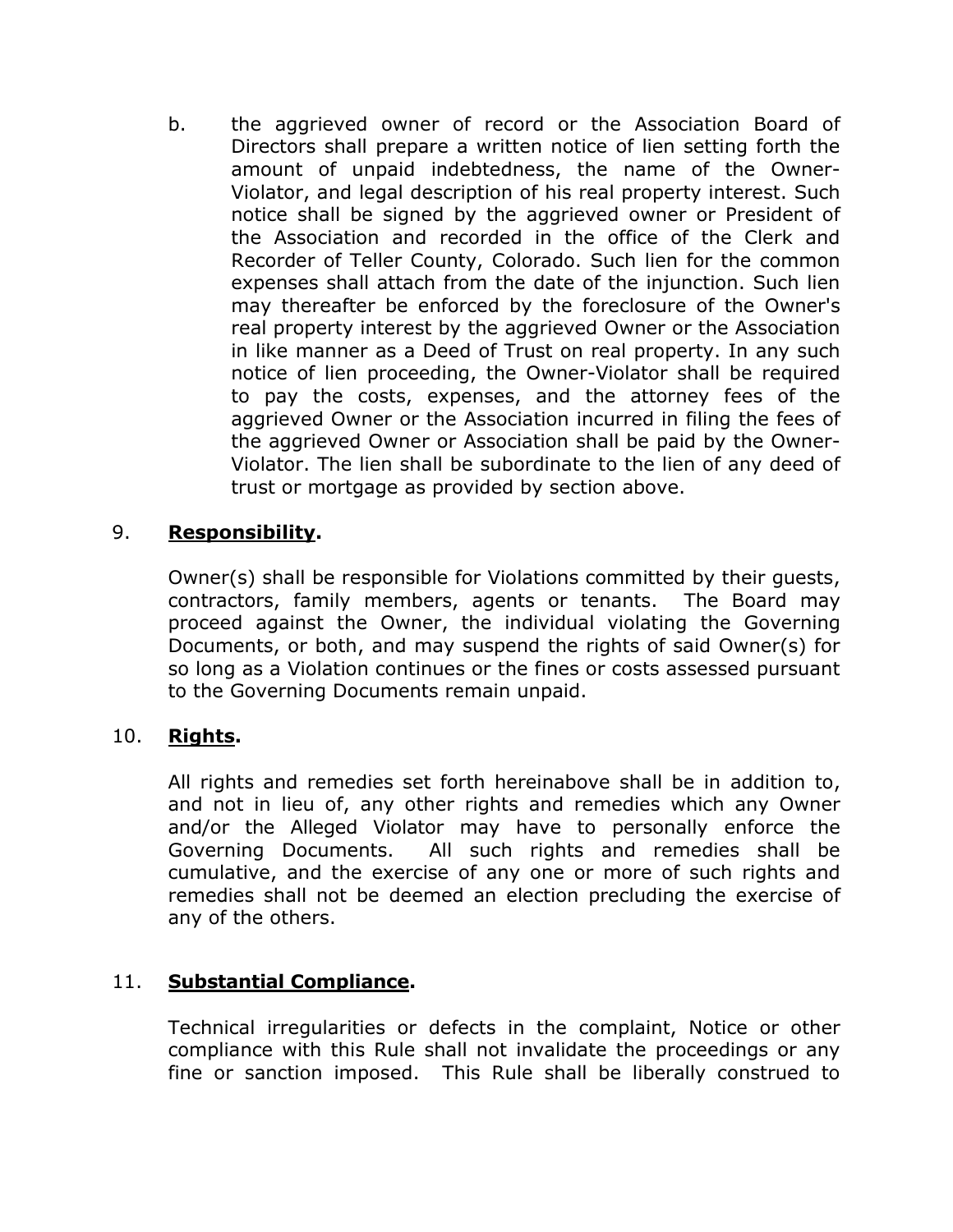b. the aggrieved owner of record or the Association Board of Directors shall prepare a written notice of lien setting forth the amount of unpaid indebtedness, the name of the Owner-Violator, and legal description of his real property interest. Such notice shall be signed by the aggrieved owner or President of the Association and recorded in the office of the Clerk and Recorder of Teller County, Colorado. Such lien for the common expenses shall attach from the date of the injunction. Such lien may thereafter be enforced by the foreclosure of the Owner's real property interest by the aggrieved Owner or the Association in like manner as a Deed of Trust on real property. In any such notice of lien proceeding, the Owner-Violator shall be required to pay the costs, expenses, and the attorney fees of the aggrieved Owner or the Association incurred in filing the fees of the aggrieved Owner or Association shall be paid by the Owner-Violator. The lien shall be subordinate to the lien of any deed of trust or mortgage as provided by section above.

9. **Responsibility.**

Owner(s) shall be responsible for Violations committed by their guests, contractors, family members, agents or tenants. The Board may proceed against the Owner, the individual violating the Governing Documents, or both, and may suspend the rights of said Owner(s) for so long as a Violation continues or the fines or costs assessed pursuant to the Governing Documents remain unpaid.

10. **Rights.**

All rights and remedies set forth hereinabove shall be in addition to, and not in lieu of, any other rights and remedies which any Owner and/or the Alleged Violator may have to personally enforce the Governing Documents. All such rights and remedies shall be cumulative, and the exercise of any one or more of such rights and remedies shall not be deemed an election precluding the exercise of any of the others.

11. **Substantial Compliance.**

Technical irregularities or defects in the complaint, Notice or other compliance with this Rule shall not invalidate the proceedings or any fine or sanction imposed. This Rule shall be liberally construed to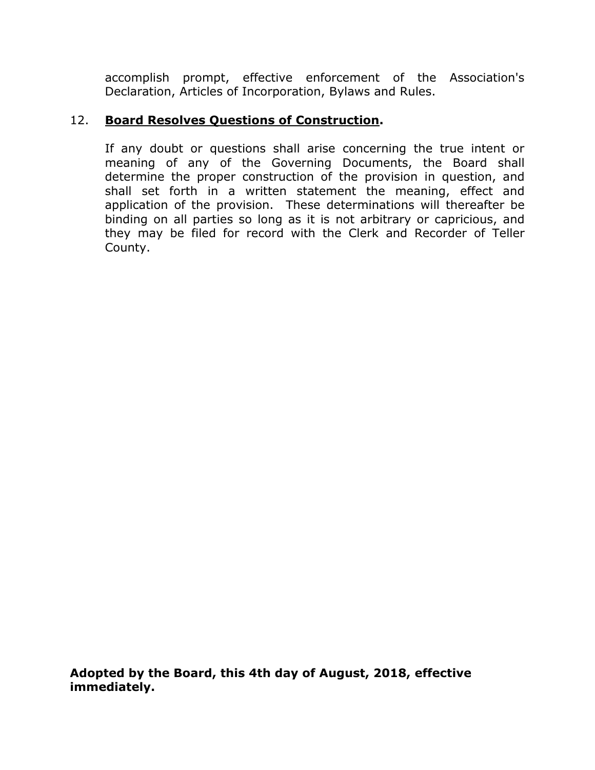accomplish prompt, effective enforcement of the Association's Declaration, Articles of Incorporation, Bylaws and Rules.

12. **Board Resolves Questions of Construction.**

If any doubt or questions shall arise concerning the true intent or meaning of any of the Governing Documents, the Board shall determine the proper construction of the provision in question, and shall set forth in a written statement the meaning, effect and application of the provision. These determinations will thereafter be binding on all parties so long as it is not arbitrary or capricious, and they may be filed for record with the Clerk and Recorder of Teller County.

**Adopted by the Board, this 4th day of August, 2018, effective immediately.**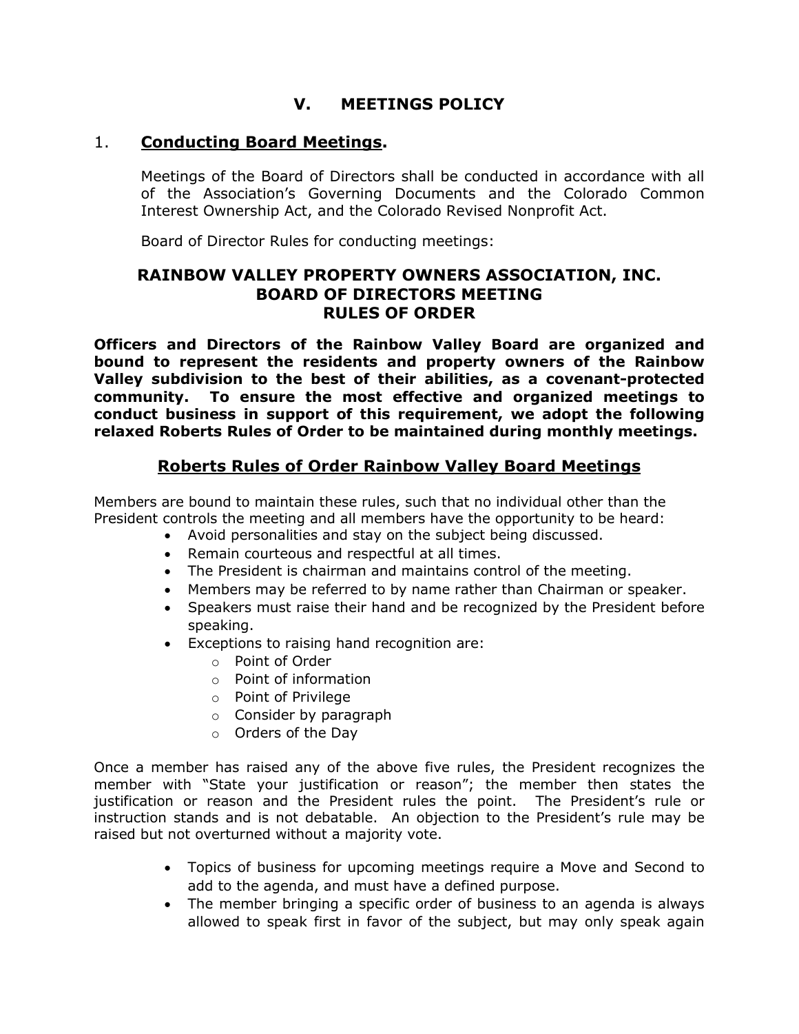# V. MEETINGS POLICY

## 1. Conducting Board Meetings.

Meetings of the Board of Directors shall be conducted in accordance with all of the Association's Governing Documents and the Colorado Common Interest Ownership Act, and the Colorado Revised Nonprofit Act.

Board of Director Rules for conducting meetings:

### RAINBOW VALLEY PROPERTY OWNERS ASSOCIATION, INC.
### BOARD OF DIRECTORS MEETING
### RULES OF ORDER

**Officers and Directors of the Rainbow Valley Board are organized and bound to represent the residents and property owners of the Rainbow Valley subdivision to the best of their abilities, as a covenant-protected community. To ensure the most effective and organized meetings to conduct business in support of this requirement, we adopt the following relaxed Roberts Rules of Order to be maintained during monthly meetings.**

### Roberts Rules of Order Rainbow Valley Board Meetings

Members are bound to maintain these rules, such that no individual other than the President controls the meeting and all members have the opportunity to be heard:

- Avoid personalities and stay on the subject being discussed.
- Remain courteous and respectful at all times.
- The President is chairman and maintains control of the meeting.
- Members may be referred to by name rather than Chairman or speaker.
- Speakers must raise their hand and be recognized by the President before speaking.
- Exceptions to raising hand recognition are:
  - Point of Order
  - Point of information
  - Point of Privilege
  - Consider by paragraph
  - Orders of the Day

Once a member has raised any of the above five rules, the President recognizes the member with "State your justification or reason"; the member then states the justification or reason and the President rules the point. The President's rule or instruction stands and is not debatable. An objection to the President's rule may be raised but not overturned without a majority vote.

- Topics of business for upcoming meetings require a Move and Second to add to the agenda, and must have a defined purpose.
- The member bringing a specific order of business to an agenda is always allowed to speak first in favor of the subject, but may only speak again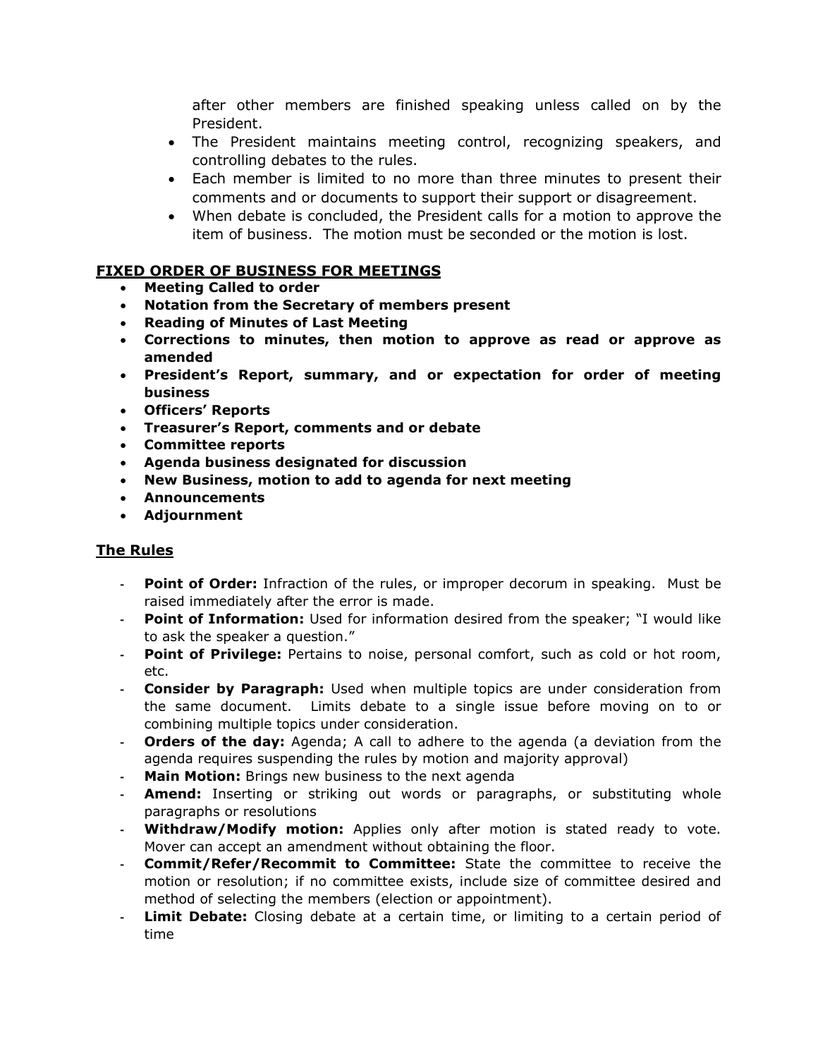after other members are finished speaking unless called on by the President.

- The President maintains meeting control, recognizing speakers, and controlling debates to the rules.
- Each member is limited to no more than three minutes to present their comments and or documents to support their support or disagreement.
- When debate is concluded, the President calls for a motion to approve the item of business. The motion must be seconded or the motion is lost.

## FIXED ORDER OF BUSINESS FOR MEETINGS

- **Meeting Called to order**
- **Notation from the Secretary of members present**
- **Reading of Minutes of Last Meeting**
- **Corrections to minutes, then motion to approve as read or approve as amended**
- **President's Report, summary, and or expectation for order of meeting business**
- **Officers' Reports**
- **Treasurer's Report, comments and or debate**
- **Committee reports**
- **Agenda business designated for discussion**
- **New Business, motion to add to agenda for next meeting**
- **Announcements**
- **Adjournment**

## The Rules

- **Point of Order:** Infraction of the rules, or improper decorum in speaking. Must be raised immediately after the error is made.
- **Point of Information:** Used for information desired from the speaker; "I would like to ask the speaker a question."
- **Point of Privilege:** Pertains to noise, personal comfort, such as cold or hot room, etc.
- **Consider by Paragraph:** Used when multiple topics are under consideration from the same document. Limits debate to a single issue before moving on to or combining multiple topics under consideration.
- **Orders of the day:** Agenda; A call to adhere to the agenda (a deviation from the agenda requires suspending the rules by motion and majority approval)
- **Main Motion:** Brings new business to the next agenda
- **Amend:** Inserting or striking out words or paragraphs, or substituting whole paragraphs or resolutions
- **Withdraw/Modify motion:** Applies only after motion is stated ready to vote. Mover can accept an amendment without obtaining the floor.
- **Commit/Refer/Recommit to Committee:** State the committee to receive the motion or resolution; if no committee exists, include size of committee desired and method of selecting the members (election or appointment).
- **Limit Debate:** Closing debate at a certain time, or limiting to a certain period of time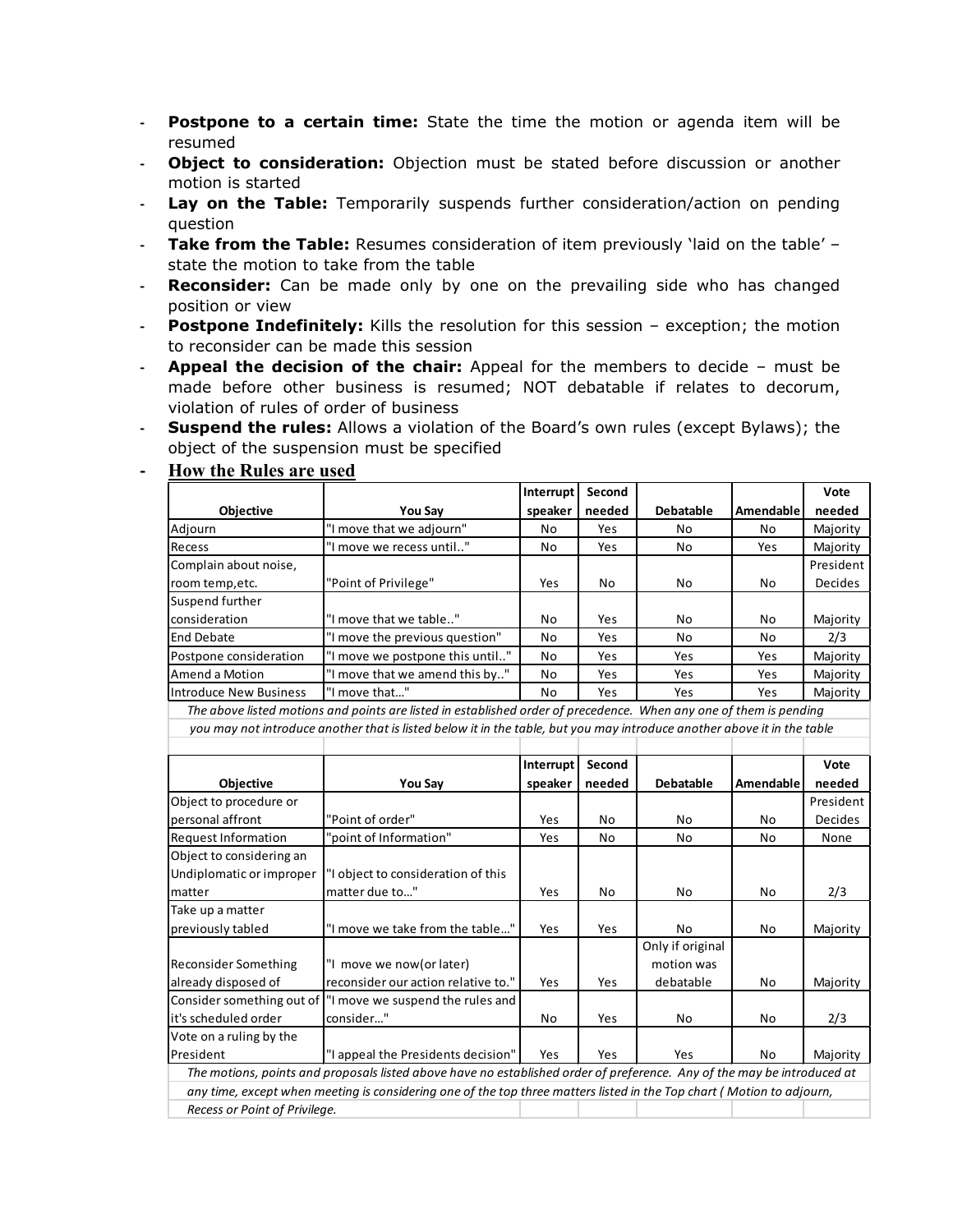- **Postpone to a certain time:** State the time the motion or agenda item will be resumed
- **Object to consideration:** Objection must be stated before discussion or another motion is started
- **Lay on the Table:** Temporarily suspends further consideration/action on pending question
- **Take from the Table:** Resumes consideration of item previously 'laid on the table' – state the motion to take from the table
- **Reconsider:** Can be made only by one on the prevailing side who has changed position or view
- **Postpone Indefinitely:** Kills the resolution for this session – exception; the motion to reconsider can be made this session
- **Appeal the decision of the chair:** Appeal for the members to decide – must be made before other business is resumed; NOT debatable if relates to decorum, violation of rules of order of business
- **Suspend the rules:** Allows a violation of the Board's own rules (except Bylaws); the object of the suspension must be specified
- **How the Rules are used**

| Objective | You Say | Interrupt speaker | Second needed | Debatable | Amendable | Vote needed |
|---|---|---|---|---|---|---|
| Adjourn | "I move that we adjourn" | No | Yes | No | No | Majority |
| Recess | "I move we recess until.." | No | Yes | No | Yes | Majority |
| Complain about noise, room temp,etc. | "Point of Privilege" | Yes | No | No | No | President Decides |
| Suspend further consideration | "I move that we table.." | No | Yes | No | No | Majority |
| End Debate | "I move the previous question" | No | Yes | No | No | 2/3 |
| Postpone consideration | "I move we postpone this until.." | No | Yes | Yes | Yes | Majority |
| Amend a Motion | "I move that we amend this by.." | No | Yes | Yes | Yes | Majority |
| Introduce New Business | "I move that…" | No | Yes | Yes | Yes | Majority |

*The above listed motions and points are listed in established order of precedence. When any one of them is pending you may not introduce another that is listed below it in the table, but you may introduce another above it in the table*

| Objective | You Say | Interrupt speaker | Second needed | Debatable | Amendable | Vote needed |
|---|---|---|---|---|---|---|
| Object to procedure or personal affront | "Point of order" | Yes | No | No | No | President Decides |
| Request Information | "point of Information" | Yes | No | No | No | None |
| Object to considering an Undiplomatic or improper matter | "I object to consideration of this matter due to…" | Yes | No | No | No | 2/3 |
| Take up a matter previously tabled | "I move we take from the table…" | Yes | Yes | No | No | Majority |
| Reconsider Something already disposed of | "I move we now(or later) reconsider our action relative to." | Yes | Yes | Only if original motion was debatable | No | Majority |
| Consider something out of it's scheduled order | "I move we suspend the rules and consider…" | No | Yes | No | No | 2/3 |
| Vote on a ruling by the President | "I appeal the Presidents decision" | Yes | Yes | Yes | No | Majority |

*The motions, points and proposals listed above have no established order of preference. Any of the may be introduced at any time, except when meeting is considering one of the top three matters listed in the Top chart ( Motion to adjourn, Recess or Point of Privilege.*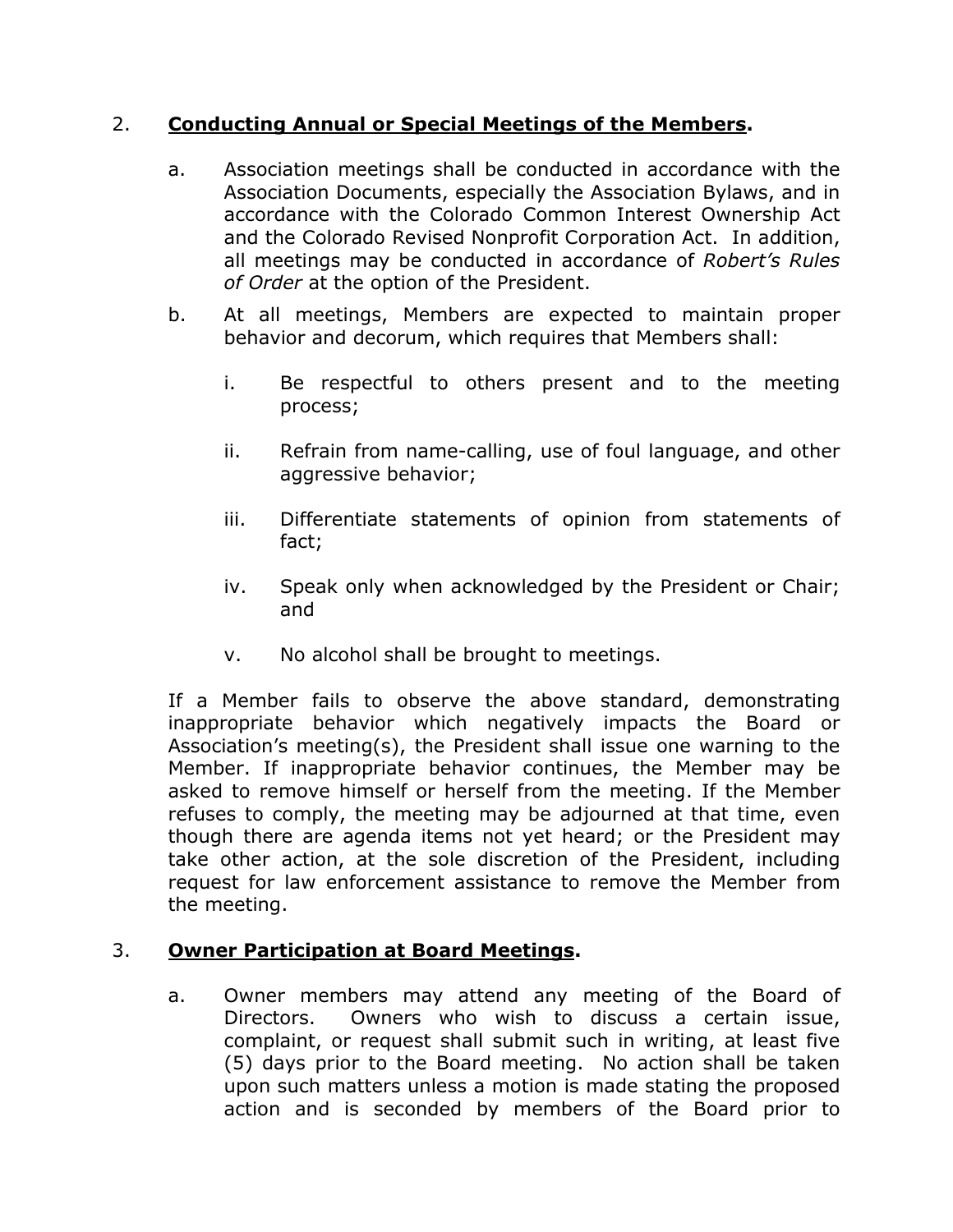2. **Conducting Annual or Special Meetings of the Members.**

   a. Association meetings shall be conducted in accordance with the Association Documents, especially the Association Bylaws, and in accordance with the Colorado Common Interest Ownership Act and the Colorado Revised Nonprofit Corporation Act. In addition, all meetings may be conducted in accordance of *Robert's Rules of Order* at the option of the President.

   b. At all meetings, Members are expected to maintain proper behavior and decorum, which requires that Members shall:

      i. Be respectful to others present and to the meeting process;

      ii. Refrain from name-calling, use of foul language, and other aggressive behavior;

      iii. Differentiate statements of opinion from statements of fact;

      iv. Speak only when acknowledged by the President or Chair; and

      v. No alcohol shall be brought to meetings.

   If a Member fails to observe the above standard, demonstrating inappropriate behavior which negatively impacts the Board or Association's meeting(s), the President shall issue one warning to the Member. If inappropriate behavior continues, the Member may be asked to remove himself or herself from the meeting. If the Member refuses to comply, the meeting may be adjourned at that time, even though there are agenda items not yet heard; or the President may take other action, at the sole discretion of the President, including request for law enforcement assistance to remove the Member from the meeting.

3. **Owner Participation at Board Meetings.**

   a. Owner members may attend any meeting of the Board of Directors. Owners who wish to discuss a certain issue, complaint, or request shall submit such in writing, at least five (5) days prior to the Board meeting. No action shall be taken upon such matters unless a motion is made stating the proposed action and is seconded by members of the Board prior to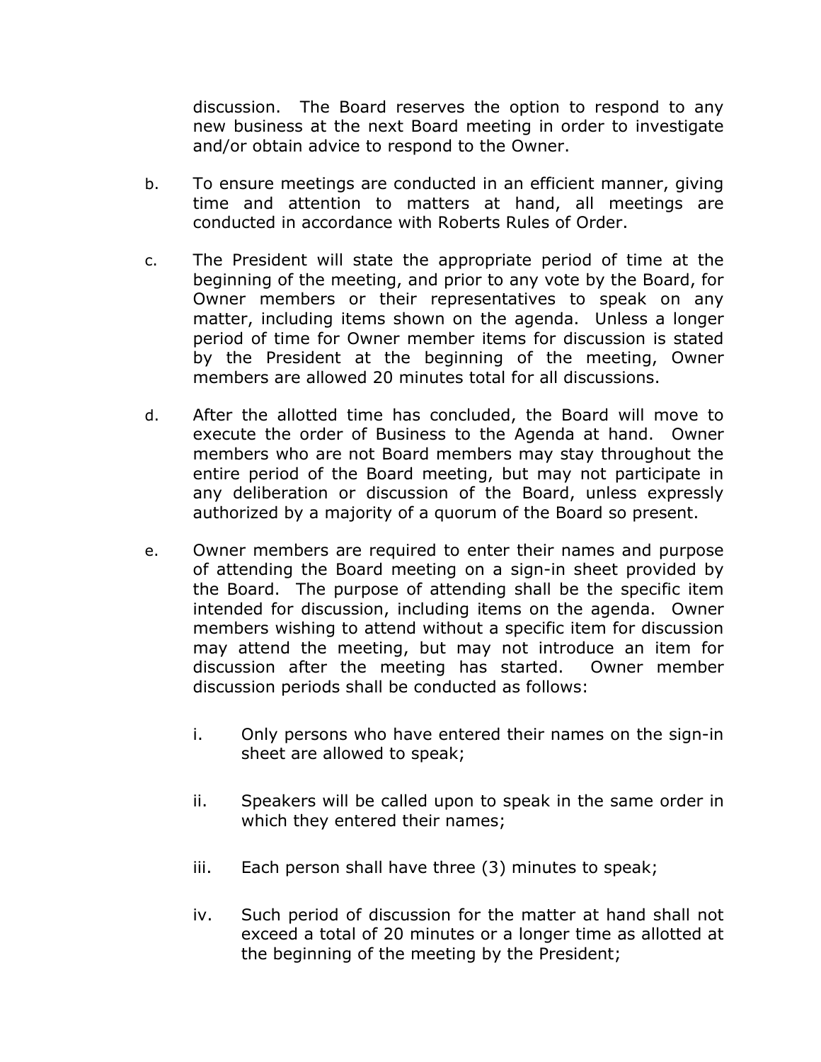discussion. The Board reserves the option to respond to any new business at the next Board meeting in order to investigate and/or obtain advice to respond to the Owner.

b. To ensure meetings are conducted in an efficient manner, giving time and attention to matters at hand, all meetings are conducted in accordance with Roberts Rules of Order.

c. The President will state the appropriate period of time at the beginning of the meeting, and prior to any vote by the Board, for Owner members or their representatives to speak on any matter, including items shown on the agenda. Unless a longer period of time for Owner member items for discussion is stated by the President at the beginning of the meeting, Owner members are allowed 20 minutes total for all discussions.

d. After the allotted time has concluded, the Board will move to execute the order of Business to the Agenda at hand. Owner members who are not Board members may stay throughout the entire period of the Board meeting, but may not participate in any deliberation or discussion of the Board, unless expressly authorized by a majority of a quorum of the Board so present.

e. Owner members are required to enter their names and purpose of attending the Board meeting on a sign-in sheet provided by the Board. The purpose of attending shall be the specific item intended for discussion, including items on the agenda. Owner members wishing to attend without a specific item for discussion may attend the meeting, but may not introduce an item for discussion after the meeting has started. Owner member discussion periods shall be conducted as follows:

   i. Only persons who have entered their names on the sign-in sheet are allowed to speak;

   ii. Speakers will be called upon to speak in the same order in which they entered their names;

   iii. Each person shall have three (3) minutes to speak;

   iv. Such period of discussion for the matter at hand shall not exceed a total of 20 minutes or a longer time as allotted at the beginning of the meeting by the President;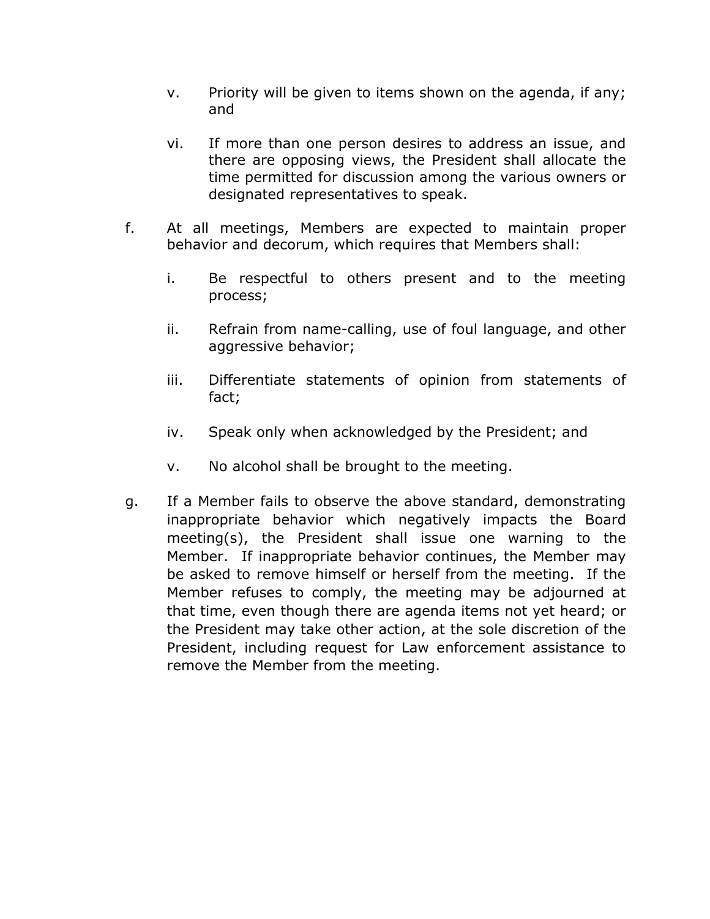v. Priority will be given to items shown on the agenda, if any; and

vi. If more than one person desires to address an issue, and there are opposing views, the President shall allocate the time permitted for discussion among the various owners or designated representatives to speak.

f. At all meetings, Members are expected to maintain proper behavior and decorum, which requires that Members shall:

i. Be respectful to others present and to the meeting process;

ii. Refrain from name-calling, use of foul language, and other aggressive behavior;

iii. Differentiate statements of opinion from statements of fact;

iv. Speak only when acknowledged by the President; and

v. No alcohol shall be brought to the meeting.

g. If a Member fails to observe the above standard, demonstrating inappropriate behavior which negatively impacts the Board meeting(s), the President shall issue one warning to the Member. If inappropriate behavior continues, the Member may be asked to remove himself or herself from the meeting. If the Member refuses to comply, the meeting may be adjourned at that time, even though there are agenda items not yet heard; or the President may take other action, at the sole discretion of the President, including request for Law enforcement assistance to remove the Member from the meeting.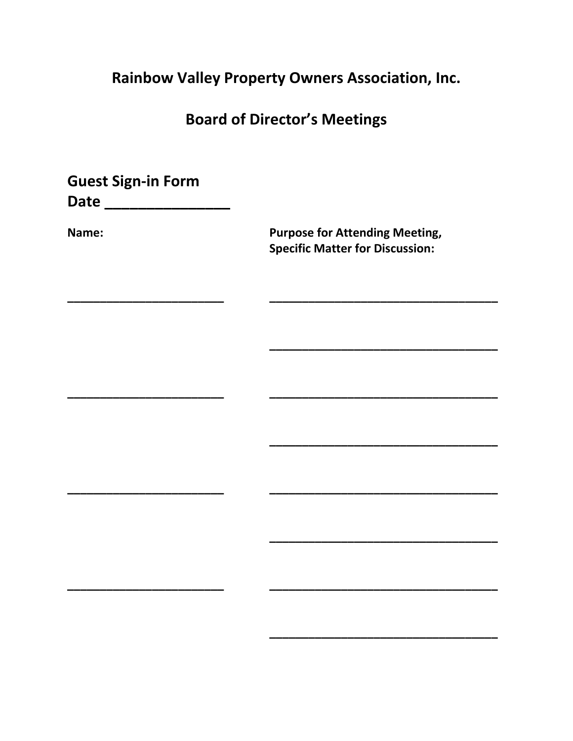# Rainbow Valley Property Owners Association, Inc.

## Board of Director's Meetings

**Guest Sign-in Form**

**Date _______________**

| Name: | Purpose for Attending Meeting, Specific Matter for Discussion: |
| --- | --- |
| ______________________ | _________________________________ |
| | _________________________________ |
| ______________________ | _________________________________ |
| | _________________________________ |
| ______________________ | _________________________________ |
| | _________________________________ |
| ______________________ | _________________________________ |
| | _________________________________ |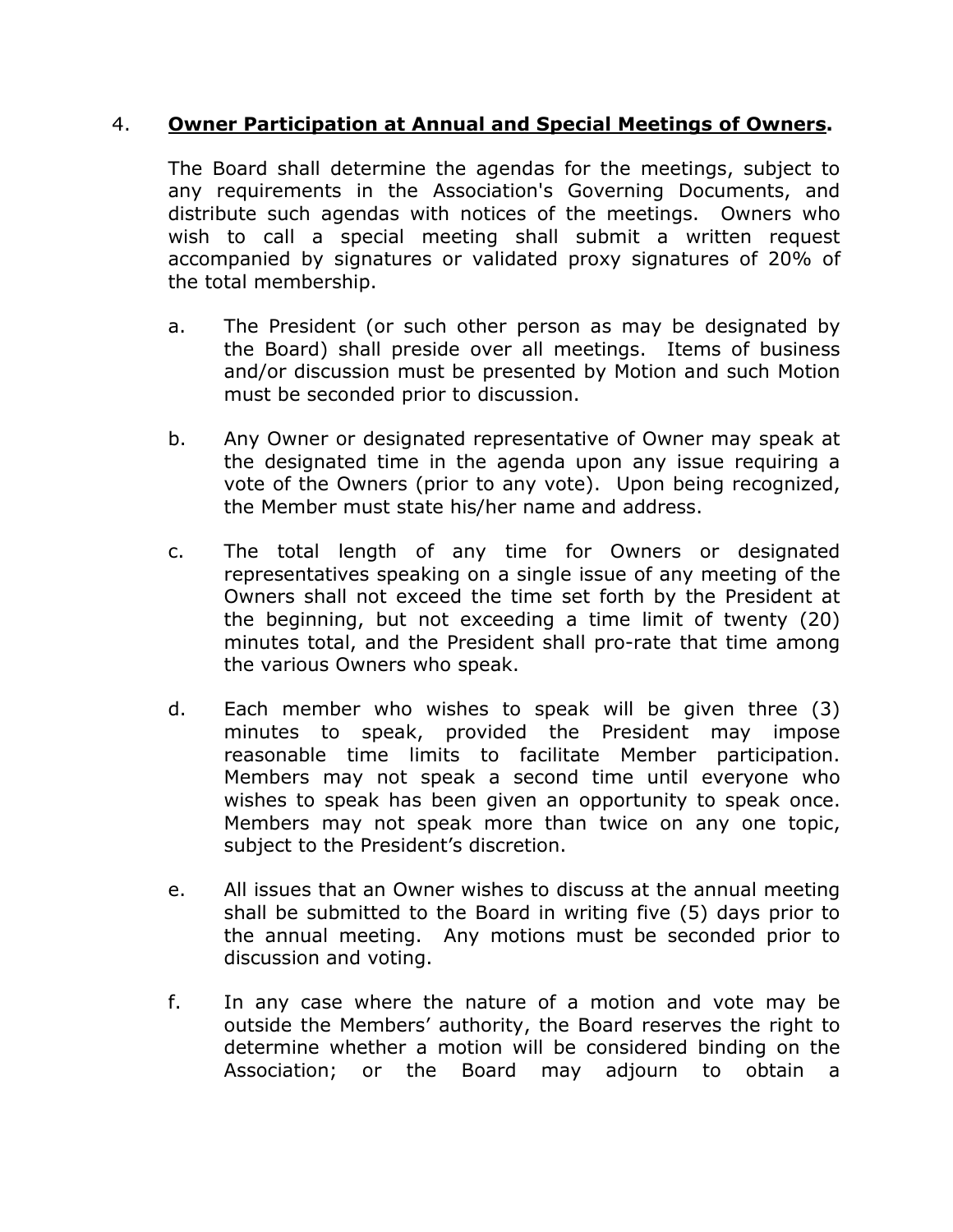4. **<u>Owner Participation at Annual and Special Meetings of Owners</u>.**

The Board shall determine the agendas for the meetings, subject to any requirements in the Association's Governing Documents, and distribute such agendas with notices of the meetings. Owners who wish to call a special meeting shall submit a written request accompanied by signatures or validated proxy signatures of 20% of the total membership.

a. The President (or such other person as may be designated by the Board) shall preside over all meetings. Items of business and/or discussion must be presented by Motion and such Motion must be seconded prior to discussion.

b. Any Owner or designated representative of Owner may speak at the designated time in the agenda upon any issue requiring a vote of the Owners (prior to any vote). Upon being recognized, the Member must state his/her name and address.

c. The total length of any time for Owners or designated representatives speaking on a single issue of any meeting of the Owners shall not exceed the time set forth by the President at the beginning, but not exceeding a time limit of twenty (20) minutes total, and the President shall pro-rate that time among the various Owners who speak.

d. Each member who wishes to speak will be given three (3) minutes to speak, provided the President may impose reasonable time limits to facilitate Member participation. Members may not speak a second time until everyone who wishes to speak has been given an opportunity to speak once. Members may not speak more than twice on any one topic, subject to the President's discretion.

e. All issues that an Owner wishes to discuss at the annual meeting shall be submitted to the Board in writing five (5) days prior to the annual meeting. Any motions must be seconded prior to discussion and voting.

f. In any case where the nature of a motion and vote may be outside the Members' authority, the Board reserves the right to determine whether a motion will be considered binding on the Association; or the Board may adjourn to obtain a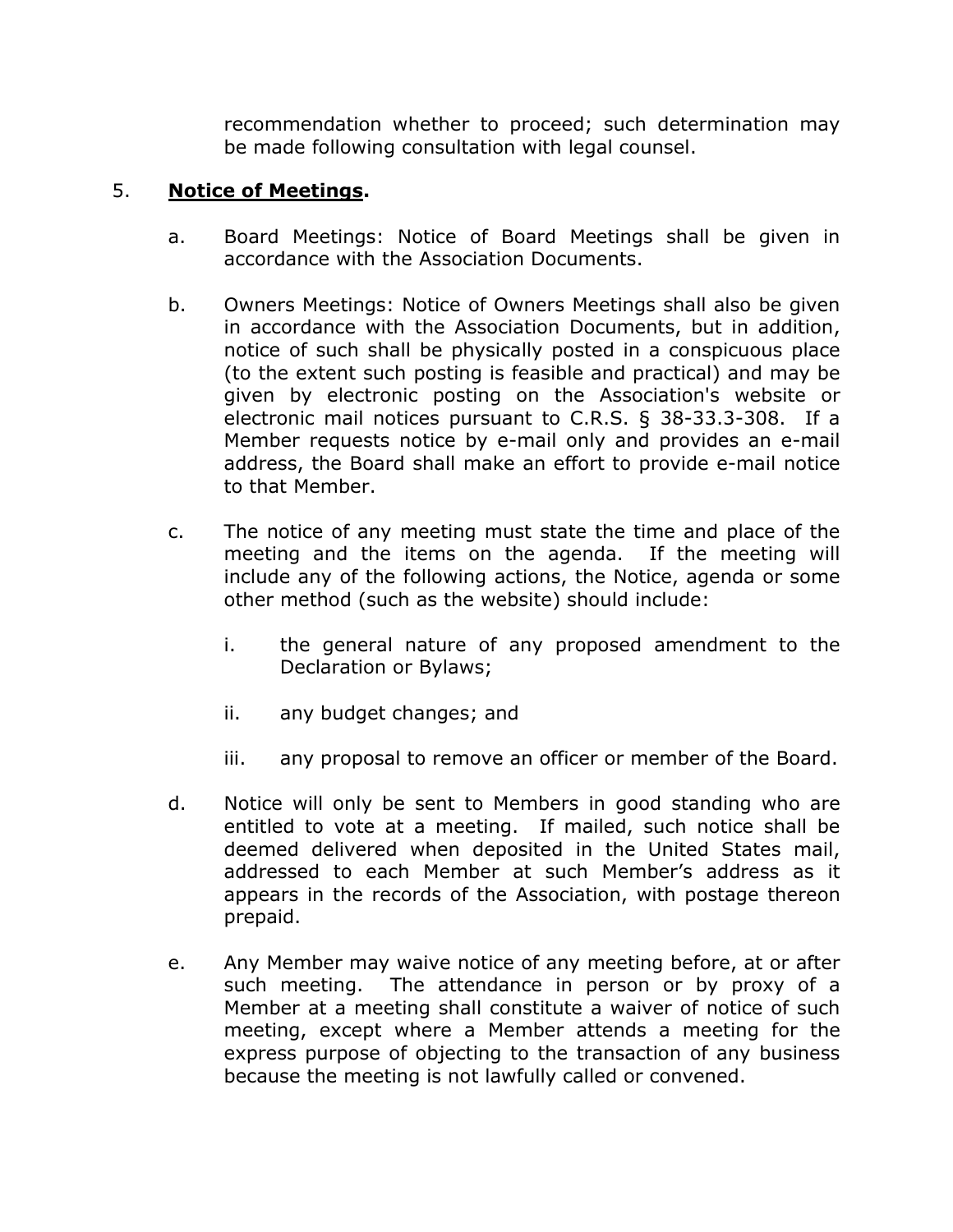recommendation whether to proceed; such determination may be made following consultation with legal counsel.

5. **<u>Notice of Meetings</u>.**

   a. Board Meetings: Notice of Board Meetings shall be given in accordance with the Association Documents.

   b. Owners Meetings: Notice of Owners Meetings shall also be given in accordance with the Association Documents, but in addition, notice of such shall be physically posted in a conspicuous place (to the extent such posting is feasible and practical) and may be given by electronic posting on the Association's website or electronic mail notices pursuant to C.R.S. § 38-33.3-308. If a Member requests notice by e-mail only and provides an e-mail address, the Board shall make an effort to provide e-mail notice to that Member.

   c. The notice of any meeting must state the time and place of the meeting and the items on the agenda. If the meeting will include any of the following actions, the Notice, agenda or some other method (such as the website) should include:

      i. the general nature of any proposed amendment to the Declaration or Bylaws;

      ii. any budget changes; and

      iii. any proposal to remove an officer or member of the Board.

   d. Notice will only be sent to Members in good standing who are entitled to vote at a meeting. If mailed, such notice shall be deemed delivered when deposited in the United States mail, addressed to each Member at such Member's address as it appears in the records of the Association, with postage thereon prepaid.

   e. Any Member may waive notice of any meeting before, at or after such meeting. The attendance in person or by proxy of a Member at a meeting shall constitute a waiver of notice of such meeting, except where a Member attends a meeting for the express purpose of objecting to the transaction of any business because the meeting is not lawfully called or convened.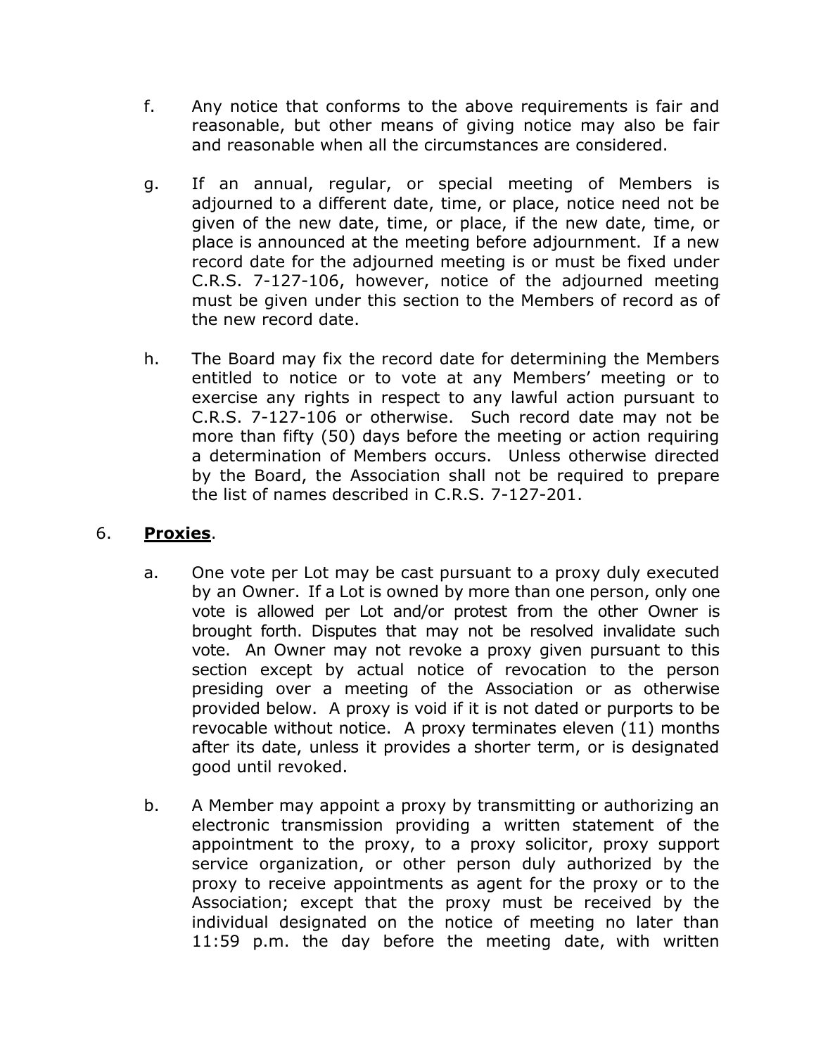f. Any notice that conforms to the above requirements is fair and reasonable, but other means of giving notice may also be fair and reasonable when all the circumstances are considered.

g. If an annual, regular, or special meeting of Members is adjourned to a different date, time, or place, notice need not be given of the new date, time, or place, if the new date, time, or place is announced at the meeting before adjournment. If a new record date for the adjourned meeting is or must be fixed under C.R.S. 7-127-106, however, notice of the adjourned meeting must be given under this section to the Members of record as of the new record date.

h. The Board may fix the record date for determining the Members entitled to notice or to vote at any Members' meeting or to exercise any rights in respect to any lawful action pursuant to C.R.S. 7-127-106 or otherwise. Such record date may not be more than fifty (50) days before the meeting or action requiring a determination of Members occurs. Unless otherwise directed by the Board, the Association shall not be required to prepare the list of names described in C.R.S. 7-127-201.

6. **Proxies**.

a. One vote per Lot may be cast pursuant to a proxy duly executed by an Owner. If a Lot is owned by more than one person, only one vote is allowed per Lot and/or protest from the other Owner is brought forth. Disputes that may not be resolved invalidate such vote. An Owner may not revoke a proxy given pursuant to this section except by actual notice of revocation to the person presiding over a meeting of the Association or as otherwise provided below. A proxy is void if it is not dated or purports to be revocable without notice. A proxy terminates eleven (11) months after its date, unless it provides a shorter term, or is designated good until revoked.

b. A Member may appoint a proxy by transmitting or authorizing an electronic transmission providing a written statement of the appointment to the proxy, to a proxy solicitor, proxy support service organization, or other person duly authorized by the proxy to receive appointments as agent for the proxy or to the Association; except that the proxy must be received by the individual designated on the notice of meeting no later than 11:59 p.m. the day before the meeting date, with written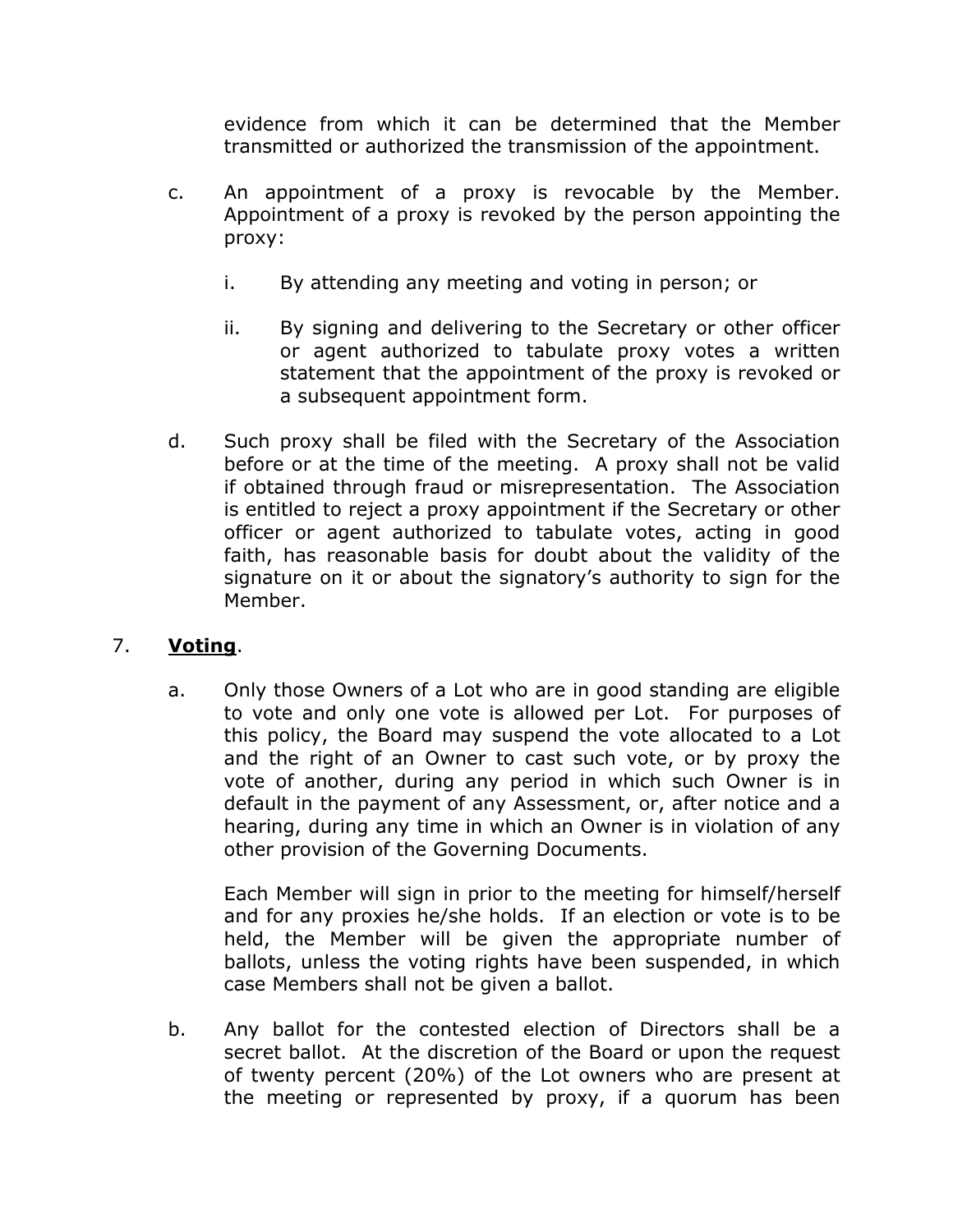evidence from which it can be determined that the Member transmitted or authorized the transmission of the appointment.

c. An appointment of a proxy is revocable by the Member. Appointment of a proxy is revoked by the person appointing the proxy:

   i. By attending any meeting and voting in person; or

   ii. By signing and delivering to the Secretary or other officer or agent authorized to tabulate proxy votes a written statement that the appointment of the proxy is revoked or a subsequent appointment form.

d. Such proxy shall be filed with the Secretary of the Association before or at the time of the meeting. A proxy shall not be valid if obtained through fraud or misrepresentation. The Association is entitled to reject a proxy appointment if the Secretary or other officer or agent authorized to tabulate votes, acting in good faith, has reasonable basis for doubt about the validity of the signature on it or about the signatory's authority to sign for the Member.

7. **<u>Voting</u>**.

a. Only those Owners of a Lot who are in good standing are eligible to vote and only one vote is allowed per Lot. For purposes of this policy, the Board may suspend the vote allocated to a Lot and the right of an Owner to cast such vote, or by proxy the vote of another, during any period in which such Owner is in default in the payment of any Assessment, or, after notice and a hearing, during any time in which an Owner is in violation of any other provision of the Governing Documents.

   Each Member will sign in prior to the meeting for himself/herself and for any proxies he/she holds. If an election or vote is to be held, the Member will be given the appropriate number of ballots, unless the voting rights have been suspended, in which case Members shall not be given a ballot.

b. Any ballot for the contested election of Directors shall be a secret ballot. At the discretion of the Board or upon the request of twenty percent (20%) of the Lot owners who are present at the meeting or represented by proxy, if a quorum has been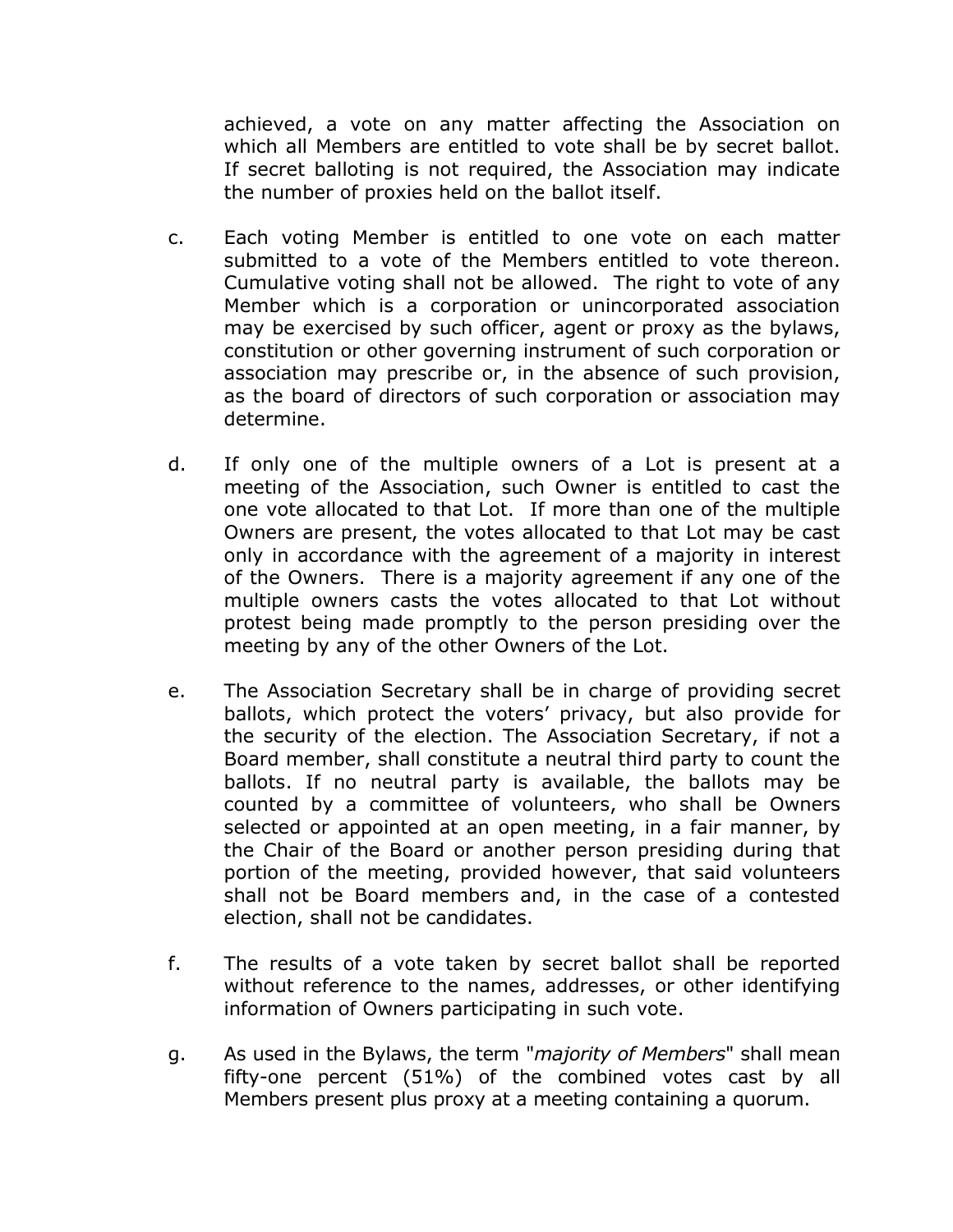achieved, a vote on any matter affecting the Association on which all Members are entitled to vote shall be by secret ballot. If secret balloting is not required, the Association may indicate the number of proxies held on the ballot itself.

c. Each voting Member is entitled to one vote on each matter submitted to a vote of the Members entitled to vote thereon. Cumulative voting shall not be allowed. The right to vote of any Member which is a corporation or unincorporated association may be exercised by such officer, agent or proxy as the bylaws, constitution or other governing instrument of such corporation or association may prescribe or, in the absence of such provision, as the board of directors of such corporation or association may determine.

d. If only one of the multiple owners of a Lot is present at a meeting of the Association, such Owner is entitled to cast the one vote allocated to that Lot. If more than one of the multiple Owners are present, the votes allocated to that Lot may be cast only in accordance with the agreement of a majority in interest of the Owners. There is a majority agreement if any one of the multiple owners casts the votes allocated to that Lot without protest being made promptly to the person presiding over the meeting by any of the other Owners of the Lot.

e. The Association Secretary shall be in charge of providing secret ballots, which protect the voters' privacy, but also provide for the security of the election. The Association Secretary, if not a Board member, shall constitute a neutral third party to count the ballots. If no neutral party is available, the ballots may be counted by a committee of volunteers, who shall be Owners selected or appointed at an open meeting, in a fair manner, by the Chair of the Board or another person presiding during that portion of the meeting, provided however, that said volunteers shall not be Board members and, in the case of a contested election, shall not be candidates.

f. The results of a vote taken by secret ballot shall be reported without reference to the names, addresses, or other identifying information of Owners participating in such vote.

g. As used in the Bylaws, the term "*majority of Members*" shall mean fifty-one percent (51%) of the combined votes cast by all Members present plus proxy at a meeting containing a quorum.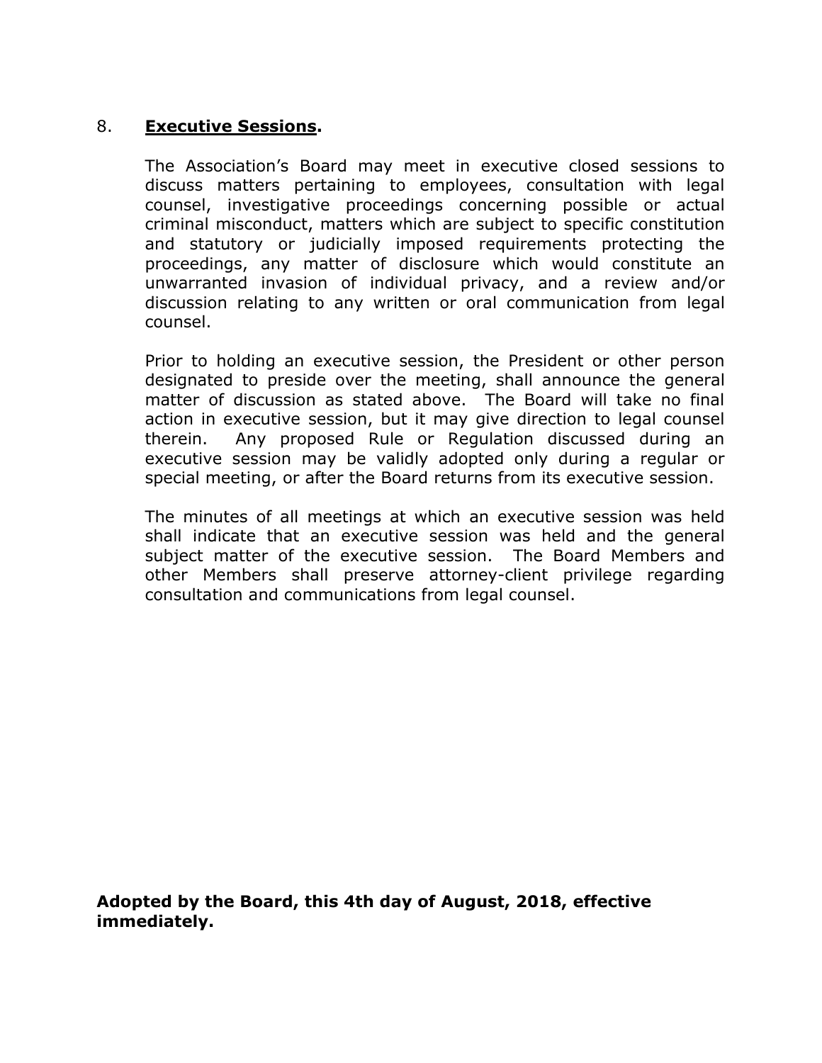8. **<u>Executive Sessions</u>.**

The Association's Board may meet in executive closed sessions to discuss matters pertaining to employees, consultation with legal counsel, investigative proceedings concerning possible or actual criminal misconduct, matters which are subject to specific constitution and statutory or judicially imposed requirements protecting the proceedings, any matter of disclosure which would constitute an unwarranted invasion of individual privacy, and a review and/or discussion relating to any written or oral communication from legal counsel.

Prior to holding an executive session, the President or other person designated to preside over the meeting, shall announce the general matter of discussion as stated above. The Board will take no final action in executive session, but it may give direction to legal counsel therein. Any proposed Rule or Regulation discussed during an executive session may be validly adopted only during a regular or special meeting, or after the Board returns from its executive session.

The minutes of all meetings at which an executive session was held shall indicate that an executive session was held and the general subject matter of the executive session. The Board Members and other Members shall preserve attorney-client privilege regarding consultation and communications from legal counsel.

**Adopted by the Board, this 4th day of August, 2018, effective immediately.**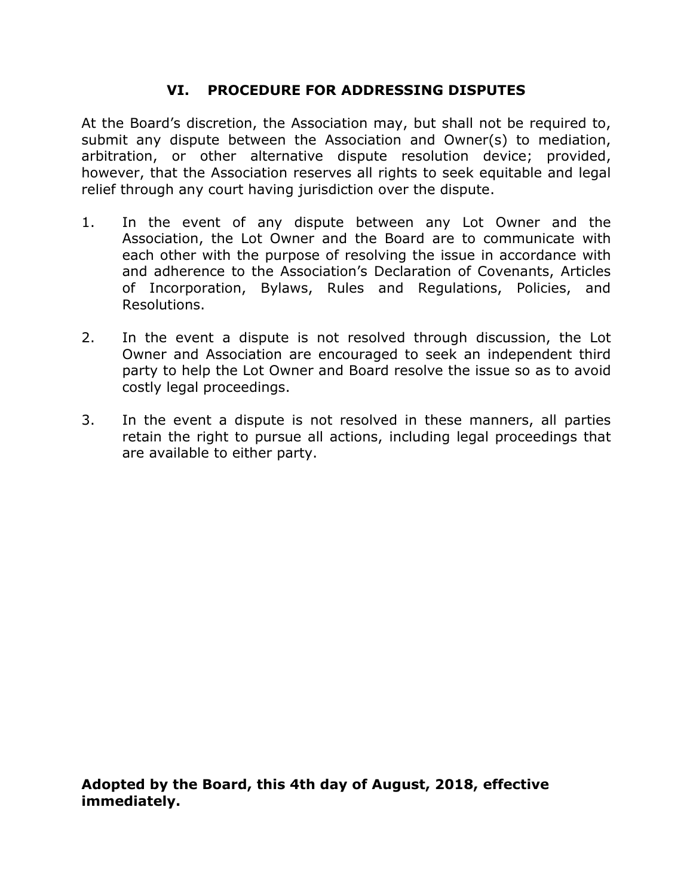## VI. PROCEDURE FOR ADDRESSING DISPUTES

At the Board's discretion, the Association may, but shall not be required to, submit any dispute between the Association and Owner(s) to mediation, arbitration, or other alternative dispute resolution device; provided, however, that the Association reserves all rights to seek equitable and legal relief through any court having jurisdiction over the dispute.

1. In the event of any dispute between any Lot Owner and the Association, the Lot Owner and the Board are to communicate with each other with the purpose of resolving the issue in accordance with and adherence to the Association's Declaration of Covenants, Articles of Incorporation, Bylaws, Rules and Regulations, Policies, and Resolutions.

2. In the event a dispute is not resolved through discussion, the Lot Owner and Association are encouraged to seek an independent third party to help the Lot Owner and Board resolve the issue so as to avoid costly legal proceedings.

3. In the event a dispute is not resolved in these manners, all parties retain the right to pursue all actions, including legal proceedings that are available to either party.

**Adopted by the Board, this 4th day of August, 2018, effective immediately.**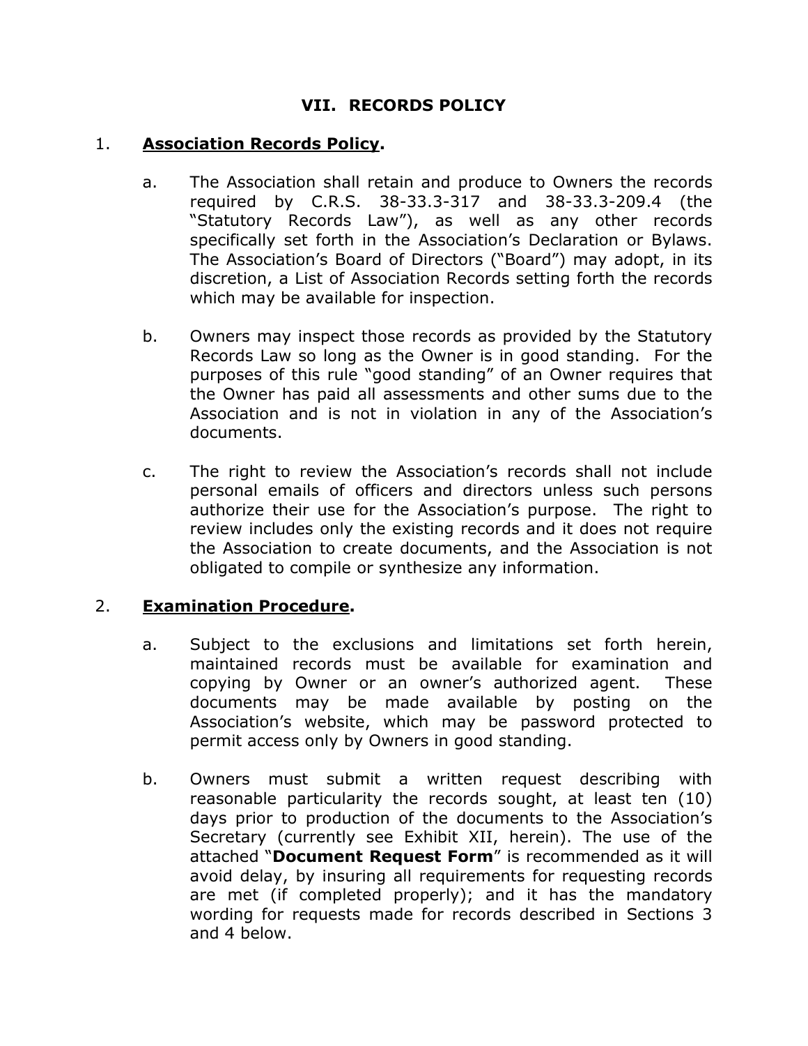# VII. RECORDS POLICY

1. **<u>Association Records Policy</u>.**

   a. The Association shall retain and produce to Owners the records required by C.R.S. 38-33.3-317 and 38-33.3-209.4 (the "Statutory Records Law"), as well as any other records specifically set forth in the Association's Declaration or Bylaws. The Association's Board of Directors ("Board") may adopt, in its discretion, a List of Association Records setting forth the records which may be available for inspection.

   b. Owners may inspect those records as provided by the Statutory Records Law so long as the Owner is in good standing. For the purposes of this rule "good standing" of an Owner requires that the Owner has paid all assessments and other sums due to the Association and is not in violation in any of the Association's documents.

   c. The right to review the Association's records shall not include personal emails of officers and directors unless such persons authorize their use for the Association's purpose. The right to review includes only the existing records and it does not require the Association to create documents, and the Association is not obligated to compile or synthesize any information.

2. **<u>Examination Procedure</u>.**

   a. Subject to the exclusions and limitations set forth herein, maintained records must be available for examination and copying by Owner or an owner's authorized agent. These documents may be made available by posting on the Association's website, which may be password protected to permit access only by Owners in good standing.

   b. Owners must submit a written request describing with reasonable particularity the records sought, at least ten (10) days prior to production of the documents to the Association's Secretary (currently see Exhibit XII, herein). The use of the attached "**Document Request Form**" is recommended as it will avoid delay, by insuring all requirements for requesting records are met (if completed properly); and it has the mandatory wording for requests made for records described in Sections 3 and 4 below.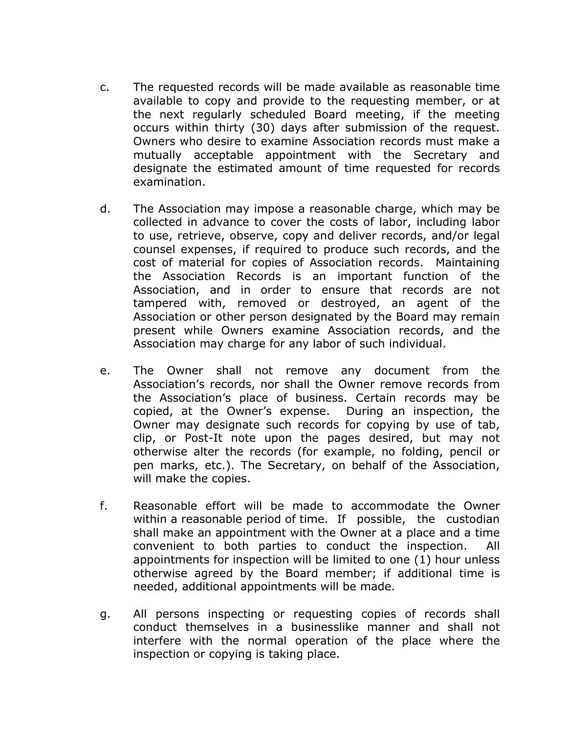c. The requested records will be made available as reasonable time available to copy and provide to the requesting member, or at the next regularly scheduled Board meeting, if the meeting occurs within thirty (30) days after submission of the request. Owners who desire to examine Association records must make a mutually acceptable appointment with the Secretary and designate the estimated amount of time requested for records examination.

d. The Association may impose a reasonable charge, which may be collected in advance to cover the costs of labor, including labor to use, retrieve, observe, copy and deliver records, and/or legal counsel expenses, if required to produce such records, and the cost of material for copies of Association records. Maintaining the Association Records is an important function of the Association, and in order to ensure that records are not tampered with, removed or destroyed, an agent of the Association or other person designated by the Board may remain present while Owners examine Association records, and the Association may charge for any labor of such individual.

e. The Owner shall not remove any document from the Association's records, nor shall the Owner remove records from the Association's place of business. Certain records may be copied, at the Owner's expense. During an inspection, the Owner may designate such records for copying by use of tab, clip, or Post-It note upon the pages desired, but may not otherwise alter the records (for example, no folding, pencil or pen marks, etc.). The Secretary, on behalf of the Association, will make the copies.

f. Reasonable effort will be made to accommodate the Owner within a reasonable period of time. If possible, the custodian shall make an appointment with the Owner at a place and a time convenient to both parties to conduct the inspection. All appointments for inspection will be limited to one (1) hour unless otherwise agreed by the Board member; if additional time is needed, additional appointments will be made.

g. All persons inspecting or requesting copies of records shall conduct themselves in a businesslike manner and shall not interfere with the normal operation of the place where the inspection or copying is taking place.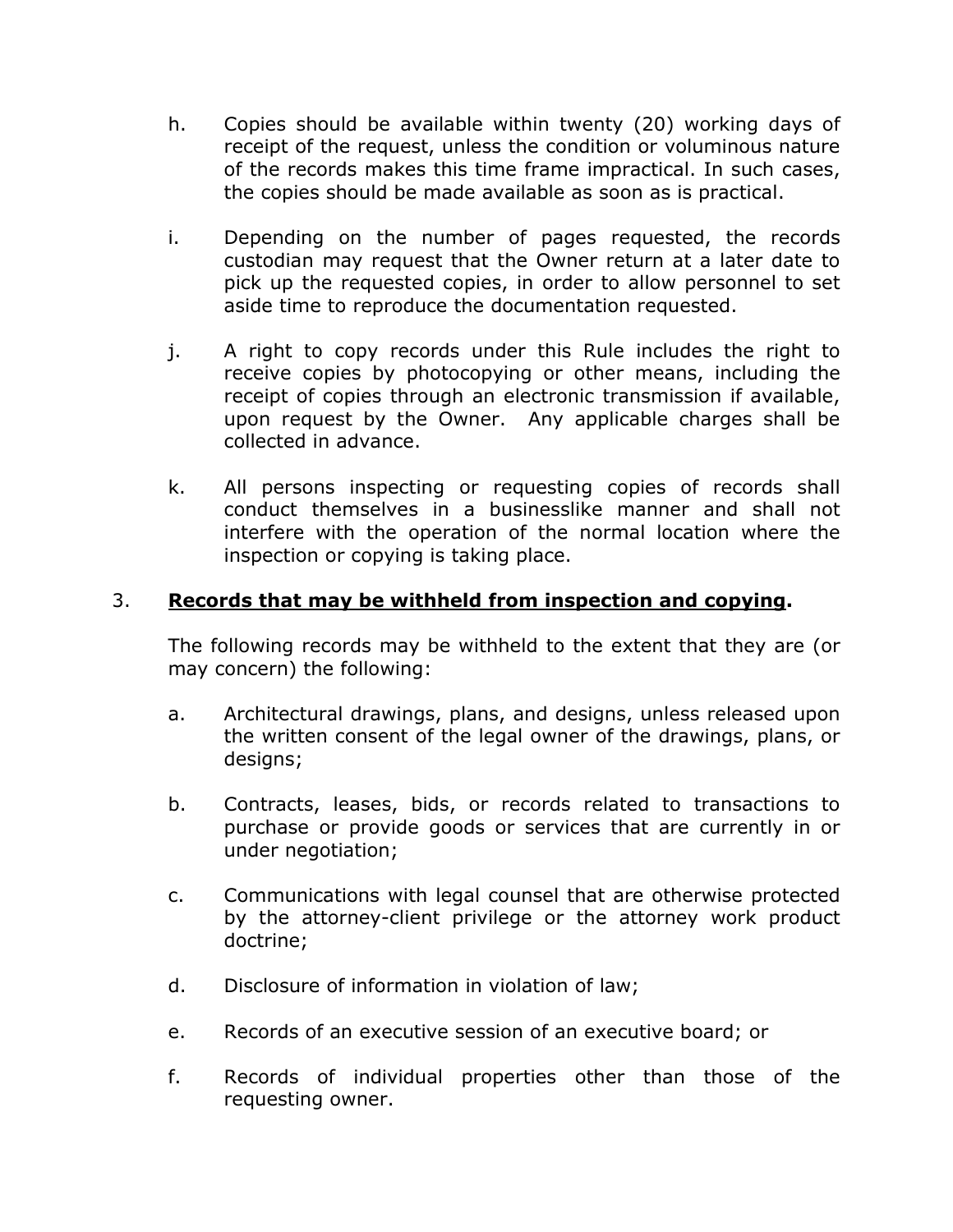h. Copies should be available within twenty (20) working days of receipt of the request, unless the condition or voluminous nature of the records makes this time frame impractical. In such cases, the copies should be made available as soon as is practical.

i. Depending on the number of pages requested, the records custodian may request that the Owner return at a later date to pick up the requested copies, in order to allow personnel to set aside time to reproduce the documentation requested.

j. A right to copy records under this Rule includes the right to receive copies by photocopying or other means, including the receipt of copies through an electronic transmission if available, upon request by the Owner. Any applicable charges shall be collected in advance.

k. All persons inspecting or requesting copies of records shall conduct themselves in a businesslike manner and shall not interfere with the operation of the normal location where the inspection or copying is taking place.

3. **Records that may be withheld from inspection and copying.**

The following records may be withheld to the extent that they are (or may concern) the following:

a. Architectural drawings, plans, and designs, unless released upon the written consent of the legal owner of the drawings, plans, or designs;

b. Contracts, leases, bids, or records related to transactions to purchase or provide goods or services that are currently in or under negotiation;

c. Communications with legal counsel that are otherwise protected by the attorney-client privilege or the attorney work product doctrine;

d. Disclosure of information in violation of law;

e. Records of an executive session of an executive board; or

f. Records of individual properties other than those of the requesting owner.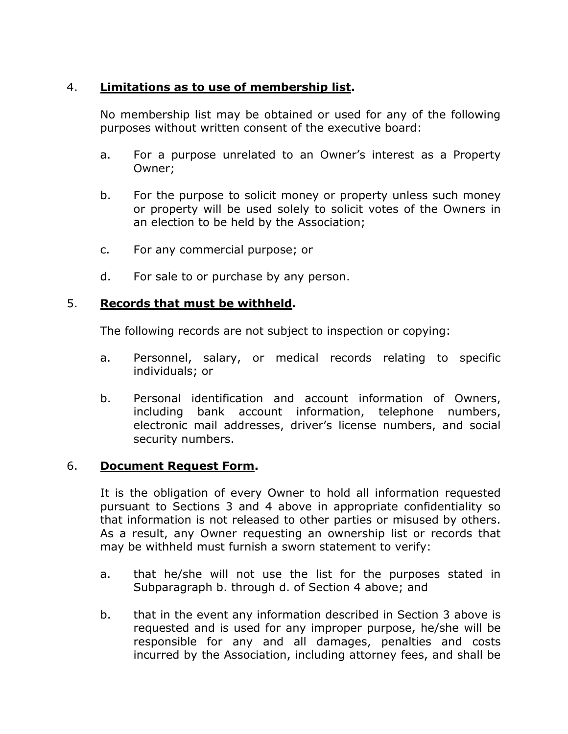4. **<u>Limitations as to use of membership list</u>.**

No membership list may be obtained or used for any of the following purposes without written consent of the executive board:

a. For a purpose unrelated to an Owner's interest as a Property Owner;

b. For the purpose to solicit money or property unless such money or property will be used solely to solicit votes of the Owners in an election to be held by the Association;

c. For any commercial purpose; or

d. For sale to or purchase by any person.

5. **<u>Records that must be withheld</u>.**

The following records are not subject to inspection or copying:

a. Personnel, salary, or medical records relating to specific individuals; or

b. Personal identification and account information of Owners, including bank account information, telephone numbers, electronic mail addresses, driver's license numbers, and social security numbers.

6. **<u>Document Request Form</u>.**

It is the obligation of every Owner to hold all information requested pursuant to Sections 3 and 4 above in appropriate confidentiality so that information is not released to other parties or misused by others. As a result, any Owner requesting an ownership list or records that may be withheld must furnish a sworn statement to verify:

a. that he/she will not use the list for the purposes stated in Subparagraph b. through d. of Section 4 above; and

b. that in the event any information described in Section 3 above is requested and is used for any improper purpose, he/she will be responsible for any and all damages, penalties and costs incurred by the Association, including attorney fees, and shall be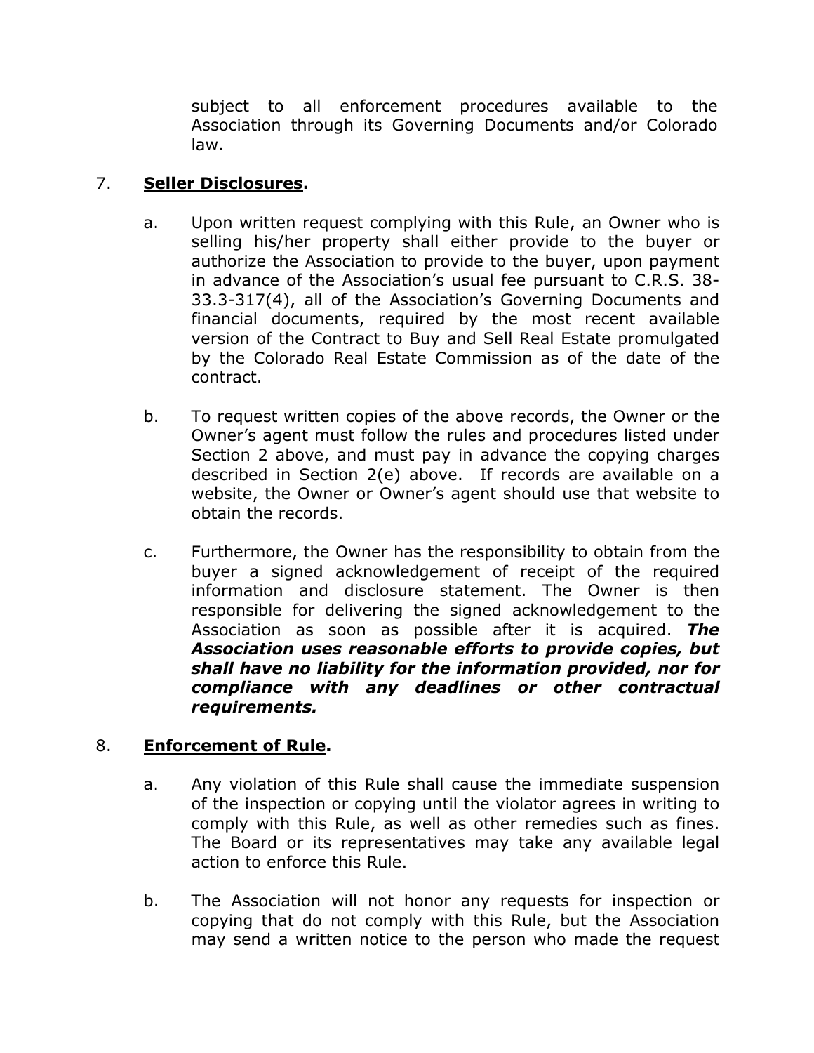subject to all enforcement procedures available to the Association through its Governing Documents and/or Colorado law.

7. **<u>Seller Disclosures</u>.**

   a. Upon written request complying with this Rule, an Owner who is selling his/her property shall either provide to the buyer or authorize the Association to provide to the buyer, upon payment in advance of the Association's usual fee pursuant to C.R.S. 38-33.3-317(4), all of the Association's Governing Documents and financial documents, required by the most recent available version of the Contract to Buy and Sell Real Estate promulgated by the Colorado Real Estate Commission as of the date of the contract.

   b. To request written copies of the above records, the Owner or the Owner's agent must follow the rules and procedures listed under Section 2 above, and must pay in advance the copying charges described in Section 2(e) above. If records are available on a website, the Owner or Owner's agent should use that website to obtain the records.

   c. Furthermore, the Owner has the responsibility to obtain from the buyer a signed acknowledgement of receipt of the required information and disclosure statement. The Owner is then responsible for delivering the signed acknowledgement to the Association as soon as possible after it is acquired. ***The Association uses reasonable efforts to provide copies, but shall have no liability for the information provided, nor for compliance with any deadlines or other contractual requirements.***

8. **<u>Enforcement of Rule</u>.**

   a. Any violation of this Rule shall cause the immediate suspension of the inspection or copying until the violator agrees in writing to comply with this Rule, as well as other remedies such as fines. The Board or its representatives may take any available legal action to enforce this Rule.

   b. The Association will not honor any requests for inspection or copying that do not comply with this Rule, but the Association may send a written notice to the person who made the request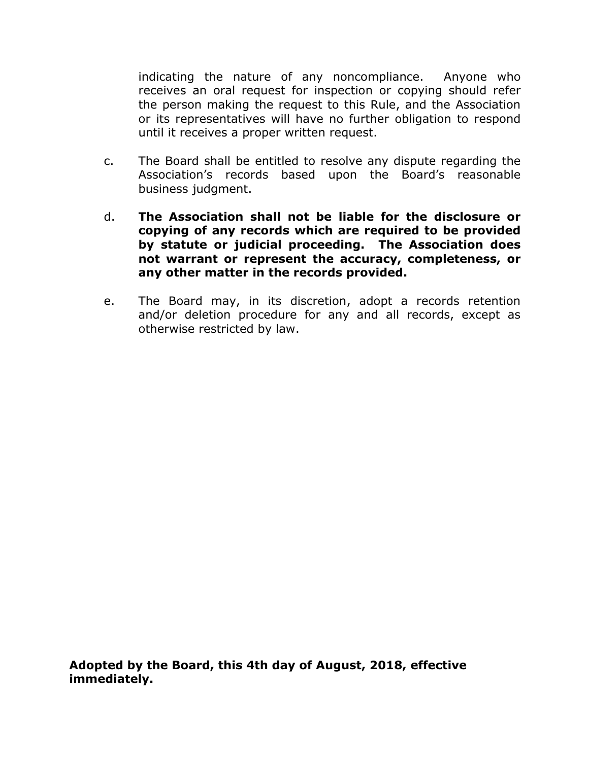indicating the nature of any noncompliance. Anyone who receives an oral request for inspection or copying should refer the person making the request to this Rule, and the Association or its representatives will have no further obligation to respond until it receives a proper written request.

c. The Board shall be entitled to resolve any dispute regarding the Association's records based upon the Board's reasonable business judgment.

d. **The Association shall not be liable for the disclosure or copying of any records which are required to be provided by statute or judicial proceeding. The Association does not warrant or represent the accuracy, completeness, or any other matter in the records provided.**

e. The Board may, in its discretion, adopt a records retention and/or deletion procedure for any and all records, except as otherwise restricted by law.

**Adopted by the Board, this 4th day of August, 2018, effective immediately.**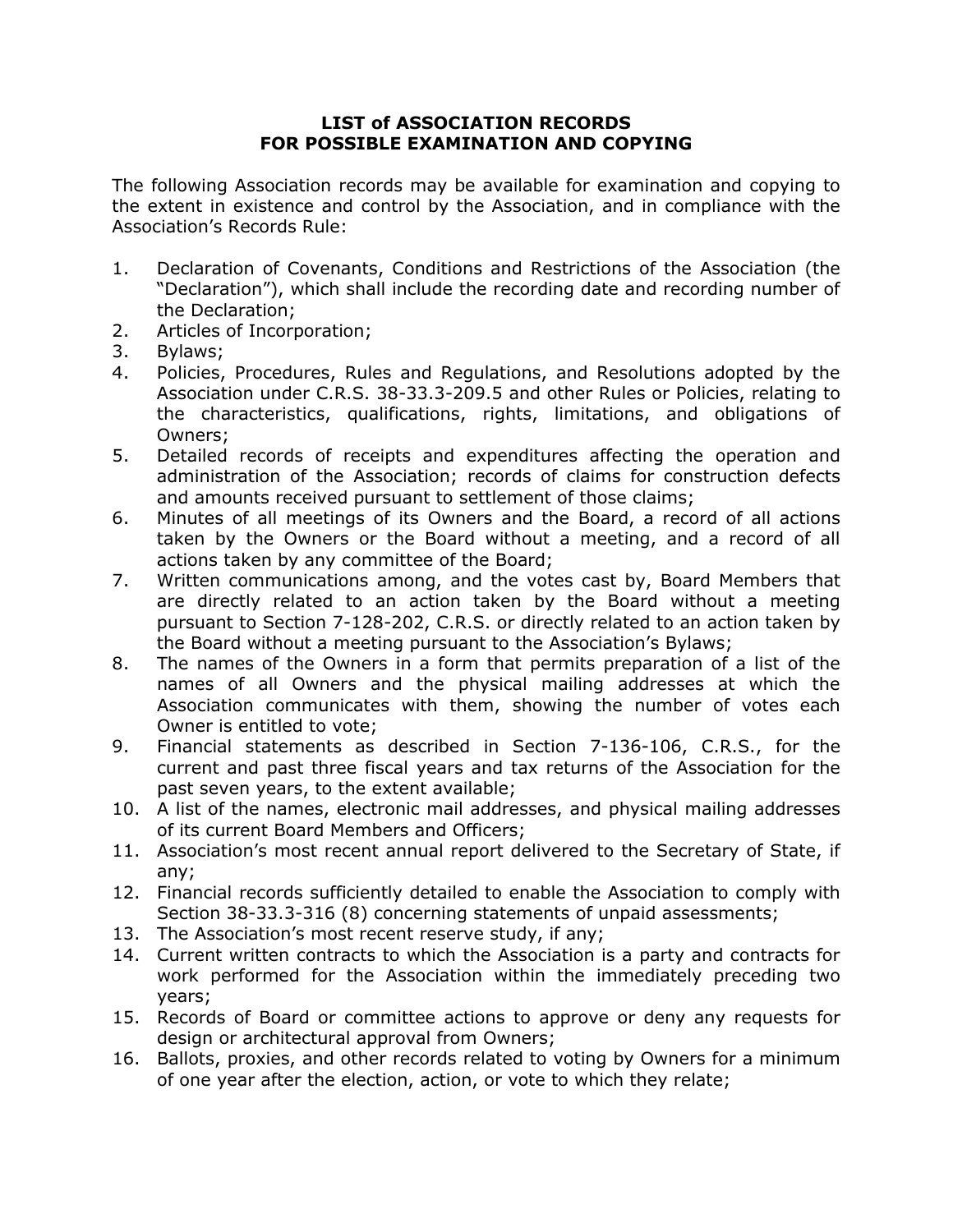# LIST of ASSOCIATION RECORDS
# FOR POSSIBLE EXAMINATION AND COPYING

The following Association records may be available for examination and copying to the extent in existence and control by the Association, and in compliance with the Association's Records Rule:

1. Declaration of Covenants, Conditions and Restrictions of the Association (the "Declaration"), which shall include the recording date and recording number of the Declaration;
2. Articles of Incorporation;
3. Bylaws;
4. Policies, Procedures, Rules and Regulations, and Resolutions adopted by the Association under C.R.S. 38-33.3-209.5 and other Rules or Policies, relating to the characteristics, qualifications, rights, limitations, and obligations of Owners;
5. Detailed records of receipts and expenditures affecting the operation and administration of the Association; records of claims for construction defects and amounts received pursuant to settlement of those claims;
6. Minutes of all meetings of its Owners and the Board, a record of all actions taken by the Owners or the Board without a meeting, and a record of all actions taken by any committee of the Board;
7. Written communications among, and the votes cast by, Board Members that are directly related to an action taken by the Board without a meeting pursuant to Section 7-128-202, C.R.S. or directly related to an action taken by the Board without a meeting pursuant to the Association's Bylaws;
8. The names of the Owners in a form that permits preparation of a list of the names of all Owners and the physical mailing addresses at which the Association communicates with them, showing the number of votes each Owner is entitled to vote;
9. Financial statements as described in Section 7-136-106, C.R.S., for the current and past three fiscal years and tax returns of the Association for the past seven years, to the extent available;
10. A list of the names, electronic mail addresses, and physical mailing addresses of its current Board Members and Officers;
11. Association's most recent annual report delivered to the Secretary of State, if any;
12. Financial records sufficiently detailed to enable the Association to comply with Section 38-33.3-316 (8) concerning statements of unpaid assessments;
13. The Association's most recent reserve study, if any;
14. Current written contracts to which the Association is a party and contracts for work performed for the Association within the immediately preceding two years;
15. Records of Board or committee actions to approve or deny any requests for design or architectural approval from Owners;
16. Ballots, proxies, and other records related to voting by Owners for a minimum of one year after the election, action, or vote to which they relate;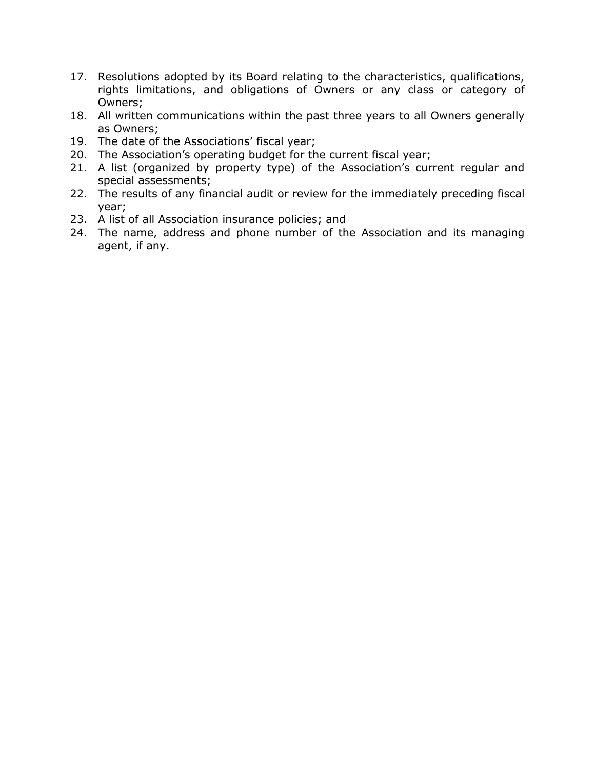17. Resolutions adopted by its Board relating to the characteristics, qualifications, rights limitations, and obligations of Owners or any class or category of Owners;
18. All written communications within the past three years to all Owners generally as Owners;
19. The date of the Associations' fiscal year;
20. The Association's operating budget for the current fiscal year;
21. A list (organized by property type) of the Association's current regular and special assessments;
22. The results of any financial audit or review for the immediately preceding fiscal year;
23. A list of all Association insurance policies; and
24. The name, address and phone number of the Association and its managing agent, if any.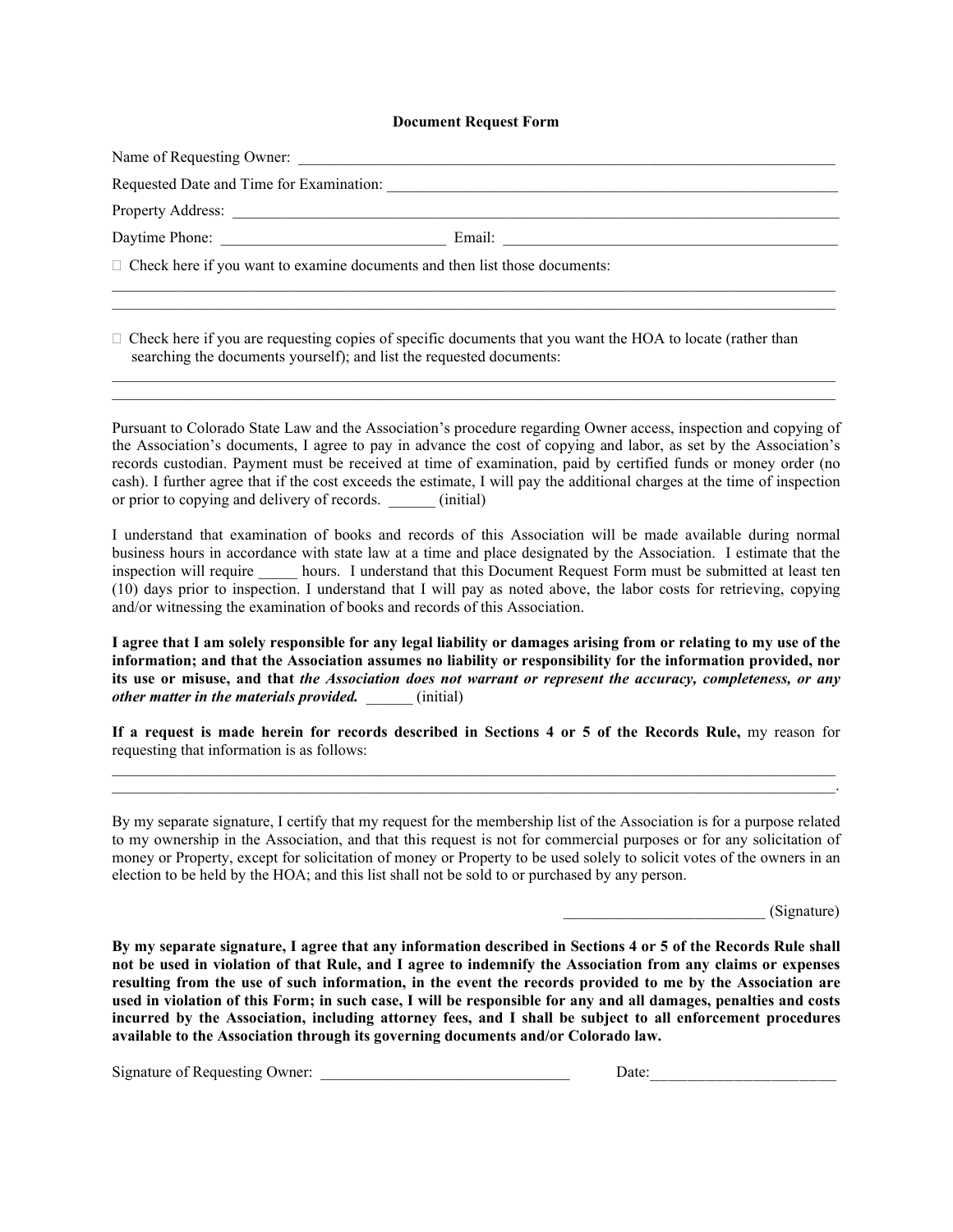**Document Request Form**

Name of Requesting Owner: ______________________________________________________________________

Requested Date and Time for Examination: ________________________________________________________

Property Address: _____________________________________________________________________________

Daytime Phone: _____________________________ Email: _____________________________________________

☐ Check here if you want to examine documents and then list those documents:

______________________________________________________________________________________________

______________________________________________________________________________________________

☐ Check here if you are requesting copies of specific documents that you want the HOA to locate (rather than searching the documents yourself); and list the requested documents:

______________________________________________________________________________________________

______________________________________________________________________________________________

Pursuant to Colorado State Law and the Association's procedure regarding Owner access, inspection and copying of the Association's documents, I agree to pay in advance the cost of copying and labor, as set by the Association's records custodian. Payment must be received at time of examination, paid by certified funds or money order (no cash). I further agree that if the cost exceeds the estimate, I will pay the additional charges at the time of inspection or prior to copying and delivery of records. ______ (initial)

I understand that examination of books and records of this Association will be made available during normal business hours in accordance with state law at a time and place designated by the Association. I estimate that the inspection will require _____ hours. I understand that this Document Request Form must be submitted at least ten (10) days prior to inspection. I understand that I will pay as noted above, the labor costs for retrieving, copying and/or witnessing the examination of books and records of this Association.

**I agree that I am solely responsible for any legal liability or damages arising from or relating to my use of the information; and that the Association assumes no liability or responsibility for the information provided, nor its use or misuse, and that *the Association does not warrant or represent the accuracy, completeness, or any other matter in the materials provided.*** ______ (initial)

**If a request is made herein for records described in Sections 4 or 5 of the Records Rule,** my reason for requesting that information is as follows:

______________________________________________________________________________________________

______________________________________________________________________________________________.

By my separate signature, I certify that my request for the membership list of the Association is for a purpose related to my ownership in the Association, and that this request is not for commercial purposes or for any solicitation of money or Property, except for solicitation of money or Property to be used solely to solicit votes of the owners in an election to be held by the HOA; and this list shall not be sold to or purchased by any person.

_________________________ (Signature)

**By my separate signature, I agree that any information described in Sections 4 or 5 of the Records Rule shall not be used in violation of that Rule, and I agree to indemnify the Association from any claims or expenses resulting from the use of such information, in the event the records provided to me by the Association are used in violation of this Form; in such case, I will be responsible for any and all damages, penalties and costs incurred by the Association, including attorney fees, and I shall be subject to all enforcement procedures available to the Association through its governing documents and/or Colorado law.**

Signature of Requesting Owner: ________________________________ Date:________________________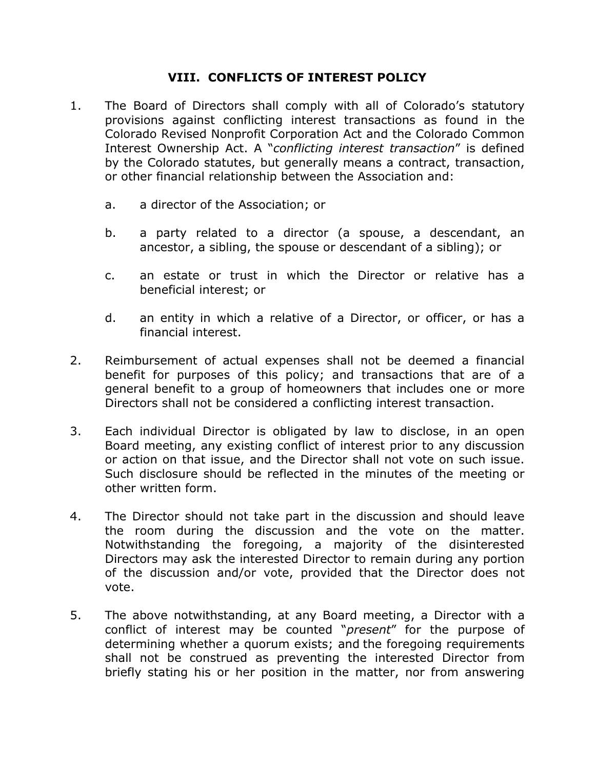## VIII. CONFLICTS OF INTEREST POLICY

1. The Board of Directors shall comply with all of Colorado's statutory provisions against conflicting interest transactions as found in the Colorado Revised Nonprofit Corporation Act and the Colorado Common Interest Ownership Act. A "*conflicting interest transaction*" is defined by the Colorado statutes, but generally means a contract, transaction, or other financial relationship between the Association and:

    a. a director of the Association; or

    b. a party related to a director (a spouse, a descendant, an ancestor, a sibling, the spouse or descendant of a sibling); or

    c. an estate or trust in which the Director or relative has a beneficial interest; or

    d. an entity in which a relative of a Director, or officer, or has a financial interest.

2. Reimbursement of actual expenses shall not be deemed a financial benefit for purposes of this policy; and transactions that are of a general benefit to a group of homeowners that includes one or more Directors shall not be considered a conflicting interest transaction.

3. Each individual Director is obligated by law to disclose, in an open Board meeting, any existing conflict of interest prior to any discussion or action on that issue, and the Director shall not vote on such issue. Such disclosure should be reflected in the minutes of the meeting or other written form.

4. The Director should not take part in the discussion and should leave the room during the discussion and the vote on the matter. Notwithstanding the foregoing, a majority of the disinterested Directors may ask the interested Director to remain during any portion of the discussion and/or vote, provided that the Director does not vote.

5. The above notwithstanding, at any Board meeting, a Director with a conflict of interest may be counted "*present*" for the purpose of determining whether a quorum exists; and the foregoing requirements shall not be construed as preventing the interested Director from briefly stating his or her position in the matter, nor from answering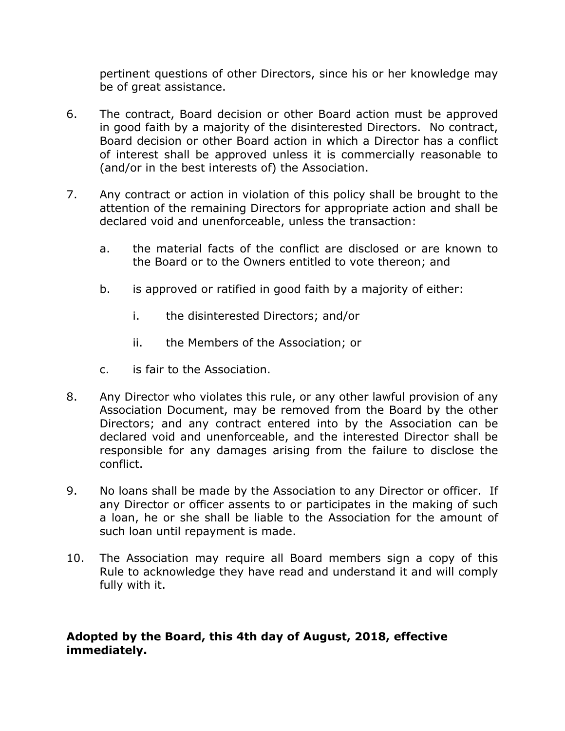pertinent questions of other Directors, since his or her knowledge may be of great assistance.

6. The contract, Board decision or other Board action must be approved in good faith by a majority of the disinterested Directors. No contract, Board decision or other Board action in which a Director has a conflict of interest shall be approved unless it is commercially reasonable to (and/or in the best interests of) the Association.

7. Any contract or action in violation of this policy shall be brought to the attention of the remaining Directors for appropriate action and shall be declared void and unenforceable, unless the transaction:

   a. the material facts of the conflict are disclosed or are known to the Board or to the Owners entitled to vote thereon; and

   b. is approved or ratified in good faith by a majority of either:

      i. the disinterested Directors; and/or

      ii. the Members of the Association; or

   c. is fair to the Association.

8. Any Director who violates this rule, or any other lawful provision of any Association Document, may be removed from the Board by the other Directors; and any contract entered into by the Association can be declared void and unenforceable, and the interested Director shall be responsible for any damages arising from the failure to disclose the conflict.

9. No loans shall be made by the Association to any Director or officer. If any Director or officer assents to or participates in the making of such a loan, he or she shall be liable to the Association for the amount of such loan until repayment is made.

10. The Association may require all Board members sign a copy of this Rule to acknowledge they have read and understand it and will comply fully with it.

**Adopted by the Board, this 4th day of August, 2018, effective immediately.**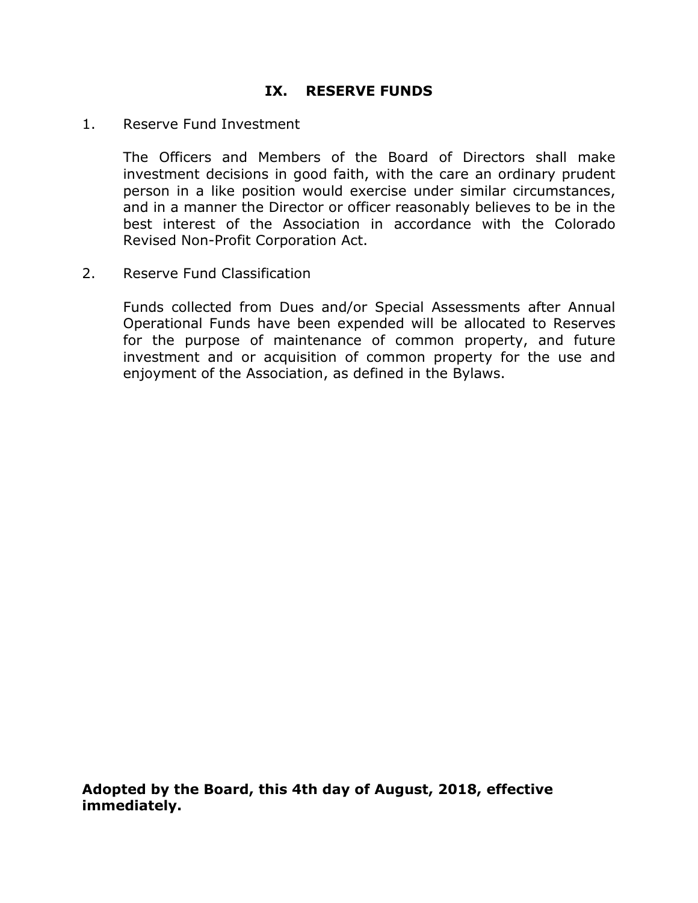## IX. RESERVE FUNDS

1. Reserve Fund Investment

   The Officers and Members of the Board of Directors shall make investment decisions in good faith, with the care an ordinary prudent person in a like position would exercise under similar circumstances, and in a manner the Director or officer reasonably believes to be in the best interest of the Association in accordance with the Colorado Revised Non-Profit Corporation Act.

2. Reserve Fund Classification

   Funds collected from Dues and/or Special Assessments after Annual Operational Funds have been expended will be allocated to Reserves for the purpose of maintenance of common property, and future investment and or acquisition of common property for the use and enjoyment of the Association, as defined in the Bylaws.

**Adopted by the Board, this 4th day of August, 2018, effective immediately.**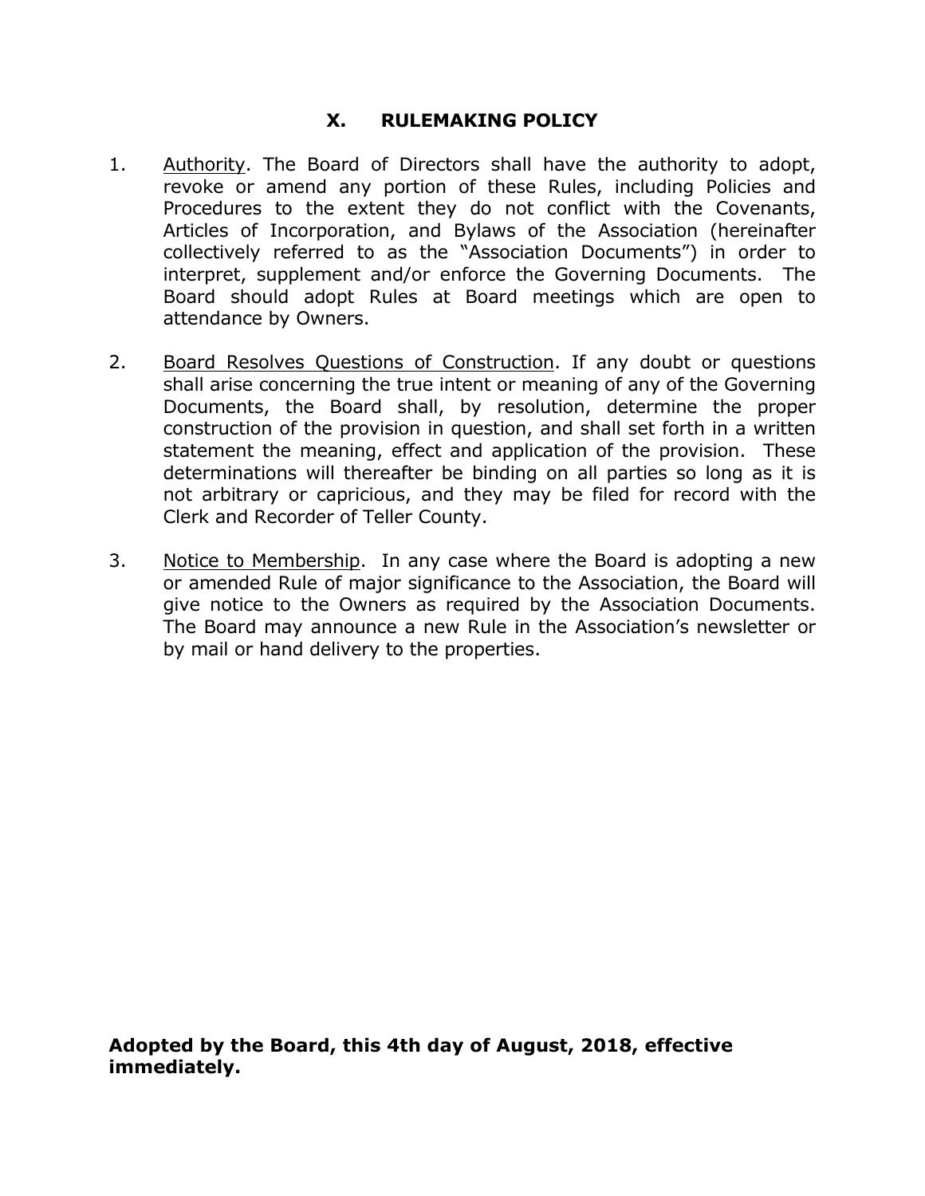## X. RULEMAKING POLICY

1. Authority. The Board of Directors shall have the authority to adopt, revoke or amend any portion of these Rules, including Policies and Procedures to the extent they do not conflict with the Covenants, Articles of Incorporation, and Bylaws of the Association (hereinafter collectively referred to as the "Association Documents") in order to interpret, supplement and/or enforce the Governing Documents. The Board should adopt Rules at Board meetings which are open to attendance by Owners.

2. Board Resolves Questions of Construction. If any doubt or questions shall arise concerning the true intent or meaning of any of the Governing Documents, the Board shall, by resolution, determine the proper construction of the provision in question, and shall set forth in a written statement the meaning, effect and application of the provision. These determinations will thereafter be binding on all parties so long as it is not arbitrary or capricious, and they may be filed for record with the Clerk and Recorder of Teller County.

3. Notice to Membership. In any case where the Board is adopting a new or amended Rule of major significance to the Association, the Board will give notice to the Owners as required by the Association Documents. The Board may announce a new Rule in the Association's newsletter or by mail or hand delivery to the properties.

**Adopted by the Board, this 4th day of August, 2018, effective immediately.**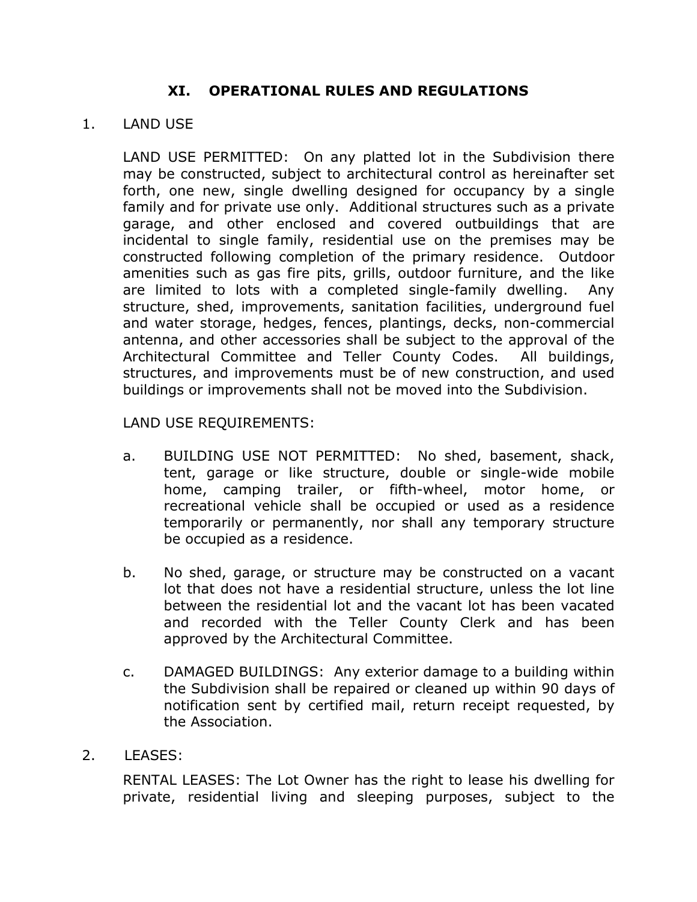# XI. OPERATIONAL RULES AND REGULATIONS

1. LAND USE

   LAND USE PERMITTED: On any platted lot in the Subdivision there may be constructed, subject to architectural control as hereinafter set forth, one new, single dwelling designed for occupancy by a single family and for private use only. Additional structures such as a private garage, and other enclosed and covered outbuildings that are incidental to single family, residential use on the premises may be constructed following completion of the primary residence. Outdoor amenities such as gas fire pits, grills, outdoor furniture, and the like are limited to lots with a completed single-family dwelling. Any structure, shed, improvements, sanitation facilities, underground fuel and water storage, hedges, fences, plantings, decks, non-commercial antenna, and other accessories shall be subject to the approval of the Architectural Committee and Teller County Codes. All buildings, structures, and improvements must be of new construction, and used buildings or improvements shall not be moved into the Subdivision.

   LAND USE REQUIREMENTS:

   a. BUILDING USE NOT PERMITTED: No shed, basement, shack, tent, garage or like structure, double or single-wide mobile home, camping trailer, or fifth-wheel, motor home, or recreational vehicle shall be occupied or used as a residence temporarily or permanently, nor shall any temporary structure be occupied as a residence.

   b. No shed, garage, or structure may be constructed on a vacant lot that does not have a residential structure, unless the lot line between the residential lot and the vacant lot has been vacated and recorded with the Teller County Clerk and has been approved by the Architectural Committee.

   c. DAMAGED BUILDINGS: Any exterior damage to a building within the Subdivision shall be repaired or cleaned up within 90 days of notification sent by certified mail, return receipt requested, by the Association.

2. LEASES:

   RENTAL LEASES: The Lot Owner has the right to lease his dwelling for private, residential living and sleeping purposes, subject to the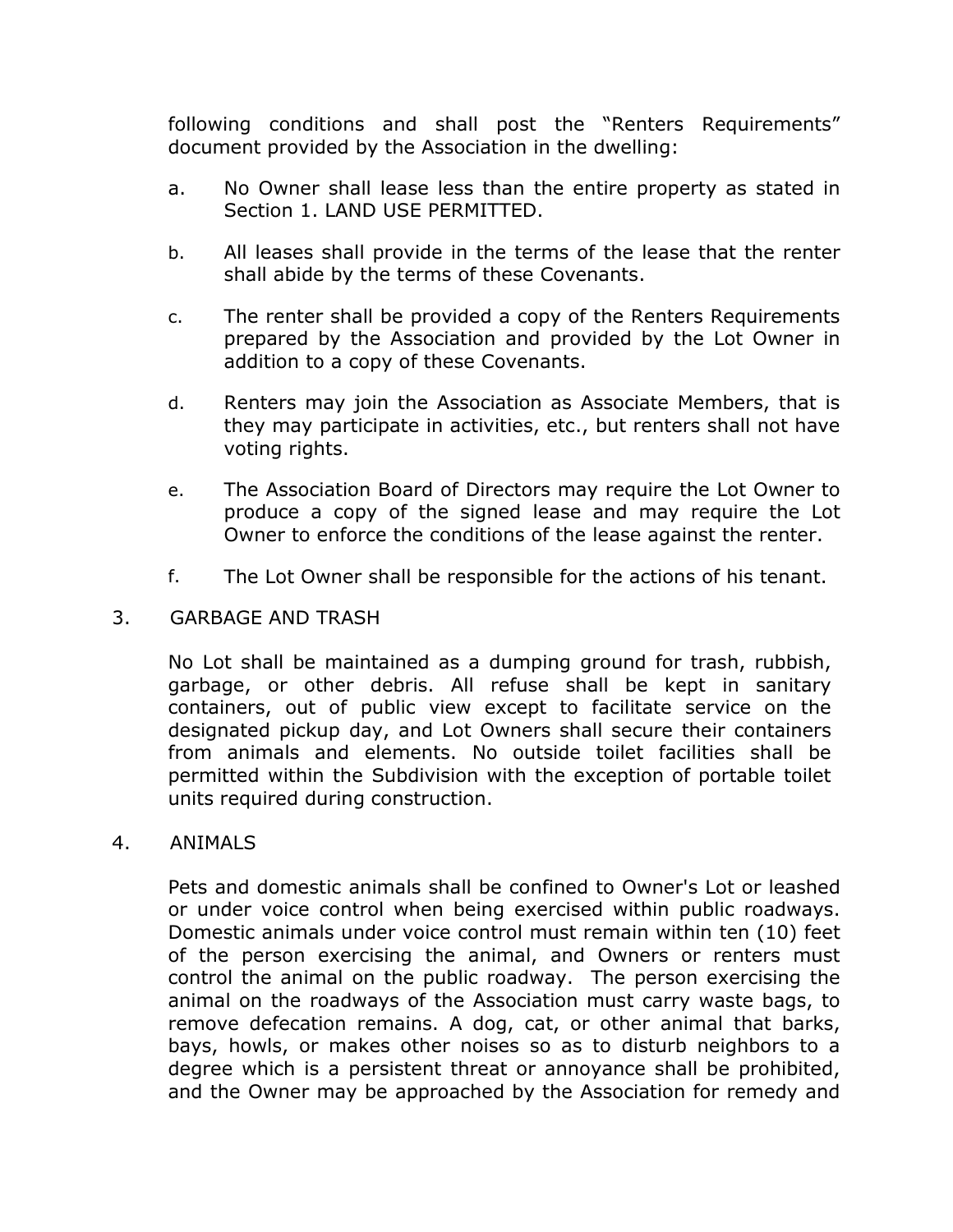following conditions and shall post the “Renters Requirements” document provided by the Association in the dwelling:

a. No Owner shall lease less than the entire property as stated in Section 1. LAND USE PERMITTED.

b. All leases shall provide in the terms of the lease that the renter shall abide by the terms of these Covenants.

c. The renter shall be provided a copy of the Renters Requirements prepared by the Association and provided by the Lot Owner in addition to a copy of these Covenants.

d. Renters may join the Association as Associate Members, that is they may participate in activities, etc., but renters shall not have voting rights.

e. The Association Board of Directors may require the Lot Owner to produce a copy of the signed lease and may require the Lot Owner to enforce the conditions of the lease against the renter.

f. The Lot Owner shall be responsible for the actions of his tenant.

3. GARBAGE AND TRASH

No Lot shall be maintained as a dumping ground for trash, rubbish, garbage, or other debris. All refuse shall be kept in sanitary containers, out of public view except to facilitate service on the designated pickup day, and Lot Owners shall secure their containers from animals and elements. No outside toilet facilities shall be permitted within the Subdivision with the exception of portable toilet units required during construction.

4. ANIMALS

Pets and domestic animals shall be confined to Owner's Lot or leashed or under voice control when being exercised within public roadways. Domestic animals under voice control must remain within ten (10) feet of the person exercising the animal, and Owners or renters must control the animal on the public roadway. The person exercising the animal on the roadways of the Association must carry waste bags, to remove defecation remains. A dog, cat, or other animal that barks, bays, howls, or makes other noises so as to disturb neighbors to a degree which is a persistent threat or annoyance shall be prohibited, and the Owner may be approached by the Association for remedy and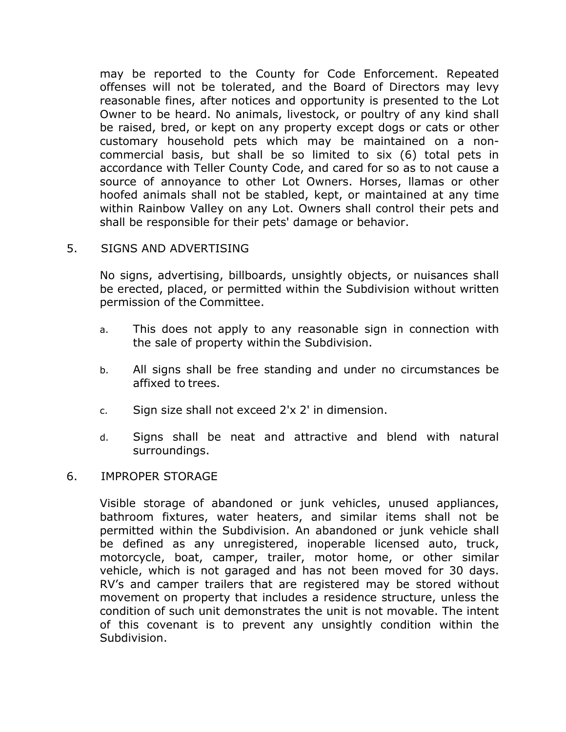may be reported to the County for Code Enforcement. Repeated offenses will not be tolerated, and the Board of Directors may levy reasonable fines, after notices and opportunity is presented to the Lot Owner to be heard. No animals, livestock, or poultry of any kind shall be raised, bred, or kept on any property except dogs or cats or other customary household pets which may be maintained on a non-commercial basis, but shall be so limited to six (6) total pets in accordance with Teller County Code, and cared for so as to not cause a source of annoyance to other Lot Owners. Horses, llamas or other hoofed animals shall not be stabled, kept, or maintained at any time within Rainbow Valley on any Lot. Owners shall control their pets and shall be responsible for their pets' damage or behavior.

5. SIGNS AND ADVERTISING

No signs, advertising, billboards, unsightly objects, or nuisances shall be erected, placed, or permitted within the Subdivision without written permission of the Committee.

a. This does not apply to any reasonable sign in connection with the sale of property within the Subdivision.

b. All signs shall be free standing and under no circumstances be affixed to trees.

c. Sign size shall not exceed 2'x 2' in dimension.

d. Signs shall be neat and attractive and blend with natural surroundings.

6. IMPROPER STORAGE

Visible storage of abandoned or junk vehicles, unused appliances, bathroom fixtures, water heaters, and similar items shall not be permitted within the Subdivision. An abandoned or junk vehicle shall be defined as any unregistered, inoperable licensed auto, truck, motorcycle, boat, camper, trailer, motor home, or other similar vehicle, which is not garaged and has not been moved for 30 days. RV's and camper trailers that are registered may be stored without movement on property that includes a residence structure, unless the condition of such unit demonstrates the unit is not movable. The intent of this covenant is to prevent any unsightly condition within the Subdivision.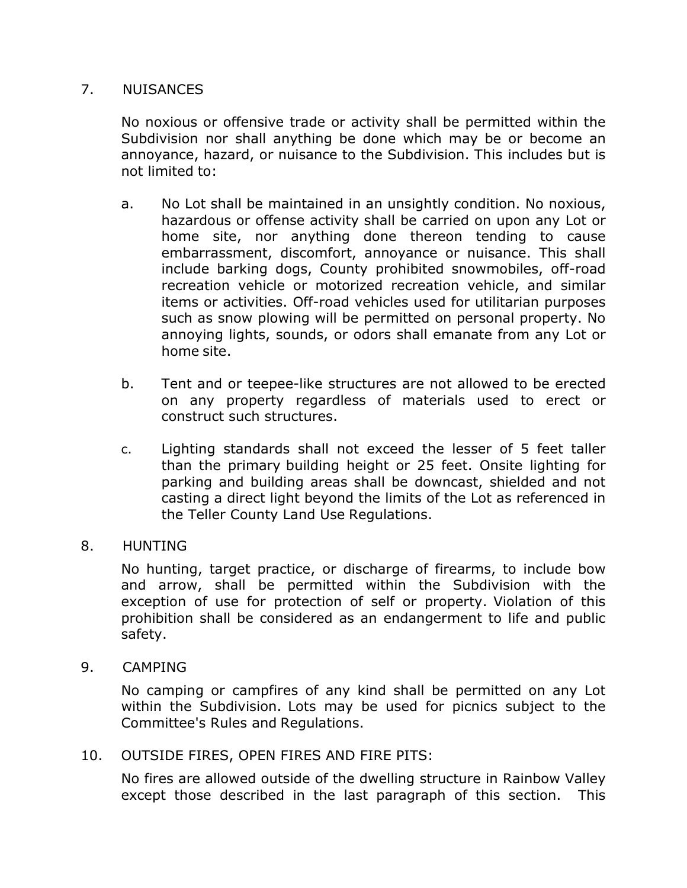## 7. NUISANCES

No noxious or offensive trade or activity shall be permitted within the Subdivision nor shall anything be done which may be or become an annoyance, hazard, or nuisance to the Subdivision. This includes but is not limited to:

a. No Lot shall be maintained in an unsightly condition. No noxious, hazardous or offense activity shall be carried on upon any Lot or home site, nor anything done thereon tending to cause embarrassment, discomfort, annoyance or nuisance. This shall include barking dogs, County prohibited snowmobiles, off-road recreation vehicle or motorized recreation vehicle, and similar items or activities. Off-road vehicles used for utilitarian purposes such as snow plowing will be permitted on personal property. No annoying lights, sounds, or odors shall emanate from any Lot or home site.

b. Tent and or teepee-like structures are not allowed to be erected on any property regardless of materials used to erect or construct such structures.

c. Lighting standards shall not exceed the lesser of 5 feet taller than the primary building height or 25 feet. Onsite lighting for parking and building areas shall be downcast, shielded and not casting a direct light beyond the limits of the Lot as referenced in the Teller County Land Use Regulations.

## 8. HUNTING

No hunting, target practice, or discharge of firearms, to include bow and arrow, shall be permitted within the Subdivision with the exception of use for protection of self or property. Violation of this prohibition shall be considered as an endangerment to life and public safety.

## 9. CAMPING

No camping or campfires of any kind shall be permitted on any Lot within the Subdivision. Lots may be used for picnics subject to the Committee's Rules and Regulations.

## 10. OUTSIDE FIRES, OPEN FIRES AND FIRE PITS:

No fires are allowed outside of the dwelling structure in Rainbow Valley except those described in the last paragraph of this section. This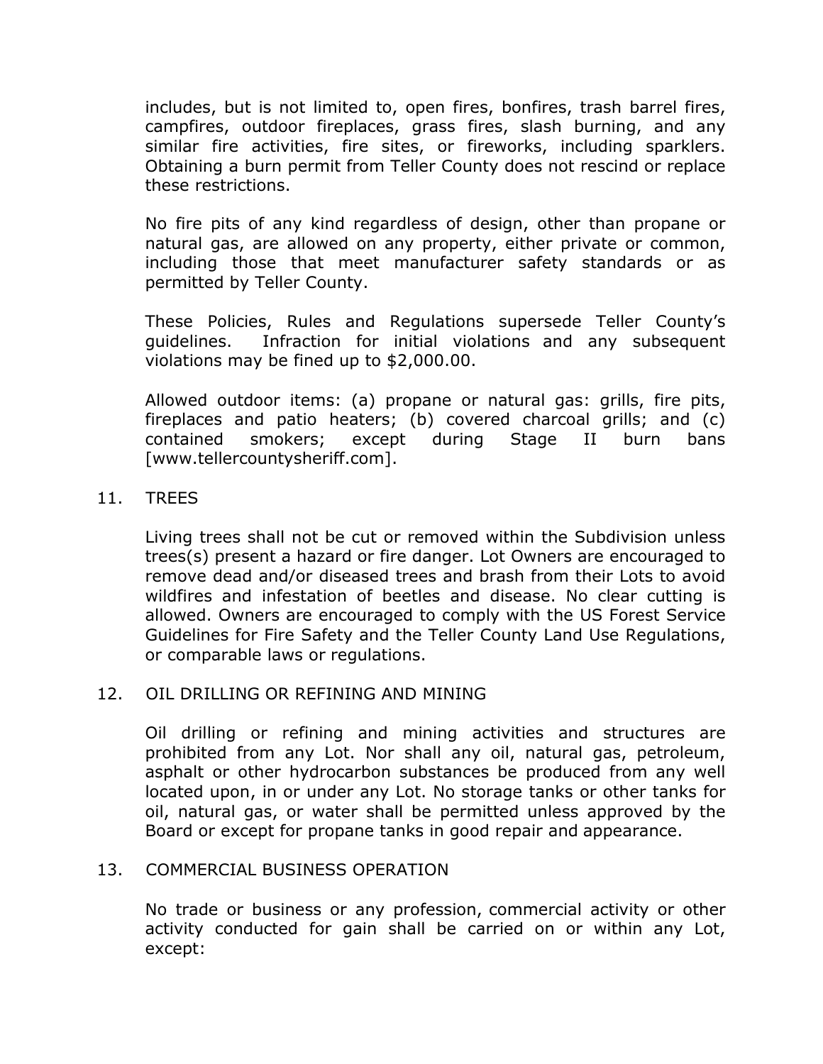includes, but is not limited to, open fires, bonfires, trash barrel fires, campfires, outdoor fireplaces, grass fires, slash burning, and any similar fire activities, fire sites, or fireworks, including sparklers. Obtaining a burn permit from Teller County does not rescind or replace these restrictions.

No fire pits of any kind regardless of design, other than propane or natural gas, are allowed on any property, either private or common, including those that meet manufacturer safety standards or as permitted by Teller County.

These Policies, Rules and Regulations supersede Teller County's guidelines. Infraction for initial violations and any subsequent violations may be fined up to $2,000.00.

Allowed outdoor items: (a) propane or natural gas: grills, fire pits, fireplaces and patio heaters; (b) covered charcoal grills; and (c) contained smokers; except during Stage II burn bans [www.tellercountysheriff.com].

11. TREES

Living trees shall not be cut or removed within the Subdivision unless trees(s) present a hazard or fire danger. Lot Owners are encouraged to remove dead and/or diseased trees and brash from their Lots to avoid wildfires and infestation of beetles and disease. No clear cutting is allowed. Owners are encouraged to comply with the US Forest Service Guidelines for Fire Safety and the Teller County Land Use Regulations, or comparable laws or regulations.

12. OIL DRILLING OR REFINING AND MINING

Oil drilling or refining and mining activities and structures are prohibited from any Lot. Nor shall any oil, natural gas, petroleum, asphalt or other hydrocarbon substances be produced from any well located upon, in or under any Lot. No storage tanks or other tanks for oil, natural gas, or water shall be permitted unless approved by the Board or except for propane tanks in good repair and appearance.

13. COMMERCIAL BUSINESS OPERATION

No trade or business or any profession, commercial activity or other activity conducted for gain shall be carried on or within any Lot, except: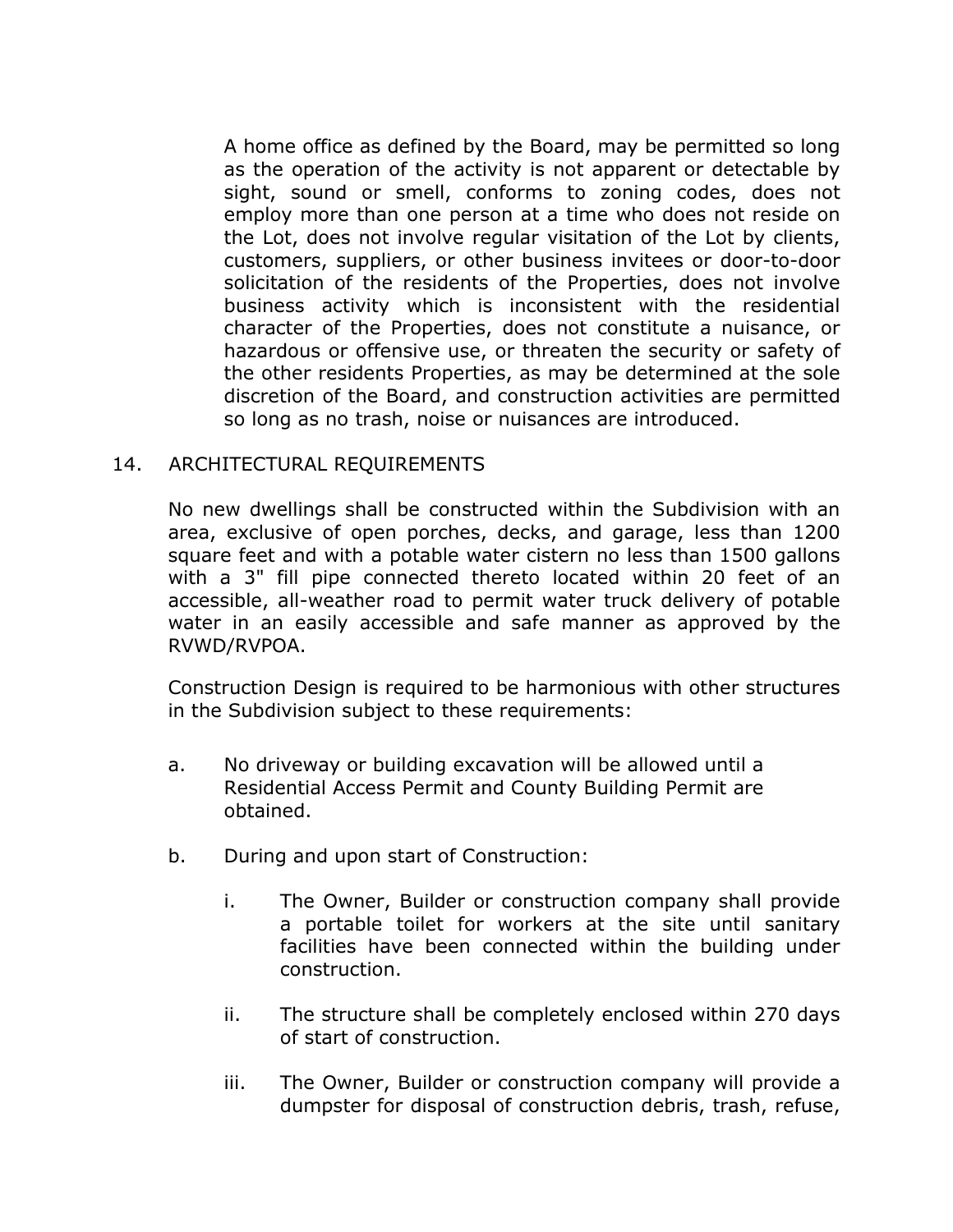A home office as defined by the Board, may be permitted so long as the operation of the activity is not apparent or detectable by sight, sound or smell, conforms to zoning codes, does not employ more than one person at a time who does not reside on the Lot, does not involve regular visitation of the Lot by clients, customers, suppliers, or other business invitees or door-to-door solicitation of the residents of the Properties, does not involve business activity which is inconsistent with the residential character of the Properties, does not constitute a nuisance, or hazardous or offensive use, or threaten the security or safety of the other residents Properties, as may be determined at the sole discretion of the Board, and construction activities are permitted so long as no trash, noise or nuisances are introduced.

## 14. ARCHITECTURAL REQUIREMENTS

No new dwellings shall be constructed within the Subdivision with an area, exclusive of open porches, decks, and garage, less than 1200 square feet and with a potable water cistern no less than 1500 gallons with a 3" fill pipe connected thereto located within 20 feet of an accessible, all-weather road to permit water truck delivery of potable water in an easily accessible and safe manner as approved by the RVWD/RVPOA.

Construction Design is required to be harmonious with other structures in the Subdivision subject to these requirements:

a. No driveway or building excavation will be allowed until a Residential Access Permit and County Building Permit are obtained.

b. During and upon start of Construction:

   i. The Owner, Builder or construction company shall provide a portable toilet for workers at the site until sanitary facilities have been connected within the building under construction.

   ii. The structure shall be completely enclosed within 270 days of start of construction.

   iii. The Owner, Builder or construction company will provide a dumpster for disposal of construction debris, trash, refuse,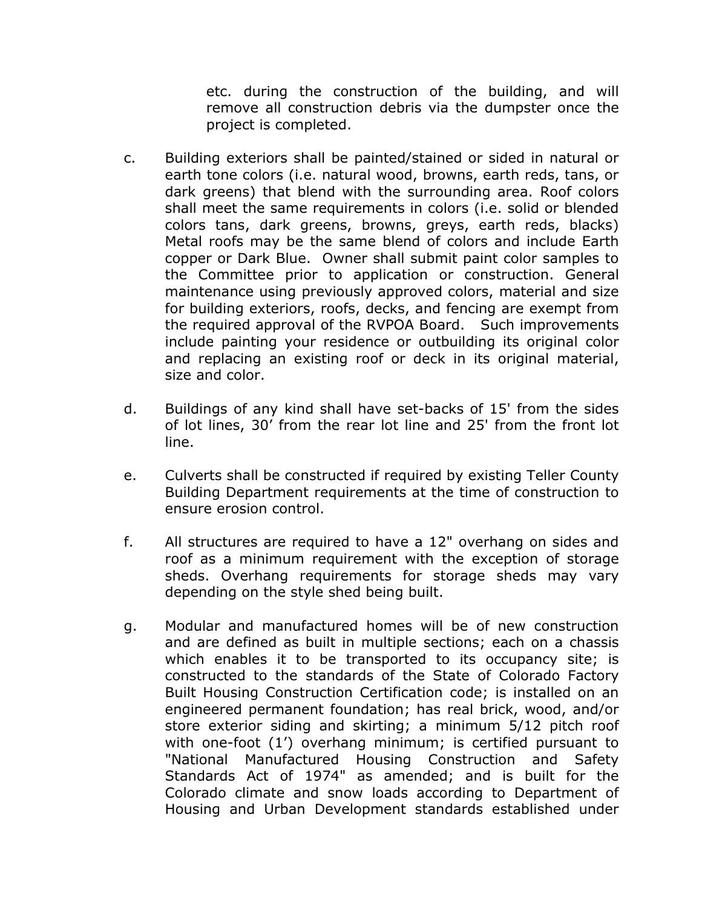etc. during the construction of the building, and will remove all construction debris via the dumpster once the project is completed.

c. Building exteriors shall be painted/stained or sided in natural or earth tone colors (i.e. natural wood, browns, earth reds, tans, or dark greens) that blend with the surrounding area. Roof colors shall meet the same requirements in colors (i.e. solid or blended colors tans, dark greens, browns, greys, earth reds, blacks) Metal roofs may be the same blend of colors and include Earth copper or Dark Blue. Owner shall submit paint color samples to the Committee prior to application or construction. General maintenance using previously approved colors, material and size for building exteriors, roofs, decks, and fencing are exempt from the required approval of the RVPOA Board. Such improvements include painting your residence or outbuilding its original color and replacing an existing roof or deck in its original material, size and color.

d. Buildings of any kind shall have set-backs of 15' from the sides of lot lines, 30' from the rear lot line and 25' from the front lot line.

e. Culverts shall be constructed if required by existing Teller County Building Department requirements at the time of construction to ensure erosion control.

f. All structures are required to have a 12" overhang on sides and roof as a minimum requirement with the exception of storage sheds. Overhang requirements for storage sheds may vary depending on the style shed being built.

g. Modular and manufactured homes will be of new construction and are defined as built in multiple sections; each on a chassis which enables it to be transported to its occupancy site; is constructed to the standards of the State of Colorado Factory Built Housing Construction Certification code; is installed on an engineered permanent foundation; has real brick, wood, and/or store exterior siding and skirting; a minimum 5/12 pitch roof with one-foot (1') overhang minimum; is certified pursuant to "National Manufactured Housing Construction and Safety Standards Act of 1974" as amended; and is built for the Colorado climate and snow loads according to Department of Housing and Urban Development standards established under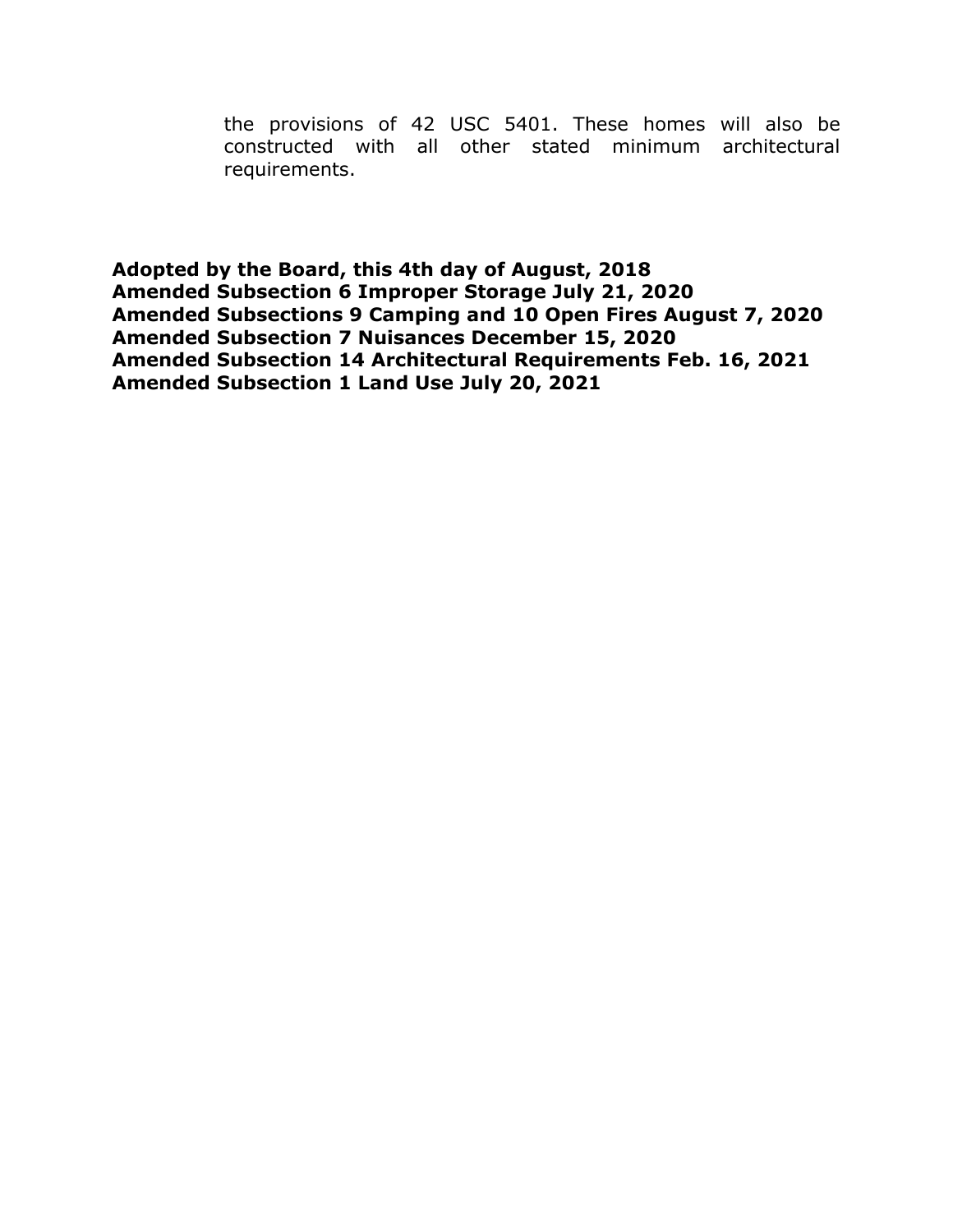the provisions of 42 USC 5401. These homes will also be constructed with all other stated minimum architectural requirements.

**Adopted by the Board, this 4th day of August, 2018**
**Amended Subsection 6 Improper Storage July 21, 2020**
**Amended Subsections 9 Camping and 10 Open Fires August 7, 2020**
**Amended Subsection 7 Nuisances December 15, 2020**
**Amended Subsection 14 Architectural Requirements Feb. 16, 2021**
**Amended Subsection 1 Land Use July 20, 2021**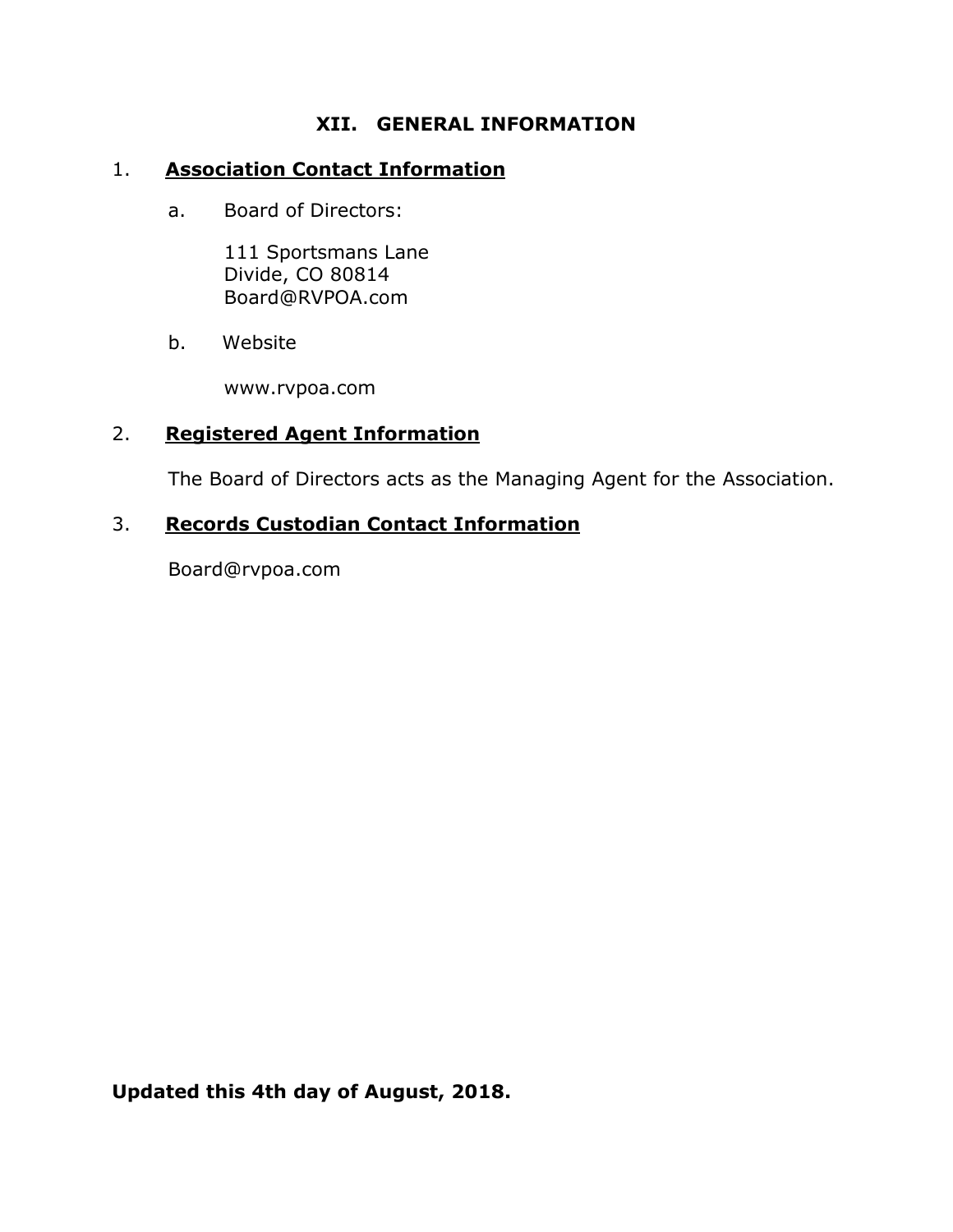## XII. GENERAL INFORMATION

1. **Association Contact Information**

   a. Board of Directors:

      111 Sportsmans Lane
      Divide, CO 80814
      Board@RVPOA.com

   b. Website

      www.rvpoa.com

2. **Registered Agent Information**

   The Board of Directors acts as the Managing Agent for the Association.

3. **Records Custodian Contact Information**

   Board@rvpoa.com

**Updated this 4th day of August, 2018.**